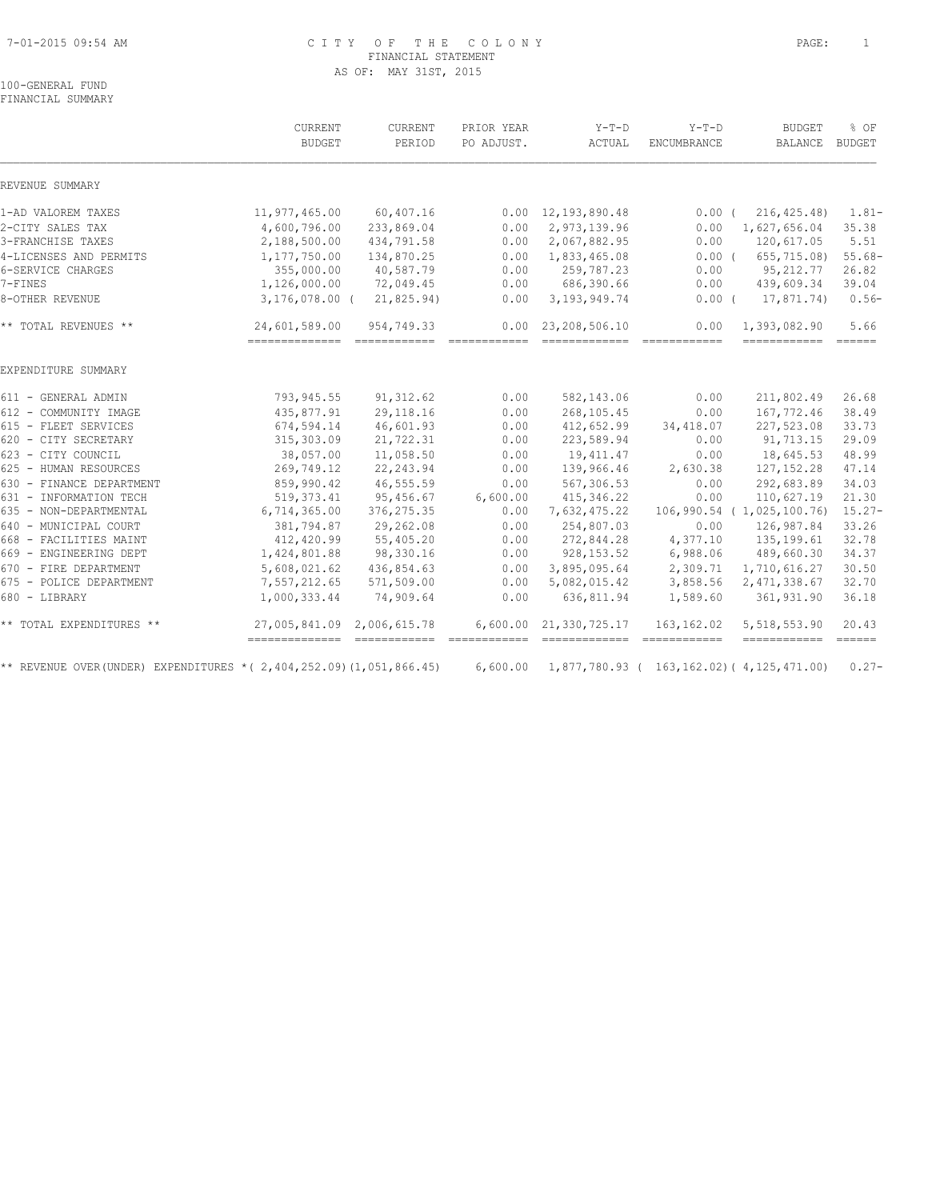# CITY OF THE COLONY

FINANCIAL STATEMENT

AS OF: MAY 31ST, 2015

100-GENERAL FUND

FINANCIAL SUMMARY

| | CURRENT BUDGET | CURRENT PERIOD | PRIOR YEAR PO ADJUST. | Y-T-D ACTUAL | Y-T-D ENCUMBRANCE | BUDGET BALANCE | % OF BUDGET |
|---|---|---|---|---|---|---|---|
| REVENUE SUMMARY | | | | | | | |
| 1-AD VALOREM TAXES | 11,977,465.00 | 60,407.16 | 0.00 | 12,193,890.48 | 0.00 | ( 216,425.48) | 1.81- |
| 2-CITY SALES TAX | 4,600,796.00 | 233,869.04 | 0.00 | 2,973,139.96 | 0.00 | 1,627,656.04 | 35.38 |
| 3-FRANCHISE TAXES | 2,188,500.00 | 434,791.58 | 0.00 | 2,067,882.95 | 0.00 | 120,617.05 | 5.51 |
| 4-LICENSES AND PERMITS | 1,177,750.00 | 134,870.25 | 0.00 | 1,833,465.08 | 0.00 | ( 655,715.08) | 55.68- |
| 6-SERVICE CHARGES | 355,000.00 | 40,587.79 | 0.00 | 259,787.23 | 0.00 | 95,212.77 | 26.82 |
| 7-FINES | 1,126,000.00 | 72,049.45 | 0.00 | 686,390.66 | 0.00 | 439,609.34 | 39.04 |
| 8-OTHER REVENUE | 3,176,078.00 | ( 21,825.94) | 0.00 | 3,193,949.74 | 0.00 | ( 17,871.74) | 0.56- |
| ** TOTAL REVENUES ** | 24,601,589.00 | 954,749.33 | 0.00 | 23,208,506.10 | 0.00 | 1,393,082.90 | 5.66 |
| EXPENDITURE SUMMARY | | | | | | | |
| 611 - GENERAL ADMIN | 793,945.55 | 91,312.62 | 0.00 | 582,143.06 | 0.00 | 211,802.49 | 26.68 |
| 612 - COMMUNITY IMAGE | 435,877.91 | 29,118.16 | 0.00 | 268,105.45 | 0.00 | 167,772.46 | 38.49 |
| 615 - FLEET SERVICES | 674,594.14 | 46,601.93 | 0.00 | 412,652.99 | 34,418.07 | 227,523.08 | 33.73 |
| 620 - CITY SECRETARY | 315,303.09 | 21,722.31 | 0.00 | 223,589.94 | 0.00 | 91,713.15 | 29.09 |
| 623 - CITY COUNCIL | 38,057.00 | 11,058.50 | 0.00 | 19,411.47 | 0.00 | 18,645.53 | 48.99 |
| 625 - HUMAN RESOURCES | 269,749.12 | 22,243.94 | 0.00 | 139,966.46 | 2,630.38 | 127,152.28 | 47.14 |
| 630 - FINANCE DEPARTMENT | 859,990.42 | 46,555.59 | 0.00 | 567,306.53 | 0.00 | 292,683.89 | 34.03 |
| 631 - INFORMATION TECH | 519,373.41 | 95,456.67 | 6,600.00 | 415,346.22 | 0.00 | 110,627.19 | 21.30 |
| 635 - NON-DEPARTMENTAL | 6,714,365.00 | 376,275.35 | 0.00 | 7,632,475.22 | 106,990.54 | ( 1,025,100.76) | 15.27- |
| 640 - MUNICIPAL COURT | 381,794.87 | 29,262.08 | 0.00 | 254,807.03 | 0.00 | 126,987.84 | 33.26 |
| 668 - FACILITIES MAINT | 412,420.99 | 55,405.20 | 0.00 | 272,844.28 | 4,377.10 | 135,199.61 | 32.78 |
| 669 - ENGINEERING DEPT | 1,424,801.88 | 98,330.16 | 0.00 | 928,153.52 | 6,988.06 | 489,660.30 | 34.37 |
| 670 - FIRE DEPARTMENT | 5,608,021.62 | 436,854.63 | 0.00 | 3,895,095.64 | 2,309.71 | 1,710,616.27 | 30.50 |
| 675 - POLICE DEPARTMENT | 7,557,212.65 | 571,509.00 | 0.00 | 5,082,015.42 | 3,858.56 | 2,471,338.67 | 32.70 |
| 680 - LIBRARY | 1,000,333.44 | 74,909.64 | 0.00 | 636,811.94 | 1,589.60 | 361,931.90 | 36.18 |
| ** TOTAL EXPENDITURES ** | 27,005,841.09 | 2,006,615.78 | 6,600.00 | 21,330,725.17 | 163,162.02 | 5,518,553.90 | 20.43 |
| ** REVENUE OVER(UNDER) EXPENDITURES * | ( 2,404,252.09) | (1,051,866.45) | 6,600.00 | 1,877,780.93 | ( 163,162.02) | ( 4,125,471.00) | 0.27- |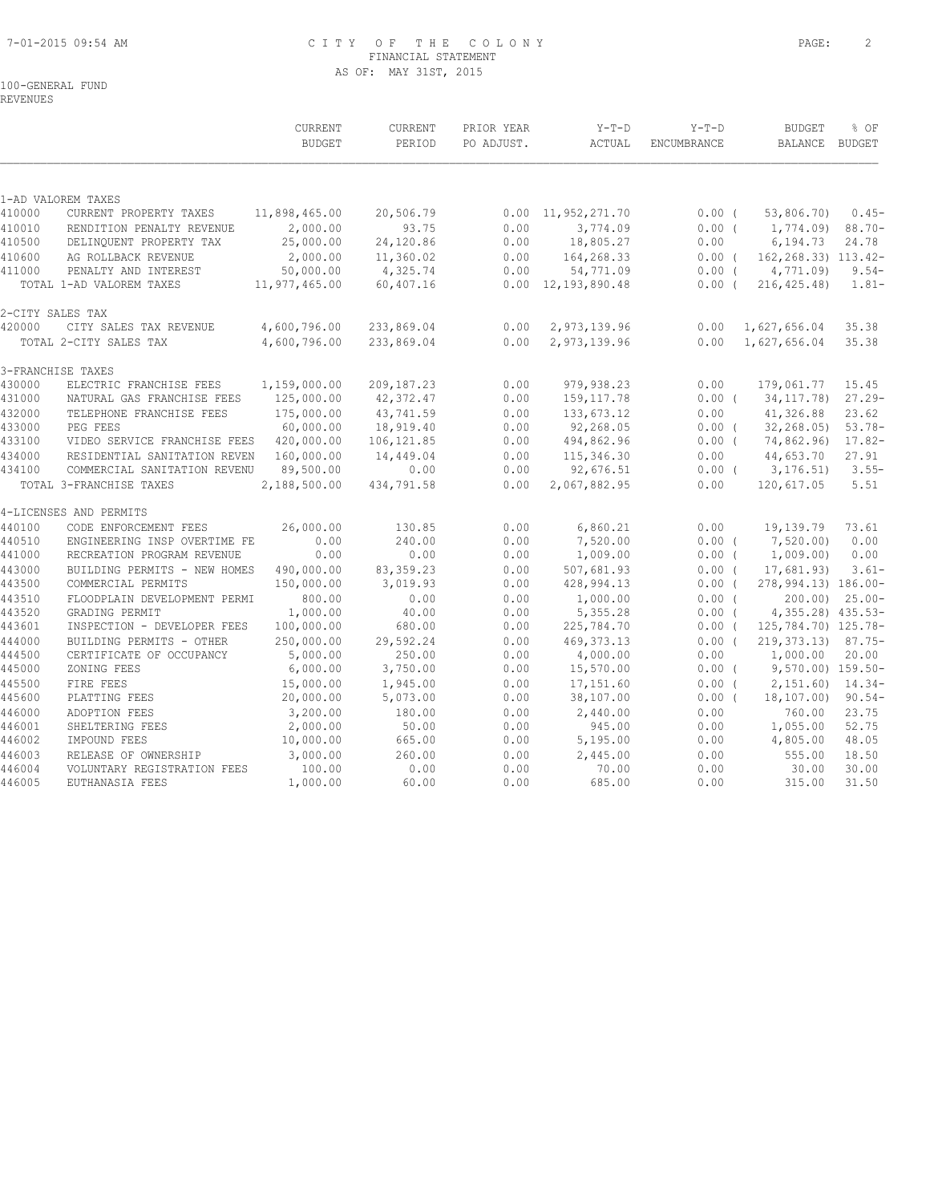# CITY OF THE COLONY
## FINANCIAL STATEMENT
### AS OF: MAY 31ST, 2015

100-GENERAL FUND
REVENUES

| | | CURRENT BUDGET | CURRENT PERIOD | PRIOR YEAR PO ADJUST. | Y-T-D ACTUAL | Y-T-D ENCUMBRANCE | BUDGET BALANCE | % OF BUDGET |
|---|---|---|---|---|---|---|---|---|
| **1-AD VALOREM TAXES** | | | | | | | | |
| 410000 | CURRENT PROPERTY TAXES | 11,898,465.00 | 20,506.79 | 0.00 | 11,952,271.70 | 0.00 | ( 53,806.70) | 0.45- |
| 410010 | RENDITION PENALTY REVENUE | 2,000.00 | 93.75 | 0.00 | 3,774.09 | 0.00 | ( 1,774.09) | 88.70- |
| 410500 | DELINQUENT PROPERTY TAX | 25,000.00 | 24,120.86 | 0.00 | 18,805.27 | 0.00 | 6,194.73 | 24.78 |
| 410600 | AG ROLLBACK REVENUE | 2,000.00 | 11,360.02 | 0.00 | 164,268.33 | 0.00 | ( 162,268.33) | 113.42- |
| 411000 | PENALTY AND INTEREST | 50,000.00 | 4,325.74 | 0.00 | 54,771.09 | 0.00 | ( 4,771.09) | 9.54- |
| | TOTAL 1-AD VALOREM TAXES | 11,977,465.00 | 60,407.16 | 0.00 | 12,193,890.48 | 0.00 | ( 216,425.48) | 1.81- |
| **2-CITY SALES TAX** | | | | | | | | |
| 420000 | CITY SALES TAX REVENUE | 4,600,796.00 | 233,869.04 | 0.00 | 2,973,139.96 | 0.00 | 1,627,656.04 | 35.38 |
| | TOTAL 2-CITY SALES TAX | 4,600,796.00 | 233,869.04 | 0.00 | 2,973,139.96 | 0.00 | 1,627,656.04 | 35.38 |
| **3-FRANCHISE TAXES** | | | | | | | | |
| 430000 | ELECTRIC FRANCHISE FEES | 1,159,000.00 | 209,187.23 | 0.00 | 979,938.23 | 0.00 | 179,061.77 | 15.45 |
| 431000 | NATURAL GAS FRANCHISE FEES | 125,000.00 | 42,372.47 | 0.00 | 159,117.78 | 0.00 | ( 34,117.78) | 27.29- |
| 432000 | TELEPHONE FRANCHISE FEES | 175,000.00 | 43,741.59 | 0.00 | 133,673.12 | 0.00 | 41,326.88 | 23.62 |
| 433000 | PEG FEES | 60,000.00 | 18,919.40 | 0.00 | 92,268.05 | 0.00 | ( 32,268.05) | 53.78- |
| 433100 | VIDEO SERVICE FRANCHISE FEES | 420,000.00 | 106,121.85 | 0.00 | 494,862.96 | 0.00 | ( 74,862.96) | 17.82- |
| 434000 | RESIDENTIAL SANITATION REVEN | 160,000.00 | 14,449.04 | 0.00 | 115,346.30 | 0.00 | 44,653.70 | 27.91 |
| 434100 | COMMERCIAL SANITATION REVENU | 89,500.00 | 0.00 | 0.00 | 92,676.51 | 0.00 | ( 3,176.51) | 3.55- |
| | TOTAL 3-FRANCHISE TAXES | 2,188,500.00 | 434,791.58 | 0.00 | 2,067,882.95 | 0.00 | 120,617.05 | 5.51 |
| **4-LICENSES AND PERMITS** | | | | | | | | |
| 440100 | CODE ENFORCEMENT FEES | 26,000.00 | 130.85 | 0.00 | 6,860.21 | 0.00 | 19,139.79 | 73.61 |
| 440510 | ENGINEERING INSP OVERTIME FE | 0.00 | 240.00 | 0.00 | 7,520.00 | 0.00 | ( 7,520.00) | 0.00 |
| 441000 | RECREATION PROGRAM REVENUE | 0.00 | 0.00 | 0.00 | 1,009.00 | 0.00 | ( 1,009.00) | 0.00 |
| 443000 | BUILDING PERMITS - NEW HOMES | 490,000.00 | 83,359.23 | 0.00 | 507,681.93 | 0.00 | ( 17,681.93) | 3.61- |
| 443500 | COMMERCIAL PERMITS | 150,000.00 | 3,019.93 | 0.00 | 428,994.13 | 0.00 | ( 278,994.13) | 186.00- |
| 443510 | FLOODPLAIN DEVELOPMENT PERMI | 800.00 | 0.00 | 0.00 | 1,000.00 | 0.00 | ( 200.00) | 25.00- |
| 443520 | GRADING PERMIT | 1,000.00 | 40.00 | 0.00 | 5,355.28 | 0.00 | ( 4,355.28) | 435.53- |
| 443601 | INSPECTION - DEVELOPER FEES | 100,000.00 | 680.00 | 0.00 | 225,784.70 | 0.00 | ( 125,784.70) | 125.78- |
| 444000 | BUILDING PERMITS - OTHER | 250,000.00 | 29,592.24 | 0.00 | 469,373.13 | 0.00 | ( 219,373.13) | 87.75- |
| 444500 | CERTIFICATE OF OCCUPANCY | 5,000.00 | 250.00 | 0.00 | 4,000.00 | 0.00 | 1,000.00 | 20.00 |
| 445000 | ZONING FEES | 6,000.00 | 3,750.00 | 0.00 | 15,570.00 | 0.00 | ( 9,570.00) | 159.50- |
| 445500 | FIRE FEES | 15,000.00 | 1,945.00 | 0.00 | 17,151.60 | 0.00 | ( 2,151.60) | 14.34- |
| 445600 | PLATTING FEES | 20,000.00 | 5,073.00 | 0.00 | 38,107.00 | 0.00 | ( 18,107.00) | 90.54- |
| 446000 | ADOPTION FEES | 3,200.00 | 180.00 | 0.00 | 2,440.00 | 0.00 | 760.00 | 23.75 |
| 446001 | SHELTERING FEES | 2,000.00 | 50.00 | 0.00 | 945.00 | 0.00 | 1,055.00 | 52.75 |
| 446002 | IMPOUND FEES | 10,000.00 | 665.00 | 0.00 | 5,195.00 | 0.00 | 4,805.00 | 48.05 |
| 446003 | RELEASE OF OWNERSHIP | 3,000.00 | 260.00 | 0.00 | 2,445.00 | 0.00 | 555.00 | 18.50 |
| 446004 | VOLUNTARY REGISTRATION FEES | 100.00 | 0.00 | 0.00 | 70.00 | 0.00 | 30.00 | 30.00 |
| 446005 | EUTHANASIA FEES | 1,000.00 | 60.00 | 0.00 | 685.00 | 0.00 | 315.00 | 31.50 |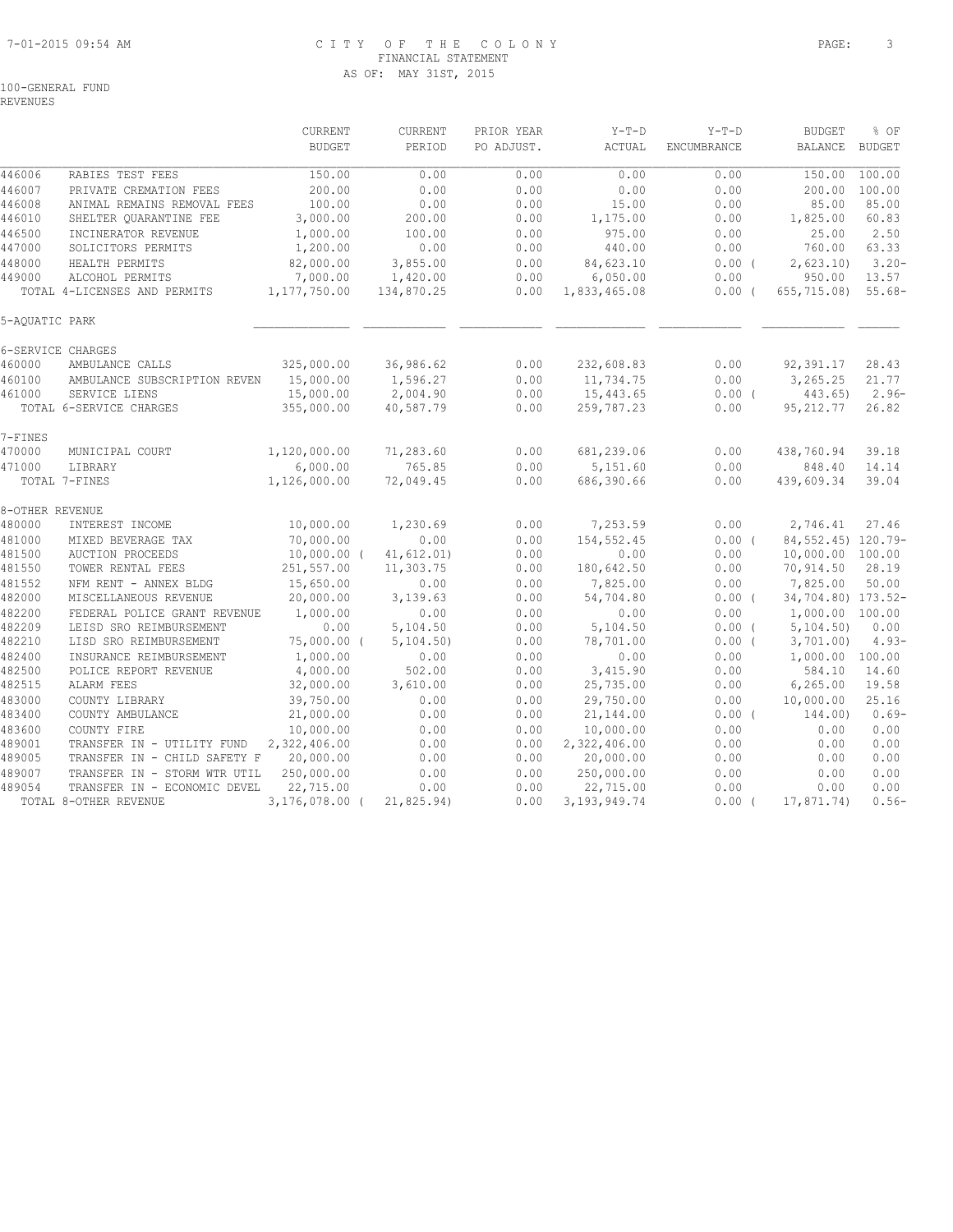CITY OF THE COLONY
FINANCIAL STATEMENT
AS OF: MAY 31ST, 2015

100-GENERAL FUND
REVENUES

| | | CURRENT BUDGET | CURRENT PERIOD | PRIOR YEAR PO ADJUST. | Y-T-D ACTUAL | Y-T-D ENCUMBRANCE | BUDGET BALANCE | % OF BUDGET |
|---|---|---|---|---|---|---|---|---|
| 446006 | RABIES TEST FEES | 150.00 | 0.00 | 0.00 | 0.00 | 0.00 | 150.00 | 100.00 |
| 446007 | PRIVATE CREMATION FEES | 200.00 | 0.00 | 0.00 | 0.00 | 0.00 | 200.00 | 100.00 |
| 446008 | ANIMAL REMAINS REMOVAL FEES | 100.00 | 0.00 | 0.00 | 15.00 | 0.00 | 85.00 | 85.00 |
| 446010 | SHELTER QUARANTINE FEE | 3,000.00 | 200.00 | 0.00 | 1,175.00 | 0.00 | 1,825.00 | 60.83 |
| 446500 | INCINERATOR REVENUE | 1,000.00 | 100.00 | 0.00 | 975.00 | 0.00 | 25.00 | 2.50 |
| 447000 | SOLICITORS PERMITS | 1,200.00 | 0.00 | 0.00 | 440.00 | 0.00 | 760.00 | 63.33 |
| 448000 | HEALTH PERMITS | 82,000.00 | 3,855.00 | 0.00 | 84,623.10 | 0.00 ( | 2,623.10) | 3.20- |
| 449000 | ALCOHOL PERMITS | 7,000.00 | 1,420.00 | 0.00 | 6,050.00 | 0.00 | 950.00 | 13.57 |
| | TOTAL 4-LICENSES AND PERMITS | 1,177,750.00 | 134,870.25 | 0.00 | 1,833,465.08 | 0.00 ( | 655,715.08) | 55.68- |
| 5-AQUATIC PARK | | | | | | | | |
| 6-SERVICE CHARGES | | | | | | | | |
| 460000 | AMBULANCE CALLS | 325,000.00 | 36,986.62 | 0.00 | 232,608.83 | 0.00 | 92,391.17 | 28.43 |
| 460100 | AMBULANCE SUBSCRIPTION REVEN | 15,000.00 | 1,596.27 | 0.00 | 11,734.75 | 0.00 | 3,265.25 | 21.77 |
| 461000 | SERVICE LIENS | 15,000.00 | 2,004.90 | 0.00 | 15,443.65 | 0.00 ( | 443.65) | 2.96- |
| | TOTAL 6-SERVICE CHARGES | 355,000.00 | 40,587.79 | 0.00 | 259,787.23 | 0.00 | 95,212.77 | 26.82 |
| 7-FINES | | | | | | | | |
| 470000 | MUNICIPAL COURT | 1,120,000.00 | 71,283.60 | 0.00 | 681,239.06 | 0.00 | 438,760.94 | 39.18 |
| 471000 | LIBRARY | 6,000.00 | 765.85 | 0.00 | 5,151.60 | 0.00 | 848.40 | 14.14 |
| | TOTAL 7-FINES | 1,126,000.00 | 72,049.45 | 0.00 | 686,390.66 | 0.00 | 439,609.34 | 39.04 |
| 8-OTHER REVENUE | | | | | | | | |
| 480000 | INTEREST INCOME | 10,000.00 | 1,230.69 | 0.00 | 7,253.59 | 0.00 | 2,746.41 | 27.46 |
| 481000 | MIXED BEVERAGE TAX | 70,000.00 | 0.00 | 0.00 | 154,552.45 | 0.00 ( | 84,552.45) | 120.79- |
| 481500 | AUCTION PROCEEDS | 10,000.00 ( | 41,612.01) | 0.00 | 0.00 | 0.00 | 10,000.00 | 100.00 |
| 481550 | TOWER RENTAL FEES | 251,557.00 | 11,303.75 | 0.00 | 180,642.50 | 0.00 | 70,914.50 | 28.19 |
| 481552 | NFM RENT - ANNEX BLDG | 15,650.00 | 0.00 | 0.00 | 7,825.00 | 0.00 | 7,825.00 | 50.00 |
| 482000 | MISCELLANEOUS REVENUE | 20,000.00 | 3,139.63 | 0.00 | 54,704.80 | 0.00 ( | 34,704.80) | 173.52- |
| 482200 | FEDERAL POLICE GRANT REVENUE | 1,000.00 | 0.00 | 0.00 | 0.00 | 0.00 | 1,000.00 | 100.00 |
| 482209 | LEISD SRO REIMBURSEMENT | 0.00 | 5,104.50 | 0.00 | 5,104.50 | 0.00 ( | 5,104.50) | 0.00 |
| 482210 | LISD SRO REIMBURSEMENT | 75,000.00 ( | 5,104.50) | 0.00 | 78,701.00 | 0.00 ( | 3,701.00) | 4.93- |
| 482400 | INSURANCE REIMBURSEMENT | 1,000.00 | 0.00 | 0.00 | 0.00 | 0.00 | 1,000.00 | 100.00 |
| 482500 | POLICE REPORT REVENUE | 4,000.00 | 502.00 | 0.00 | 3,415.90 | 0.00 | 584.10 | 14.60 |
| 482515 | ALARM FEES | 32,000.00 | 3,610.00 | 0.00 | 25,735.00 | 0.00 | 6,265.00 | 19.58 |
| 483000 | COUNTY LIBRARY | 39,750.00 | 0.00 | 0.00 | 29,750.00 | 0.00 | 10,000.00 | 25.16 |
| 483400 | COUNTY AMBULANCE | 21,000.00 | 0.00 | 0.00 | 21,144.00 | 0.00 ( | 144.00) | 0.69- |
| 483600 | COUNTY FIRE | 10,000.00 | 0.00 | 0.00 | 10,000.00 | 0.00 | 0.00 | 0.00 |
| 489001 | TRANSFER IN - UTILITY FUND | 2,322,406.00 | 0.00 | 0.00 | 2,322,406.00 | 0.00 | 0.00 | 0.00 |
| 489005 | TRANSFER IN - CHILD SAFETY F | 20,000.00 | 0.00 | 0.00 | 20,000.00 | 0.00 | 0.00 | 0.00 |
| 489007 | TRANSFER IN - STORM WTR UTIL | 250,000.00 | 0.00 | 0.00 | 250,000.00 | 0.00 | 0.00 | 0.00 |
| 489054 | TRANSFER IN - ECONOMIC DEVEL | 22,715.00 | 0.00 | 0.00 | 22,715.00 | 0.00 | 0.00 | 0.00 |
| | TOTAL 8-OTHER REVENUE | 3,176,078.00 ( | 21,825.94) | 0.00 | 3,193,949.74 | 0.00 ( | 17,871.74) | 0.56- |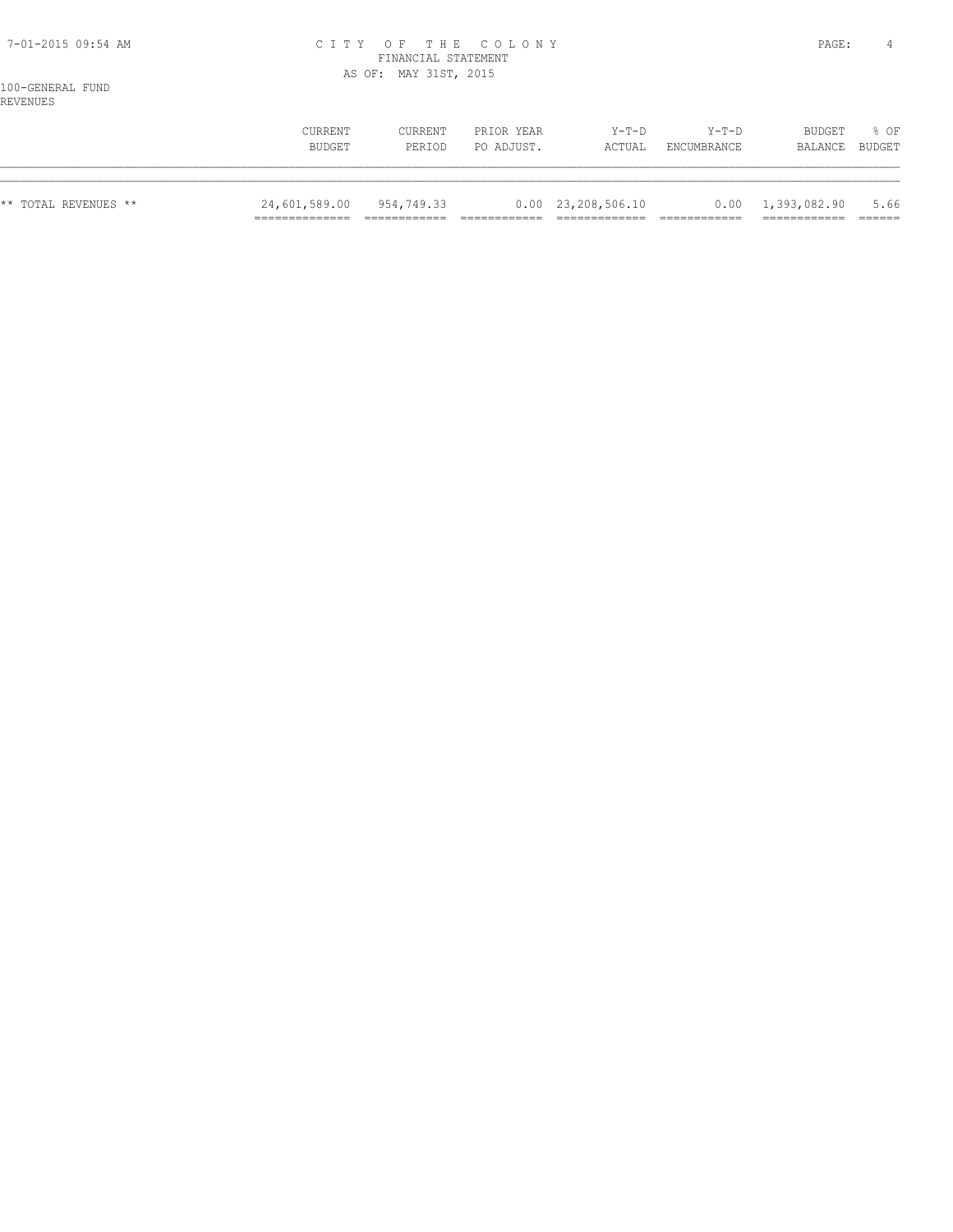CITY OF THE COLONY
FINANCIAL STATEMENT
AS OF: MAY 31ST, 2015

100-GENERAL FUND
REVENUES

| | CURRENT BUDGET | CURRENT PERIOD | PRIOR YEAR PO ADJUST. | Y-T-D ACTUAL | Y-T-D ENCUMBRANCE | BUDGET BALANCE | % OF BUDGET |
|---|---|---|---|---|---|---|---|
| ** TOTAL REVENUES ** | 24,601,589.00 | 954,749.33 | 0.00 | 23,208,506.10 | 0.00 | 1,393,082.90 | 5.66 |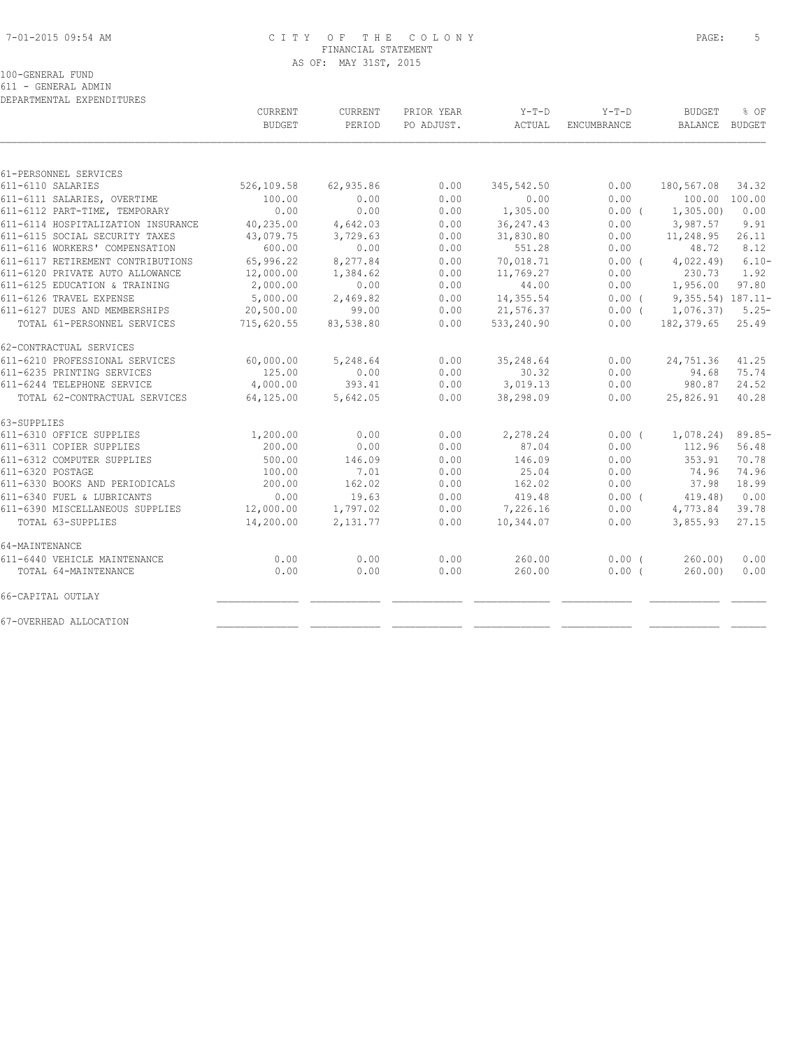# CITY OF THE COLONY
## FINANCIAL STATEMENT
### AS OF: MAY 31ST, 2015

100-GENERAL FUND
611 - GENERAL ADMIN
DEPARTMENTAL EXPENDITURES

| | CURRENT BUDGET | CURRENT PERIOD | PRIOR YEAR PO ADJUST. | Y-T-D ACTUAL | Y-T-D ENCUMBRANCE | BUDGET BALANCE | % OF BUDGET |
|---|---|---|---|---|---|---|---|
| **61-PERSONNEL SERVICES** | | | | | | | |
| 611-6110 SALARIES | 526,109.58 | 62,935.86 | 0.00 | 345,542.50 | 0.00 | 180,567.08 | 34.32 |
| 611-6111 SALARIES, OVERTIME | 100.00 | 0.00 | 0.00 | 0.00 | 0.00 | 100.00 | 100.00 |
| 611-6112 PART-TIME, TEMPORARY | 0.00 | 0.00 | 0.00 | 1,305.00 | 0.00 ( | 1,305.00) | 0.00 |
| 611-6114 HOSPITALIZATION INSURANCE | 40,235.00 | 4,642.03 | 0.00 | 36,247.43 | 0.00 | 3,987.57 | 9.91 |
| 611-6115 SOCIAL SECURITY TAXES | 43,079.75 | 3,729.63 | 0.00 | 31,830.80 | 0.00 | 11,248.95 | 26.11 |
| 611-6116 WORKERS' COMPENSATION | 600.00 | 0.00 | 0.00 | 551.28 | 0.00 | 48.72 | 8.12 |
| 611-6117 RETIREMENT CONTRIBUTIONS | 65,996.22 | 8,277.84 | 0.00 | 70,018.71 | 0.00 ( | 4,022.49) | 6.10- |
| 611-6120 PRIVATE AUTO ALLOWANCE | 12,000.00 | 1,384.62 | 0.00 | 11,769.27 | 0.00 | 230.73 | 1.92 |
| 611-6125 EDUCATION & TRAINING | 2,000.00 | 0.00 | 0.00 | 44.00 | 0.00 | 1,956.00 | 97.80 |
| 611-6126 TRAVEL EXPENSE | 5,000.00 | 2,469.82 | 0.00 | 14,355.54 | 0.00 ( | 9,355.54) | 187.11- |
| 611-6127 DUES AND MEMBERSHIPS | 20,500.00 | 99.00 | 0.00 | 21,576.37 | 0.00 ( | 1,076.37) | 5.25- |
| TOTAL 61-PERSONNEL SERVICES | 715,620.55 | 83,538.80 | 0.00 | 533,240.90 | 0.00 | 182,379.65 | 25.49 |
| **62-CONTRACTUAL SERVICES** | | | | | | | |
| 611-6210 PROFESSIONAL SERVICES | 60,000.00 | 5,248.64 | 0.00 | 35,248.64 | 0.00 | 24,751.36 | 41.25 |
| 611-6235 PRINTING SERVICES | 125.00 | 0.00 | 0.00 | 30.32 | 0.00 | 94.68 | 75.74 |
| 611-6244 TELEPHONE SERVICE | 4,000.00 | 393.41 | 0.00 | 3,019.13 | 0.00 | 980.87 | 24.52 |
| TOTAL 62-CONTRACTUAL SERVICES | 64,125.00 | 5,642.05 | 0.00 | 38,298.09 | 0.00 | 25,826.91 | 40.28 |
| **63-SUPPLIES** | | | | | | | |
| 611-6310 OFFICE SUPPLIES | 1,200.00 | 0.00 | 0.00 | 2,278.24 | 0.00 ( | 1,078.24) | 89.85- |
| 611-6311 COPIER SUPPLIES | 200.00 | 0.00 | 0.00 | 87.04 | 0.00 | 112.96 | 56.48 |
| 611-6312 COMPUTER SUPPLIES | 500.00 | 146.09 | 0.00 | 146.09 | 0.00 | 353.91 | 70.78 |
| 611-6320 POSTAGE | 100.00 | 7.01 | 0.00 | 25.04 | 0.00 | 74.96 | 74.96 |
| 611-6330 BOOKS AND PERIODICALS | 200.00 | 162.02 | 0.00 | 162.02 | 0.00 | 37.98 | 18.99 |
| 611-6340 FUEL & LUBRICANTS | 0.00 | 19.63 | 0.00 | 419.48 | 0.00 ( | 419.48) | 0.00 |
| 611-6390 MISCELLANEOUS SUPPLIES | 12,000.00 | 1,797.02 | 0.00 | 7,226.16 | 0.00 | 4,773.84 | 39.78 |
| TOTAL 63-SUPPLIES | 14,200.00 | 2,131.77 | 0.00 | 10,344.07 | 0.00 | 3,855.93 | 27.15 |
| **64-MAINTENANCE** | | | | | | | |
| 611-6440 VEHICLE MAINTENANCE | 0.00 | 0.00 | 0.00 | 260.00 | 0.00 ( | 260.00) | 0.00 |
| TOTAL 64-MAINTENANCE | 0.00 | 0.00 | 0.00 | 260.00 | 0.00 ( | 260.00) | 0.00 |
| **66-CAPITAL OUTLAY** | | | | | | | |
| **67-OVERHEAD ALLOCATION** | | | | | | | |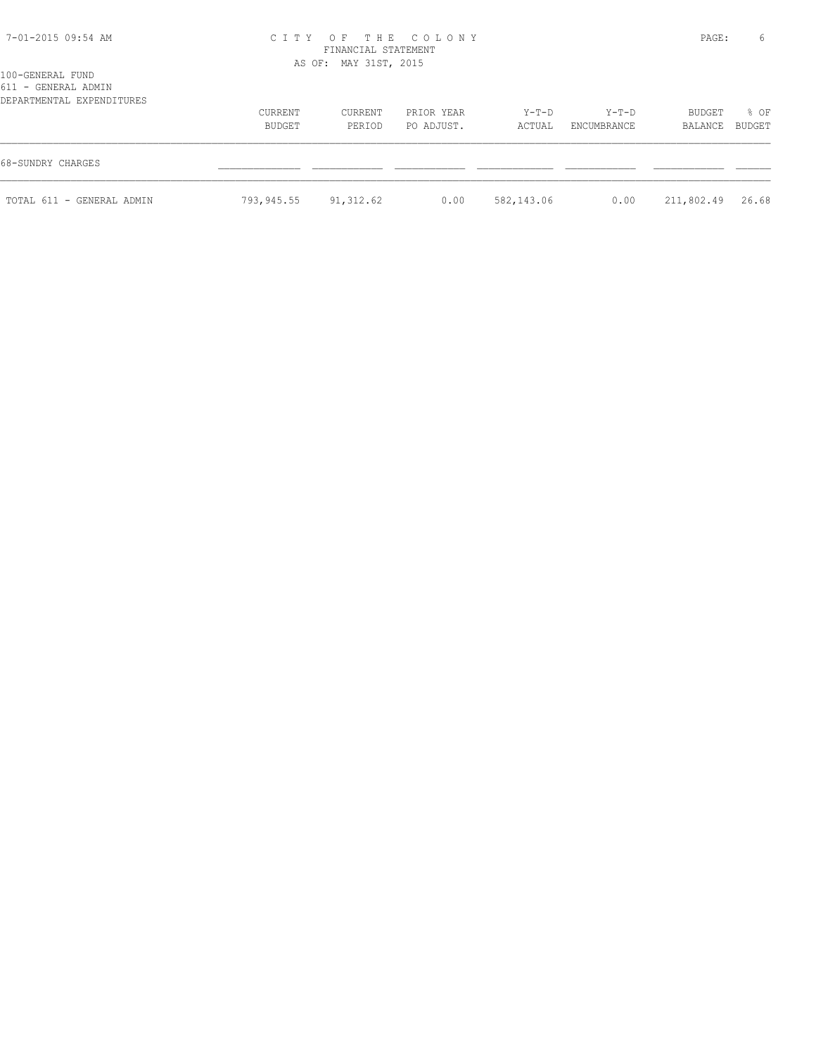100-GENERAL FUND
611 - GENERAL ADMIN
DEPARTMENTAL EXPENDITURES

| | CURRENT BUDGET | CURRENT PERIOD | PRIOR YEAR PO ADJUST. | Y-T-D ACTUAL | Y-T-D ENCUMBRANCE | BUDGET BALANCE | % OF BUDGET |
|---|---|---|---|---|---|---|---|
| 68-SUNDRY CHARGES | | | | | | | |
| TOTAL 611 - GENERAL ADMIN | 793,945.55 | 91,312.62 | 0.00 | 582,143.06 | 0.00 | 211,802.49 | 26.68 |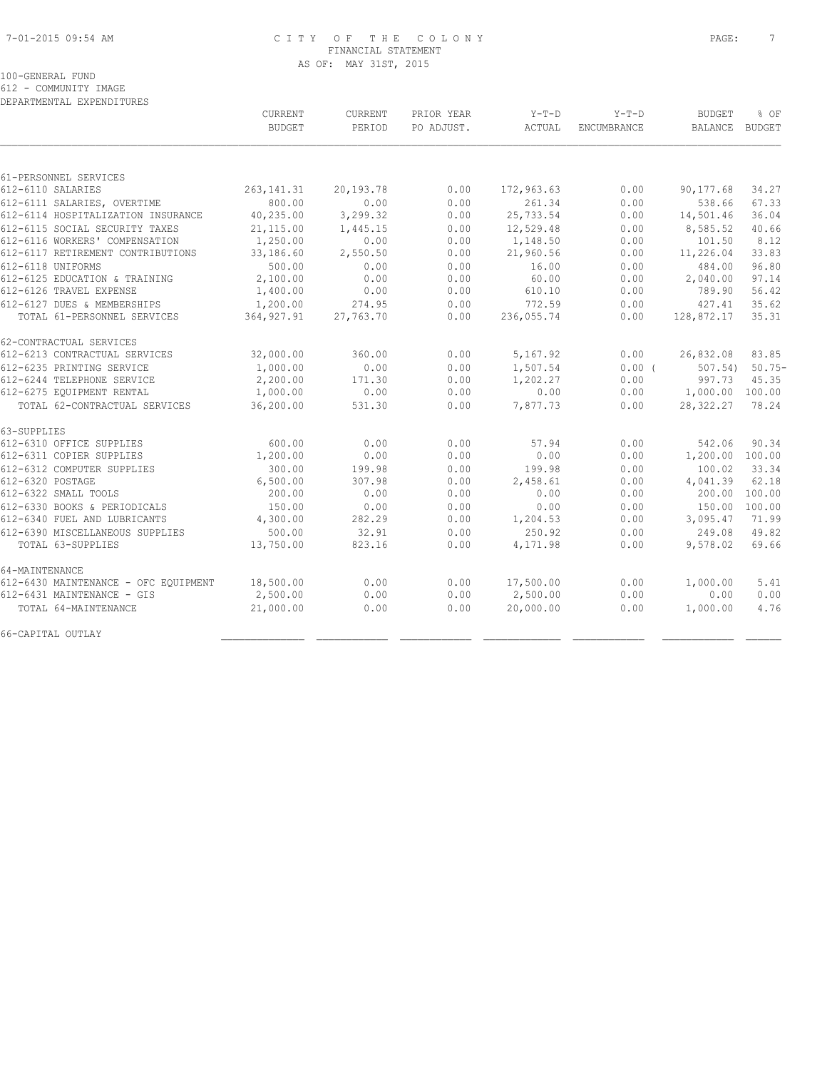# CITY OF THE COLONY
## FINANCIAL STATEMENT
### AS OF: MAY 31ST, 2015

100-GENERAL FUND
612 - COMMUNITY IMAGE
DEPARTMENTAL EXPENDITURES

| | CURRENT BUDGET | CURRENT PERIOD | PRIOR YEAR PO ADJUST. | Y-T-D ACTUAL | Y-T-D ENCUMBRANCE | BUDGET BALANCE | % OF BUDGET |
|---|---|---|---|---|---|---|---|
| **61-PERSONNEL SERVICES** | | | | | | | |
| 612-6110 SALARIES | 263,141.31 | 20,193.78 | 0.00 | 172,963.63 | 0.00 | 90,177.68 | 34.27 |
| 612-6111 SALARIES, OVERTIME | 800.00 | 0.00 | 0.00 | 261.34 | 0.00 | 538.66 | 67.33 |
| 612-6114 HOSPITALIZATION INSURANCE | 40,235.00 | 3,299.32 | 0.00 | 25,733.54 | 0.00 | 14,501.46 | 36.04 |
| 612-6115 SOCIAL SECURITY TAXES | 21,115.00 | 1,445.15 | 0.00 | 12,529.48 | 0.00 | 8,585.52 | 40.66 |
| 612-6116 WORKERS' COMPENSATION | 1,250.00 | 0.00 | 0.00 | 1,148.50 | 0.00 | 101.50 | 8.12 |
| 612-6117 RETIREMENT CONTRIBUTIONS | 33,186.60 | 2,550.50 | 0.00 | 21,960.56 | 0.00 | 11,226.04 | 33.83 |
| 612-6118 UNIFORMS | 500.00 | 0.00 | 0.00 | 16.00 | 0.00 | 484.00 | 96.80 |
| 612-6125 EDUCATION & TRAINING | 2,100.00 | 0.00 | 0.00 | 60.00 | 0.00 | 2,040.00 | 97.14 |
| 612-6126 TRAVEL EXPENSE | 1,400.00 | 0.00 | 0.00 | 610.10 | 0.00 | 789.90 | 56.42 |
| 612-6127 DUES & MEMBERSHIPS | 1,200.00 | 274.95 | 0.00 | 772.59 | 0.00 | 427.41 | 35.62 |
| TOTAL 61-PERSONNEL SERVICES | 364,927.91 | 27,763.70 | 0.00 | 236,055.74 | 0.00 | 128,872.17 | 35.31 |
| **62-CONTRACTUAL SERVICES** | | | | | | | |
| 612-6213 CONTRACTUAL SERVICES | 32,000.00 | 360.00 | 0.00 | 5,167.92 | 0.00 | 26,832.08 | 83.85 |
| 612-6235 PRINTING SERVICE | 1,000.00 | 0.00 | 0.00 | 1,507.54 | 0.00 | ( 507.54) | 50.75- |
| 612-6244 TELEPHONE SERVICE | 2,200.00 | 171.30 | 0.00 | 1,202.27 | 0.00 | 997.73 | 45.35 |
| 612-6275 EQUIPMENT RENTAL | 1,000.00 | 0.00 | 0.00 | 0.00 | 0.00 | 1,000.00 | 100.00 |
| TOTAL 62-CONTRACTUAL SERVICES | 36,200.00 | 531.30 | 0.00 | 7,877.73 | 0.00 | 28,322.27 | 78.24 |
| **63-SUPPLIES** | | | | | | | |
| 612-6310 OFFICE SUPPLIES | 600.00 | 0.00 | 0.00 | 57.94 | 0.00 | 542.06 | 90.34 |
| 612-6311 COPIER SUPPLIES | 1,200.00 | 0.00 | 0.00 | 0.00 | 0.00 | 1,200.00 | 100.00 |
| 612-6312 COMPUTER SUPPLIES | 300.00 | 199.98 | 0.00 | 199.98 | 0.00 | 100.02 | 33.34 |
| 612-6320 POSTAGE | 6,500.00 | 307.98 | 0.00 | 2,458.61 | 0.00 | 4,041.39 | 62.18 |
| 612-6322 SMALL TOOLS | 200.00 | 0.00 | 0.00 | 0.00 | 0.00 | 200.00 | 100.00 |
| 612-6330 BOOKS & PERIODICALS | 150.00 | 0.00 | 0.00 | 0.00 | 0.00 | 150.00 | 100.00 |
| 612-6340 FUEL AND LUBRICANTS | 4,300.00 | 282.29 | 0.00 | 1,204.53 | 0.00 | 3,095.47 | 71.99 |
| 612-6390 MISCELLANEOUS SUPPLIES | 500.00 | 32.91 | 0.00 | 250.92 | 0.00 | 249.08 | 49.82 |
| TOTAL 63-SUPPLIES | 13,750.00 | 823.16 | 0.00 | 4,171.98 | 0.00 | 9,578.02 | 69.66 |
| **64-MAINTENANCE** | | | | | | | |
| 612-6430 MAINTENANCE - OFC EQUIPMENT | 18,500.00 | 0.00 | 0.00 | 17,500.00 | 0.00 | 1,000.00 | 5.41 |
| 612-6431 MAINTENANCE - GIS | 2,500.00 | 0.00 | 0.00 | 2,500.00 | 0.00 | 0.00 | 0.00 |
| TOTAL 64-MAINTENANCE | 21,000.00 | 0.00 | 0.00 | 20,000.00 | 0.00 | 1,000.00 | 4.76 |
| **66-CAPITAL OUTLAY** | | | | | | | |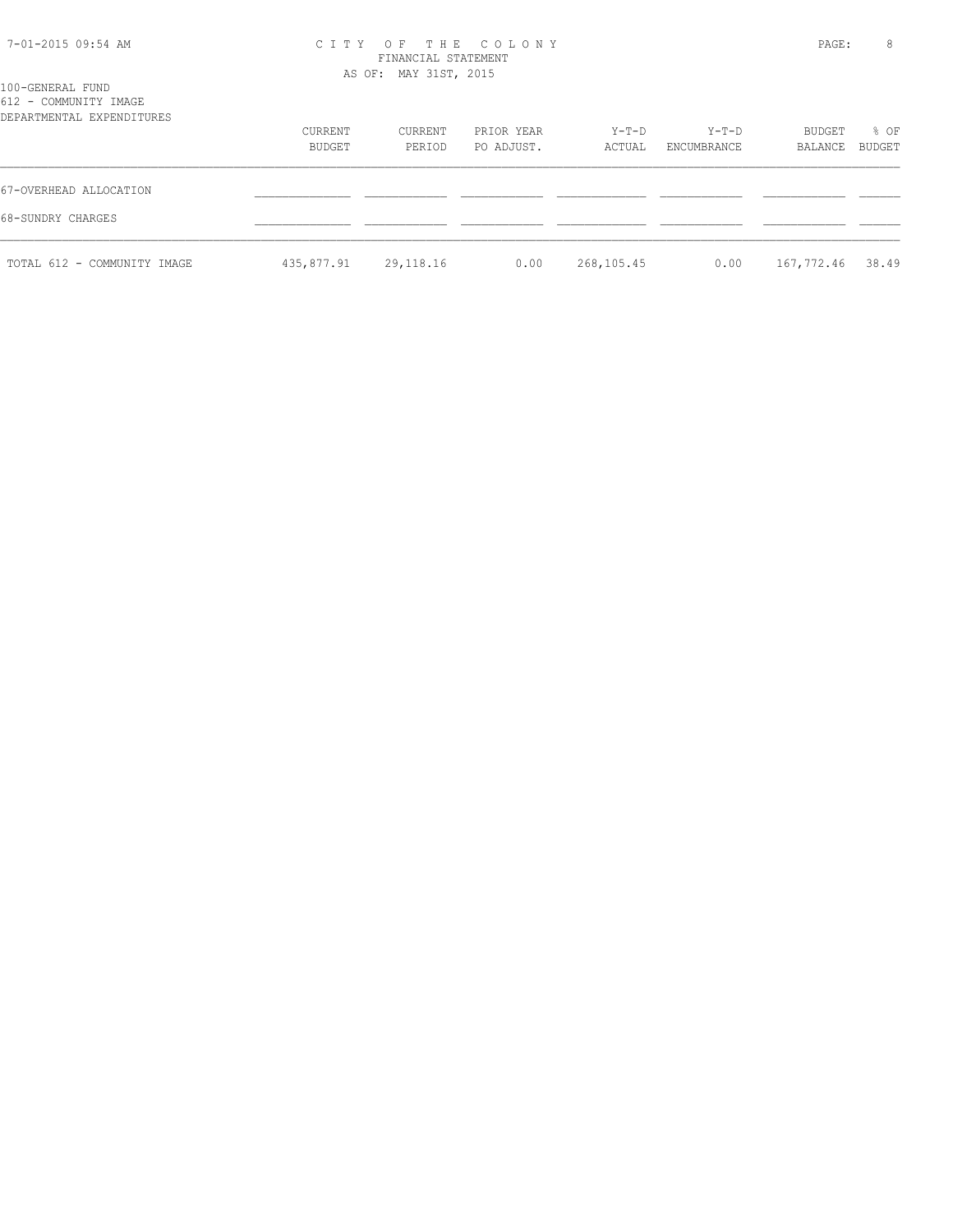100-GENERAL FUND
612 - COMMUNITY IMAGE
DEPARTMENTAL EXPENDITURES

| | CURRENT BUDGET | CURRENT PERIOD | PRIOR YEAR PO ADJUST. | Y-T-D ACTUAL | Y-T-D ENCUMBRANCE | BUDGET BALANCE | % OF BUDGET |
|---|---|---|---|---|---|---|---|
| 67-OVERHEAD ALLOCATION | | | | | | | |
| 68-SUNDRY CHARGES | | | | | | | |
| TOTAL 612 - COMMUNITY IMAGE | 435,877.91 | 29,118.16 | 0.00 | 268,105.45 | 0.00 | 167,772.46 | 38.49 |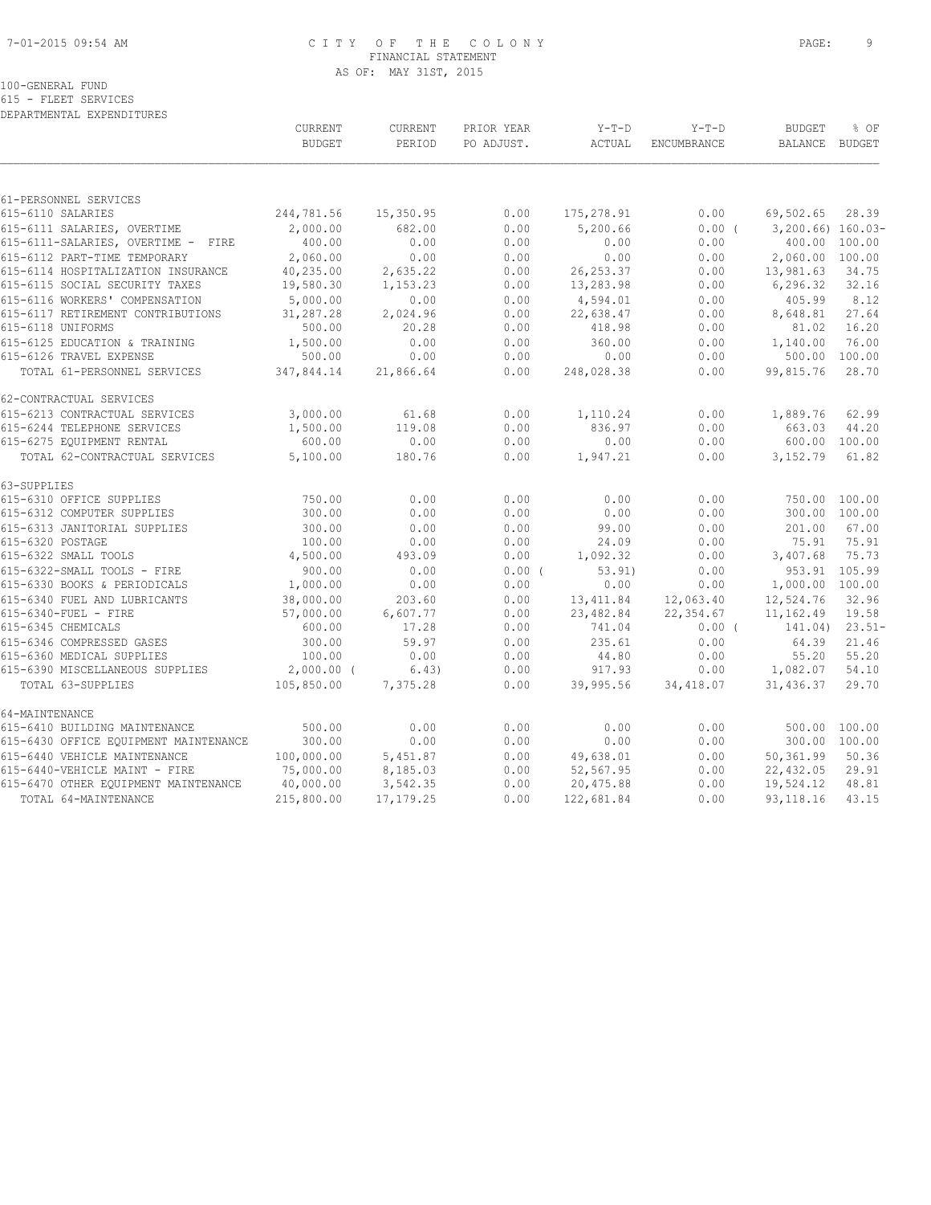# CITY OF THE COLONY

FINANCIAL STATEMENT

AS OF: MAY 31ST, 2015

100-GENERAL FUND

615 - FLEET SERVICES

DEPARTMENTAL EXPENDITURES

| | CURRENT BUDGET | CURRENT PERIOD | PRIOR YEAR PO ADJUST. | Y-T-D ACTUAL | Y-T-D ENCUMBRANCE | BUDGET BALANCE | % OF BUDGET |
|---|---|---|---|---|---|---|---|
| 61-PERSONNEL SERVICES | | | | | | | |
| 615-6110 SALARIES | 244,781.56 | 15,350.95 | 0.00 | 175,278.91 | 0.00 | 69,502.65 | 28.39 |
| 615-6111 SALARIES, OVERTIME | 2,000.00 | 682.00 | 0.00 | 5,200.66 | 0.00 | ( 3,200.66) | 160.03- |
| 615-6111-SALARIES, OVERTIME - FIRE | 400.00 | 0.00 | 0.00 | 0.00 | 0.00 | 400.00 | 100.00 |
| 615-6112 PART-TIME TEMPORARY | 2,060.00 | 0.00 | 0.00 | 0.00 | 0.00 | 2,060.00 | 100.00 |
| 615-6114 HOSPITALIZATION INSURANCE | 40,235.00 | 2,635.22 | 0.00 | 26,253.37 | 0.00 | 13,981.63 | 34.75 |
| 615-6115 SOCIAL SECURITY TAXES | 19,580.30 | 1,153.23 | 0.00 | 13,283.98 | 0.00 | 6,296.32 | 32.16 |
| 615-6116 WORKERS' COMPENSATION | 5,000.00 | 0.00 | 0.00 | 4,594.01 | 0.00 | 405.99 | 8.12 |
| 615-6117 RETIREMENT CONTRIBUTIONS | 31,287.28 | 2,024.96 | 0.00 | 22,638.47 | 0.00 | 8,648.81 | 27.64 |
| 615-6118 UNIFORMS | 500.00 | 20.28 | 0.00 | 418.98 | 0.00 | 81.02 | 16.20 |
| 615-6125 EDUCATION & TRAINING | 1,500.00 | 0.00 | 0.00 | 360.00 | 0.00 | 1,140.00 | 76.00 |
| 615-6126 TRAVEL EXPENSE | 500.00 | 0.00 | 0.00 | 0.00 | 0.00 | 500.00 | 100.00 |
| TOTAL 61-PERSONNEL SERVICES | 347,844.14 | 21,866.64 | 0.00 | 248,028.38 | 0.00 | 99,815.76 | 28.70 |
| 62-CONTRACTUAL SERVICES | | | | | | | |
| 615-6213 CONTRACTUAL SERVICES | 3,000.00 | 61.68 | 0.00 | 1,110.24 | 0.00 | 1,889.76 | 62.99 |
| 615-6244 TELEPHONE SERVICES | 1,500.00 | 119.08 | 0.00 | 836.97 | 0.00 | 663.03 | 44.20 |
| 615-6275 EQUIPMENT RENTAL | 600.00 | 0.00 | 0.00 | 0.00 | 0.00 | 600.00 | 100.00 |
| TOTAL 62-CONTRACTUAL SERVICES | 5,100.00 | 180.76 | 0.00 | 1,947.21 | 0.00 | 3,152.79 | 61.82 |
| 63-SUPPLIES | | | | | | | |
| 615-6310 OFFICE SUPPLIES | 750.00 | 0.00 | 0.00 | 0.00 | 0.00 | 750.00 | 100.00 |
| 615-6312 COMPUTER SUPPLIES | 300.00 | 0.00 | 0.00 | 0.00 | 0.00 | 300.00 | 100.00 |
| 615-6313 JANITORIAL SUPPLIES | 300.00 | 0.00 | 0.00 | 99.00 | 0.00 | 201.00 | 67.00 |
| 615-6320 POSTAGE | 100.00 | 0.00 | 0.00 | 24.09 | 0.00 | 75.91 | 75.91 |
| 615-6322 SMALL TOOLS | 4,500.00 | 493.09 | 0.00 | 1,092.32 | 0.00 | 3,407.68 | 75.73 |
| 615-6322-SMALL TOOLS - FIRE | 900.00 | 0.00 | 0.00 | ( 53.91) | 0.00 | 953.91 | 105.99 |
| 615-6330 BOOKS & PERIODICALS | 1,000.00 | 0.00 | 0.00 | 0.00 | 0.00 | 1,000.00 | 100.00 |
| 615-6340 FUEL AND LUBRICANTS | 38,000.00 | 203.60 | 0.00 | 13,411.84 | 12,063.40 | 12,524.76 | 32.96 |
| 615-6340-FUEL - FIRE | 57,000.00 | 6,607.77 | 0.00 | 23,482.84 | 22,354.67 | 11,162.49 | 19.58 |
| 615-6345 CHEMICALS | 600.00 | 17.28 | 0.00 | 741.04 | 0.00 | ( 141.04) | 23.51- |
| 615-6346 COMPRESSED GASES | 300.00 | 59.97 | 0.00 | 235.61 | 0.00 | 64.39 | 21.46 |
| 615-6360 MEDICAL SUPPLIES | 100.00 | 0.00 | 0.00 | 44.80 | 0.00 | 55.20 | 55.20 |
| 615-6390 MISCELLANEOUS SUPPLIES | 2,000.00 | ( 6.43) | 0.00 | 917.93 | 0.00 | 1,082.07 | 54.10 |
| TOTAL 63-SUPPLIES | 105,850.00 | 7,375.28 | 0.00 | 39,995.56 | 34,418.07 | 31,436.37 | 29.70 |
| 64-MAINTENANCE | | | | | | | |
| 615-6410 BUILDING MAINTENANCE | 500.00 | 0.00 | 0.00 | 0.00 | 0.00 | 500.00 | 100.00 |
| 615-6430 OFFICE EQUIPMENT MAINTENANCE | 300.00 | 0.00 | 0.00 | 0.00 | 0.00 | 300.00 | 100.00 |
| 615-6440 VEHICLE MAINTENANCE | 100,000.00 | 5,451.87 | 0.00 | 49,638.01 | 0.00 | 50,361.99 | 50.36 |
| 615-6440-VEHICLE MAINT - FIRE | 75,000.00 | 8,185.03 | 0.00 | 52,567.95 | 0.00 | 22,432.05 | 29.91 |
| 615-6470 OTHER EQUIPMENT MAINTENANCE | 40,000.00 | 3,542.35 | 0.00 | 20,475.88 | 0.00 | 19,524.12 | 48.81 |
| TOTAL 64-MAINTENANCE | 215,800.00 | 17,179.25 | 0.00 | 122,681.84 | 0.00 | 93,118.16 | 43.15 |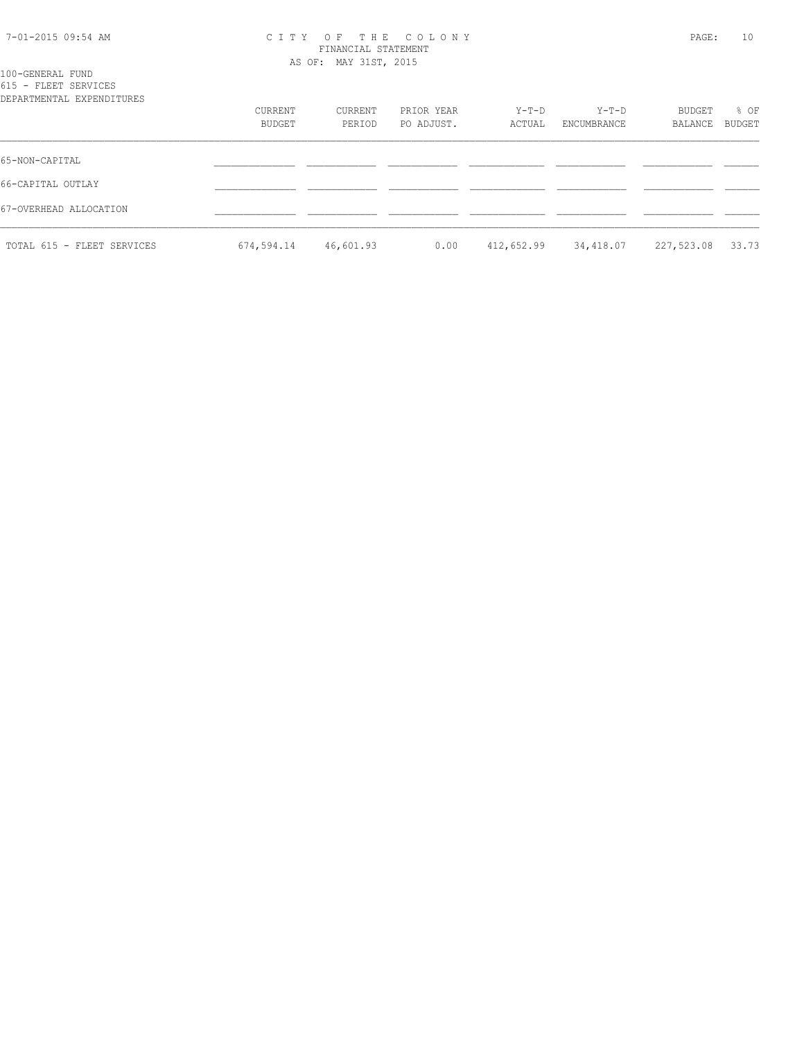100-GENERAL FUND
615 - FLEET SERVICES
DEPARTMENTAL EXPENDITURES

| | CURRENT BUDGET | CURRENT PERIOD | PRIOR YEAR PO ADJUST. | Y-T-D ACTUAL | Y-T-D ENCUMBRANCE | BUDGET BALANCE | % OF BUDGET |
|---|---|---|---|---|---|---|---|
| 65-NON-CAPITAL | | | | | | | |
| 66-CAPITAL OUTLAY | | | | | | | |
| 67-OVERHEAD ALLOCATION | | | | | | | |
| TOTAL 615 - FLEET SERVICES | 674,594.14 | 46,601.93 | 0.00 | 412,652.99 | 34,418.07 | 227,523.08 | 33.73 |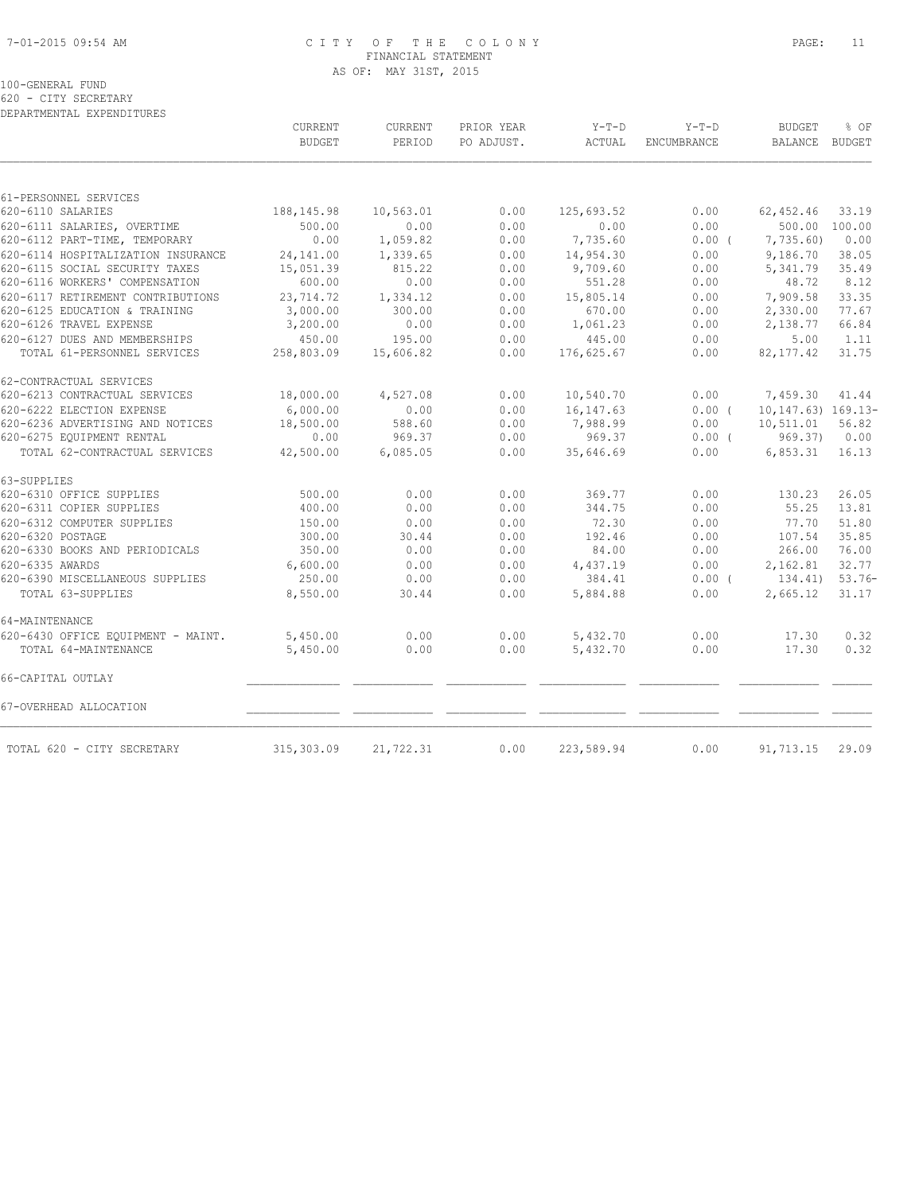CITY OF THE COLONY
FINANCIAL STATEMENT
AS OF: MAY 31ST, 2015

100-GENERAL FUND
620 - CITY SECRETARY
DEPARTMENTAL EXPENDITURES

| | CURRENT BUDGET | CURRENT PERIOD | PRIOR YEAR PO ADJUST. | Y-T-D ACTUAL | Y-T-D ENCUMBRANCE | BUDGET BALANCE | % OF BUDGET |
|---|---|---|---|---|---|---|---|
| 61-PERSONNEL SERVICES | | | | | | | |
| 620-6110 SALARIES | 188,145.98 | 10,563.01 | 0.00 | 125,693.52 | 0.00 | 62,452.46 | 33.19 |
| 620-6111 SALARIES, OVERTIME | 500.00 | 0.00 | 0.00 | 0.00 | 0.00 | 500.00 | 100.00 |
| 620-6112 PART-TIME, TEMPORARY | 0.00 | 1,059.82 | 0.00 | 7,735.60 | 0.00 ( | 7,735.60) | 0.00 |
| 620-6114 HOSPITALIZATION INSURANCE | 24,141.00 | 1,339.65 | 0.00 | 14,954.30 | 0.00 | 9,186.70 | 38.05 |
| 620-6115 SOCIAL SECURITY TAXES | 15,051.39 | 815.22 | 0.00 | 9,709.60 | 0.00 | 5,341.79 | 35.49 |
| 620-6116 WORKERS' COMPENSATION | 600.00 | 0.00 | 0.00 | 551.28 | 0.00 | 48.72 | 8.12 |
| 620-6117 RETIREMENT CONTRIBUTIONS | 23,714.72 | 1,334.12 | 0.00 | 15,805.14 | 0.00 | 7,909.58 | 33.35 |
| 620-6125 EDUCATION & TRAINING | 3,000.00 | 300.00 | 0.00 | 670.00 | 0.00 | 2,330.00 | 77.67 |
| 620-6126 TRAVEL EXPENSE | 3,200.00 | 0.00 | 0.00 | 1,061.23 | 0.00 | 2,138.77 | 66.84 |
| 620-6127 DUES AND MEMBERSHIPS | 450.00 | 195.00 | 0.00 | 445.00 | 0.00 | 5.00 | 1.11 |
| TOTAL 61-PERSONNEL SERVICES | 258,803.09 | 15,606.82 | 0.00 | 176,625.67 | 0.00 | 82,177.42 | 31.75 |
| 62-CONTRACTUAL SERVICES | | | | | | | |
| 620-6213 CONTRACTUAL SERVICES | 18,000.00 | 4,527.08 | 0.00 | 10,540.70 | 0.00 | 7,459.30 | 41.44 |
| 620-6222 ELECTION EXPENSE | 6,000.00 | 0.00 | 0.00 | 16,147.63 | 0.00 ( | 10,147.63) | 169.13- |
| 620-6236 ADVERTISING AND NOTICES | 18,500.00 | 588.60 | 0.00 | 7,988.99 | 0.00 | 10,511.01 | 56.82 |
| 620-6275 EQUIPMENT RENTAL | 0.00 | 969.37 | 0.00 | 969.37 | 0.00 ( | 969.37) | 0.00 |
| TOTAL 62-CONTRACTUAL SERVICES | 42,500.00 | 6,085.05 | 0.00 | 35,646.69 | 0.00 | 6,853.31 | 16.13 |
| 63-SUPPLIES | | | | | | | |
| 620-6310 OFFICE SUPPLIES | 500.00 | 0.00 | 0.00 | 369.77 | 0.00 | 130.23 | 26.05 |
| 620-6311 COPIER SUPPLIES | 400.00 | 0.00 | 0.00 | 344.75 | 0.00 | 55.25 | 13.81 |
| 620-6312 COMPUTER SUPPLIES | 150.00 | 0.00 | 0.00 | 72.30 | 0.00 | 77.70 | 51.80 |
| 620-6320 POSTAGE | 300.00 | 30.44 | 0.00 | 192.46 | 0.00 | 107.54 | 35.85 |
| 620-6330 BOOKS AND PERIODICALS | 350.00 | 0.00 | 0.00 | 84.00 | 0.00 | 266.00 | 76.00 |
| 620-6335 AWARDS | 6,600.00 | 0.00 | 0.00 | 4,437.19 | 0.00 | 2,162.81 | 32.77 |
| 620-6390 MISCELLANEOUS SUPPLIES | 250.00 | 0.00 | 0.00 | 384.41 | 0.00 ( | 134.41) | 53.76- |
| TOTAL 63-SUPPLIES | 8,550.00 | 30.44 | 0.00 | 5,884.88 | 0.00 | 2,665.12 | 31.17 |
| 64-MAINTENANCE | | | | | | | |
| 620-6430 OFFICE EQUIPMENT - MAINT. | 5,450.00 | 0.00 | 0.00 | 5,432.70 | 0.00 | 17.30 | 0.32 |
| TOTAL 64-MAINTENANCE | 5,450.00 | 0.00 | 0.00 | 5,432.70 | 0.00 | 17.30 | 0.32 |
| 66-CAPITAL OUTLAY | | | | | | | |
| 67-OVERHEAD ALLOCATION | | | | | | | |
| TOTAL 620 - CITY SECRETARY | 315,303.09 | 21,722.31 | 0.00 | 223,589.94 | 0.00 | 91,713.15 | 29.09 |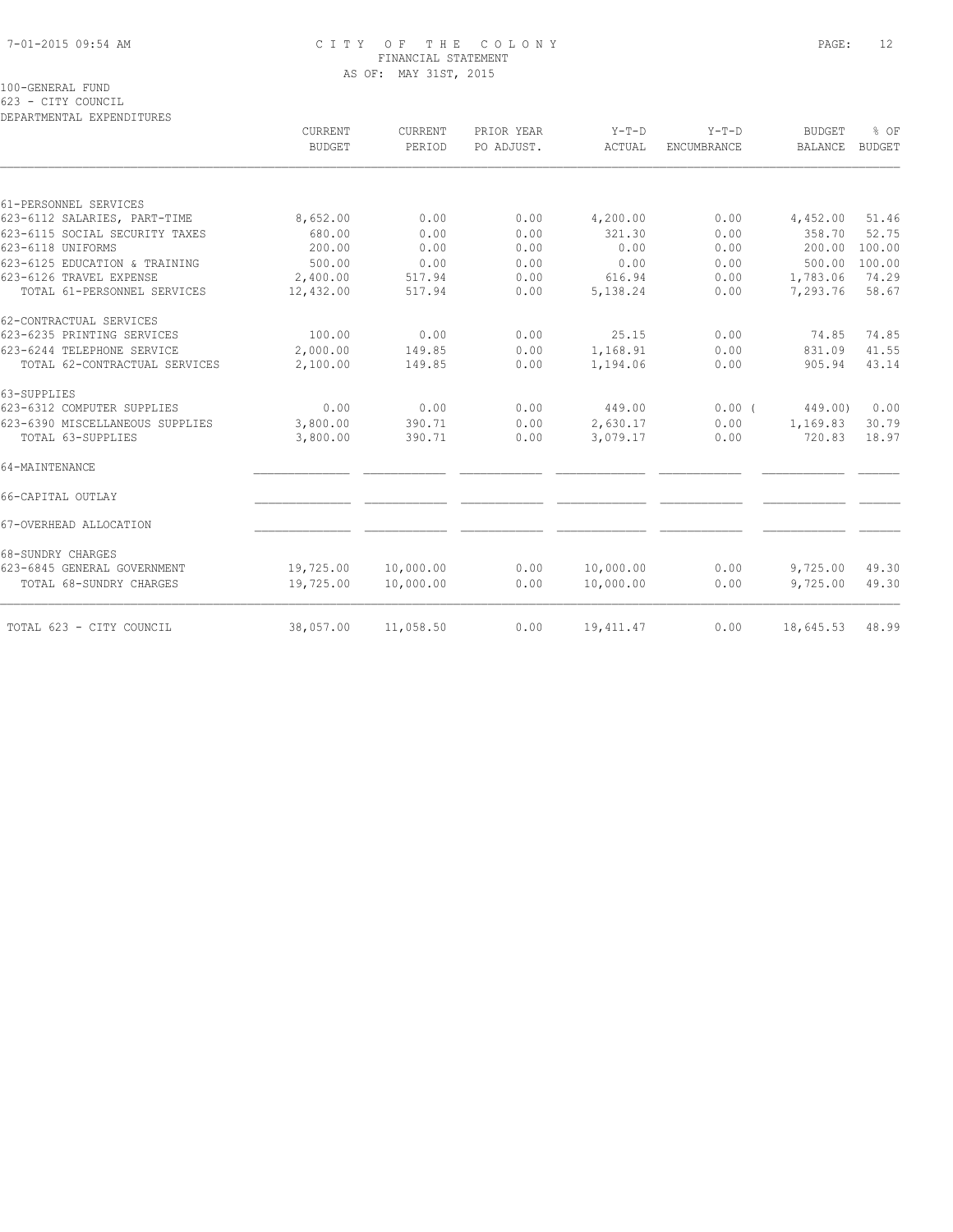# CITY OF THE COLONY
## FINANCIAL STATEMENT
### AS OF: MAY 31ST, 2015

100-GENERAL FUND
623 - CITY COUNCIL
DEPARTMENTAL EXPENDITURES

| | CURRENT BUDGET | CURRENT PERIOD | PRIOR YEAR PO ADJUST. | Y-T-D ACTUAL | Y-T-D ENCUMBRANCE | BUDGET BALANCE | % OF BUDGET |
|---|---|---|---|---|---|---|---|
| 61-PERSONNEL SERVICES | | | | | | | |
| 623-6112 SALARIES, PART-TIME | 8,652.00 | 0.00 | 0.00 | 4,200.00 | 0.00 | 4,452.00 | 51.46 |
| 623-6115 SOCIAL SECURITY TAXES | 680.00 | 0.00 | 0.00 | 321.30 | 0.00 | 358.70 | 52.75 |
| 623-6118 UNIFORMS | 200.00 | 0.00 | 0.00 | 0.00 | 0.00 | 200.00 | 100.00 |
| 623-6125 EDUCATION & TRAINING | 500.00 | 0.00 | 0.00 | 0.00 | 0.00 | 500.00 | 100.00 |
| 623-6126 TRAVEL EXPENSE | 2,400.00 | 517.94 | 0.00 | 616.94 | 0.00 | 1,783.06 | 74.29 |
| TOTAL 61-PERSONNEL SERVICES | 12,432.00 | 517.94 | 0.00 | 5,138.24 | 0.00 | 7,293.76 | 58.67 |
| 62-CONTRACTUAL SERVICES | | | | | | | |
| 623-6235 PRINTING SERVICES | 100.00 | 0.00 | 0.00 | 25.15 | 0.00 | 74.85 | 74.85 |
| 623-6244 TELEPHONE SERVICE | 2,000.00 | 149.85 | 0.00 | 1,168.91 | 0.00 | 831.09 | 41.55 |
| TOTAL 62-CONTRACTUAL SERVICES | 2,100.00 | 149.85 | 0.00 | 1,194.06 | 0.00 | 905.94 | 43.14 |
| 63-SUPPLIES | | | | | | | |
| 623-6312 COMPUTER SUPPLIES | 0.00 | 0.00 | 0.00 | 449.00 | 0.00 | ( 449.00) | 0.00 |
| 623-6390 MISCELLANEOUS SUPPLIES | 3,800.00 | 390.71 | 0.00 | 2,630.17 | 0.00 | 1,169.83 | 30.79 |
| TOTAL 63-SUPPLIES | 3,800.00 | 390.71 | 0.00 | 3,079.17 | 0.00 | 720.83 | 18.97 |
| 64-MAINTENANCE | | | | | | | |
| 66-CAPITAL OUTLAY | | | | | | | |
| 67-OVERHEAD ALLOCATION | | | | | | | |
| 68-SUNDRY CHARGES | | | | | | | |
| 623-6845 GENERAL GOVERNMENT | 19,725.00 | 10,000.00 | 0.00 | 10,000.00 | 0.00 | 9,725.00 | 49.30 |
| TOTAL 68-SUNDRY CHARGES | 19,725.00 | 10,000.00 | 0.00 | 10,000.00 | 0.00 | 9,725.00 | 49.30 |
| TOTAL 623 - CITY COUNCIL | 38,057.00 | 11,058.50 | 0.00 | 19,411.47 | 0.00 | 18,645.53 | 48.99 |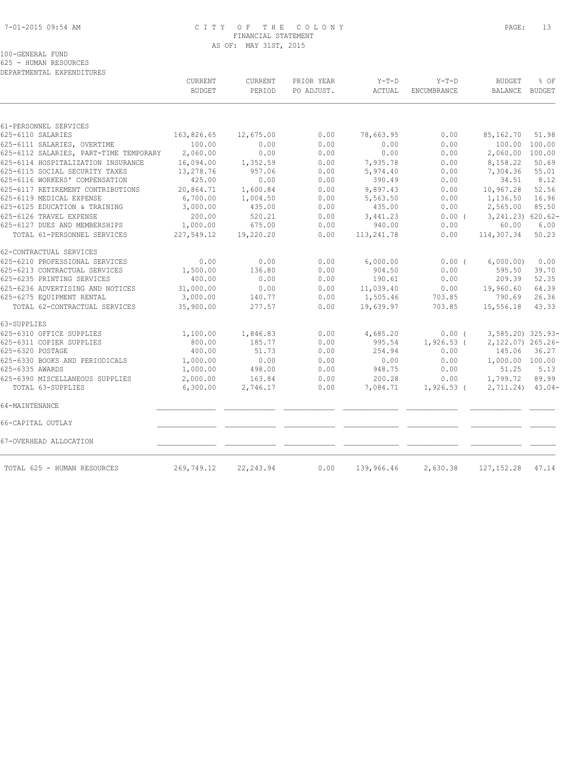# CITY OF THE COLONY
## FINANCIAL STATEMENT
### AS OF: MAY 31ST, 2015

100-GENERAL FUND
625 - HUMAN RESOURCES
DEPARTMENTAL EXPENDITURES

| | CURRENT BUDGET | CURRENT PERIOD | PRIOR YEAR PO ADJUST. | Y-T-D ACTUAL | Y-T-D ENCUMBRANCE | BUDGET BALANCE | % OF BUDGET |
|---|---|---|---|---|---|---|---|
| 61-PERSONNEL SERVICES | | | | | | | |
| 625-6110 SALARIES | 163,826.65 | 12,675.00 | 0.00 | 78,663.95 | 0.00 | 85,162.70 | 51.98 |
| 625-6111 SALARIES, OVERTIME | 100.00 | 0.00 | 0.00 | 0.00 | 0.00 | 100.00 | 100.00 |
| 625-6112 SALARIES, PART-TIME TEMPORARY | 2,060.00 | 0.00 | 0.00 | 0.00 | 0.00 | 2,060.00 | 100.00 |
| 625-6114 HOSPITALIZATION INSURANCE | 16,094.00 | 1,352.59 | 0.00 | 7,935.78 | 0.00 | 8,158.22 | 50.69 |
| 625-6115 SOCIAL SECURITY TAXES | 13,278.76 | 957.06 | 0.00 | 5,974.40 | 0.00 | 7,304.36 | 55.01 |
| 625-6116 WORKERS' COMPENSATION | 425.00 | 0.00 | 0.00 | 390.49 | 0.00 | 34.51 | 8.12 |
| 625-6117 RETIREMENT CONTRIBUTIONS | 20,864.71 | 1,600.84 | 0.00 | 9,897.43 | 0.00 | 10,967.28 | 52.56 |
| 625-6119 MEDICAL EXPENSE | 6,700.00 | 1,004.50 | 0.00 | 5,563.50 | 0.00 | 1,136.50 | 16.96 |
| 625-6125 EDUCATION & TRAINING | 3,000.00 | 435.00 | 0.00 | 435.00 | 0.00 | 2,565.00 | 85.50 |
| 625-6126 TRAVEL EXPENSE | 200.00 | 520.21 | 0.00 | 3,441.23 | 0.00 ( | 3,241.23) | 620.62- |
| 625-6127 DUES AND MEMBERSHIPS | 1,000.00 | 675.00 | 0.00 | 940.00 | 0.00 | 60.00 | 6.00 |
| TOTAL 61-PERSONNEL SERVICES | 227,549.12 | 19,220.20 | 0.00 | 113,241.78 | 0.00 | 114,307.34 | 50.23 |
| 62-CONTRACTUAL SERVICES | | | | | | | |
| 625-6210 PROFESSIONAL SERVICES | 0.00 | 0.00 | 0.00 | 6,000.00 | 0.00 ( | 6,000.00) | 0.00 |
| 625-6213 CONTRACTUAL SERVICES | 1,500.00 | 136.80 | 0.00 | 904.50 | 0.00 | 595.50 | 39.70 |
| 625-6235 PRINTING SERVICES | 400.00 | 0.00 | 0.00 | 190.61 | 0.00 | 209.39 | 52.35 |
| 625-6236 ADVERTISING AND NOTICES | 31,000.00 | 0.00 | 0.00 | 11,039.40 | 0.00 | 19,960.60 | 64.39 |
| 625-6275 EQUIPMENT RENTAL | 3,000.00 | 140.77 | 0.00 | 1,505.46 | 703.85 | 790.69 | 26.36 |
| TOTAL 62-CONTRACTUAL SERVICES | 35,900.00 | 277.57 | 0.00 | 19,639.97 | 703.85 | 15,556.18 | 43.33 |
| 63-SUPPLIES | | | | | | | |
| 625-6310 OFFICE SUPPLIES | 1,100.00 | 1,846.83 | 0.00 | 4,685.20 | 0.00 ( | 3,585.20) | 325.93- |
| 625-6311 COPIER SUPPLIES | 800.00 | 185.77 | 0.00 | 995.54 | 1,926.53 ( | 2,122.07) | 265.26- |
| 625-6320 POSTAGE | 400.00 | 51.73 | 0.00 | 254.94 | 0.00 | 145.06 | 36.27 |
| 625-6330 BOOKS AND PERIODICALS | 1,000.00 | 0.00 | 0.00 | 0.00 | 0.00 | 1,000.00 | 100.00 |
| 625-6335 AWARDS | 1,000.00 | 498.00 | 0.00 | 948.75 | 0.00 | 51.25 | 5.13 |
| 625-6390 MISCELLANEOUS SUPPLIES | 2,000.00 | 163.84 | 0.00 | 200.28 | 0.00 | 1,799.72 | 89.99 |
| TOTAL 63-SUPPLIES | 6,300.00 | 2,746.17 | 0.00 | 7,084.71 | 1,926.53 ( | 2,711.24) | 43.04- |
| 64-MAINTENANCE | | | | | | | |
| 66-CAPITAL OUTLAY | | | | | | | |
| 67-OVERHEAD ALLOCATION | | | | | | | |
| TOTAL 625 - HUMAN RESOURCES | 269,749.12 | 22,243.94 | 0.00 | 139,966.46 | 2,630.38 | 127,152.28 | 47.14 |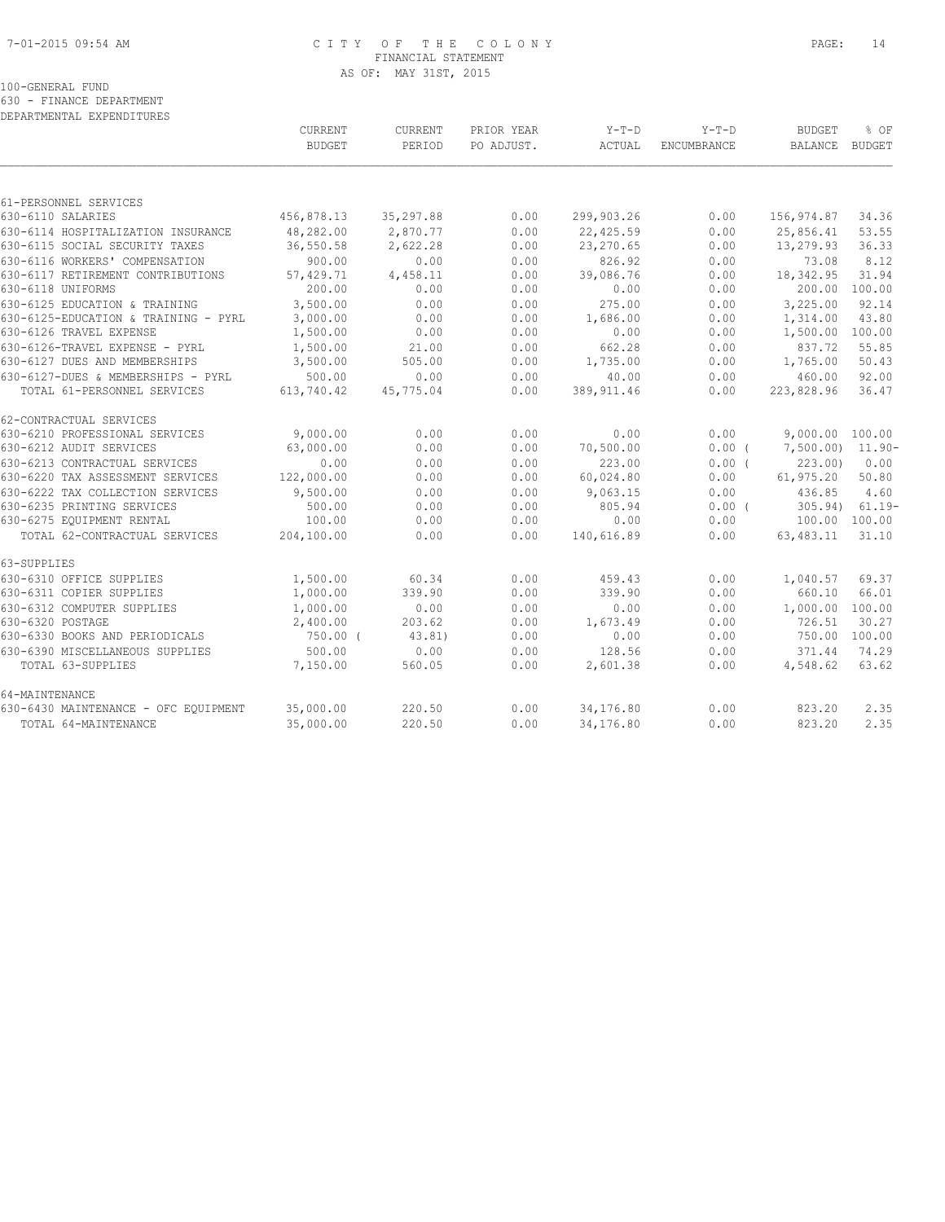CITY OF THE COLONY
FINANCIAL STATEMENT
AS OF: MAY 31ST, 2015

100-GENERAL FUND
630 - FINANCE DEPARTMENT
DEPARTMENTAL EXPENDITURES

| | CURRENT BUDGET | CURRENT PERIOD | PRIOR YEAR PO ADJUST. | Y-T-D ACTUAL | Y-T-D ENCUMBRANCE | BUDGET BALANCE | % OF BUDGET |
|---|---|---|---|---|---|---|---|
| **61-PERSONNEL SERVICES** | | | | | | | |
| 630-6110 SALARIES | 456,878.13 | 35,297.88 | 0.00 | 299,903.26 | 0.00 | 156,974.87 | 34.36 |
| 630-6114 HOSPITALIZATION INSURANCE | 48,282.00 | 2,870.77 | 0.00 | 22,425.59 | 0.00 | 25,856.41 | 53.55 |
| 630-6115 SOCIAL SECURITY TAXES | 36,550.58 | 2,622.28 | 0.00 | 23,270.65 | 0.00 | 13,279.93 | 36.33 |
| 630-6116 WORKERS' COMPENSATION | 900.00 | 0.00 | 0.00 | 826.92 | 0.00 | 73.08 | 8.12 |
| 630-6117 RETIREMENT CONTRIBUTIONS | 57,429.71 | 4,458.11 | 0.00 | 39,086.76 | 0.00 | 18,342.95 | 31.94 |
| 630-6118 UNIFORMS | 200.00 | 0.00 | 0.00 | 0.00 | 0.00 | 200.00 | 100.00 |
| 630-6125 EDUCATION & TRAINING | 3,500.00 | 0.00 | 0.00 | 275.00 | 0.00 | 3,225.00 | 92.14 |
| 630-6125-EDUCATION & TRAINING - PYRL | 3,000.00 | 0.00 | 0.00 | 1,686.00 | 0.00 | 1,314.00 | 43.80 |
| 630-6126 TRAVEL EXPENSE | 1,500.00 | 0.00 | 0.00 | 0.00 | 0.00 | 1,500.00 | 100.00 |
| 630-6126-TRAVEL EXPENSE - PYRL | 1,500.00 | 21.00 | 0.00 | 662.28 | 0.00 | 837.72 | 55.85 |
| 630-6127 DUES AND MEMBERSHIPS | 3,500.00 | 505.00 | 0.00 | 1,735.00 | 0.00 | 1,765.00 | 50.43 |
| 630-6127-DUES & MEMBERSHIPS - PYRL | 500.00 | 0.00 | 0.00 | 40.00 | 0.00 | 460.00 | 92.00 |
| TOTAL 61-PERSONNEL SERVICES | 613,740.42 | 45,775.04 | 0.00 | 389,911.46 | 0.00 | 223,828.96 | 36.47 |
| **62-CONTRACTUAL SERVICES** | | | | | | | |
| 630-6210 PROFESSIONAL SERVICES | 9,000.00 | 0.00 | 0.00 | 0.00 | 0.00 | 9,000.00 | 100.00 |
| 630-6212 AUDIT SERVICES | 63,000.00 | 0.00 | 0.00 | 70,500.00 | 0.00 | ( 7,500.00) | 11.90- |
| 630-6213 CONTRACTUAL SERVICES | 0.00 | 0.00 | 0.00 | 223.00 | 0.00 | ( 223.00) | 0.00 |
| 630-6220 TAX ASSESSMENT SERVICES | 122,000.00 | 0.00 | 0.00 | 60,024.80 | 0.00 | 61,975.20 | 50.80 |
| 630-6222 TAX COLLECTION SERVICES | 9,500.00 | 0.00 | 0.00 | 9,063.15 | 0.00 | 436.85 | 4.60 |
| 630-6235 PRINTING SERVICES | 500.00 | 0.00 | 0.00 | 805.94 | 0.00 | ( 305.94) | 61.19- |
| 630-6275 EQUIPMENT RENTAL | 100.00 | 0.00 | 0.00 | 0.00 | 0.00 | 100.00 | 100.00 |
| TOTAL 62-CONTRACTUAL SERVICES | 204,100.00 | 0.00 | 0.00 | 140,616.89 | 0.00 | 63,483.11 | 31.10 |
| **63-SUPPLIES** | | | | | | | |
| 630-6310 OFFICE SUPPLIES | 1,500.00 | 60.34 | 0.00 | 459.43 | 0.00 | 1,040.57 | 69.37 |
| 630-6311 COPIER SUPPLIES | 1,000.00 | 339.90 | 0.00 | 339.90 | 0.00 | 660.10 | 66.01 |
| 630-6312 COMPUTER SUPPLIES | 1,000.00 | 0.00 | 0.00 | 0.00 | 0.00 | 1,000.00 | 100.00 |
| 630-6320 POSTAGE | 2,400.00 | 203.62 | 0.00 | 1,673.49 | 0.00 | 726.51 | 30.27 |
| 630-6330 BOOKS AND PERIODICALS | 750.00 | ( 43.81) | 0.00 | 0.00 | 0.00 | 750.00 | 100.00 |
| 630-6390 MISCELLANEOUS SUPPLIES | 500.00 | 0.00 | 0.00 | 128.56 | 0.00 | 371.44 | 74.29 |
| TOTAL 63-SUPPLIES | 7,150.00 | 560.05 | 0.00 | 2,601.38 | 0.00 | 4,548.62 | 63.62 |
| **64-MAINTENANCE** | | | | | | | |
| 630-6430 MAINTENANCE - OFC EQUIPMENT | 35,000.00 | 220.50 | 0.00 | 34,176.80 | 0.00 | 823.20 | 2.35 |
| TOTAL 64-MAINTENANCE | 35,000.00 | 220.50 | 0.00 | 34,176.80 | 0.00 | 823.20 | 2.35 |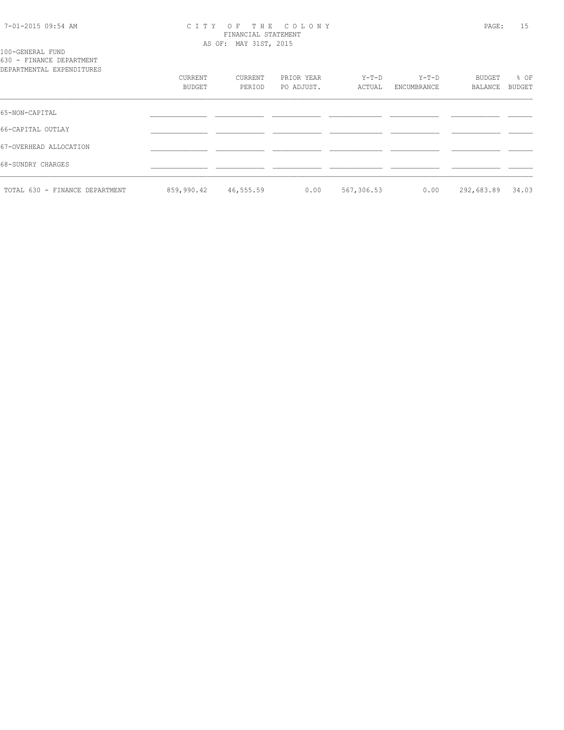100-GENERAL FUND
630 - FINANCE DEPARTMENT
DEPARTMENTAL EXPENDITURES

| | CURRENT BUDGET | CURRENT PERIOD | PRIOR YEAR PO ADJUST. | Y-T-D ACTUAL | Y-T-D ENCUMBRANCE | BUDGET BALANCE | % OF BUDGET |
|---|---|---|---|---|---|---|---|
| 65-NON-CAPITAL | | | | | | | |
| 66-CAPITAL OUTLAY | | | | | | | |
| 67-OVERHEAD ALLOCATION | | | | | | | |
| 68-SUNDRY CHARGES | | | | | | | |
| TOTAL 630 - FINANCE DEPARTMENT | 859,990.42 | 46,555.59 | 0.00 | 567,306.53 | 0.00 | 292,683.89 | 34.03 |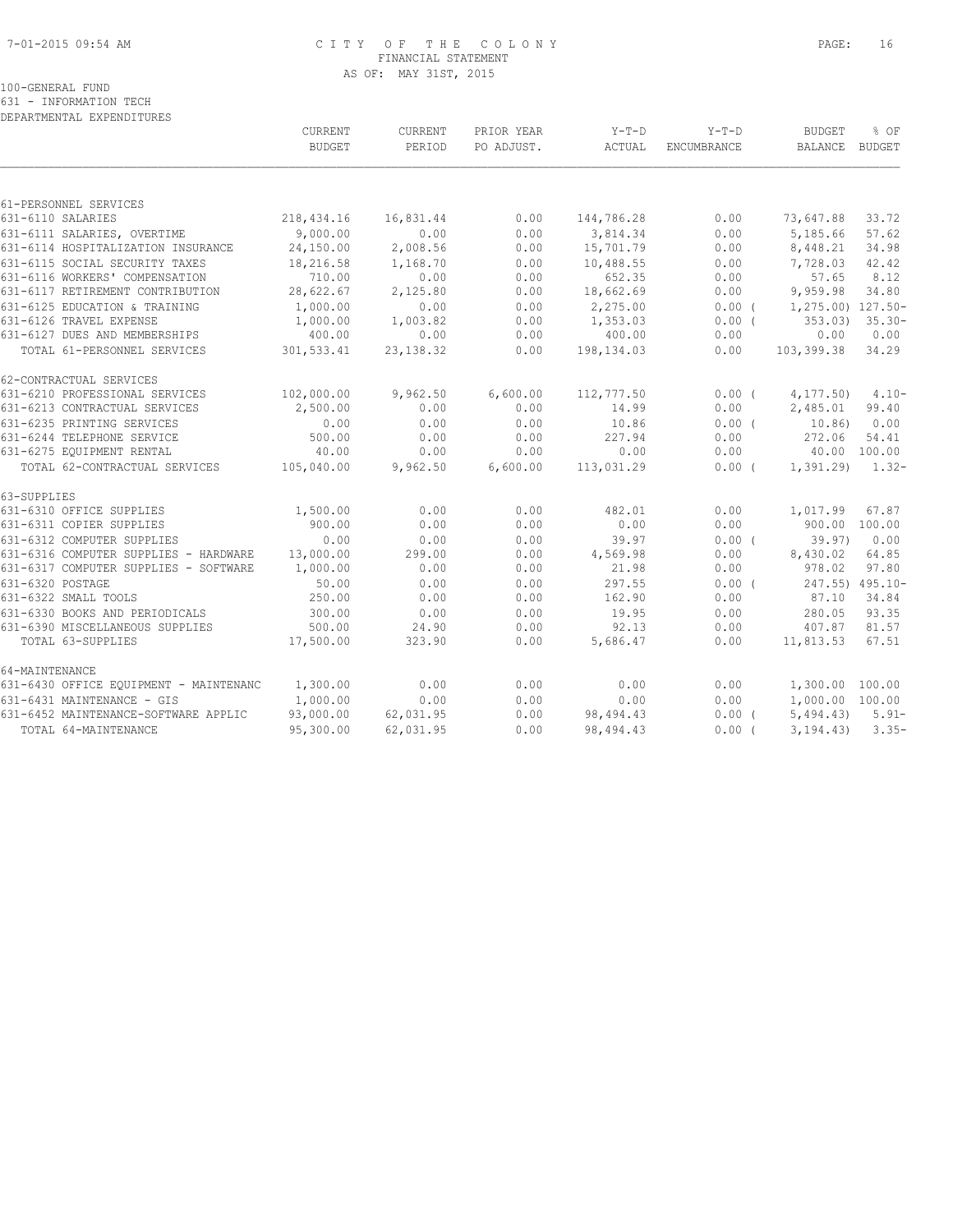CITY OF THE COLONY
FINANCIAL STATEMENT
AS OF: MAY 31ST, 2015

100-GENERAL FUND
631 - INFORMATION TECH
DEPARTMENTAL EXPENDITURES

| | CURRENT BUDGET | CURRENT PERIOD | PRIOR YEAR PO ADJUST. | Y-T-D ACTUAL | Y-T-D ENCUMBRANCE | BUDGET BALANCE | % OF BUDGET |
|---|---|---|---|---|---|---|---|
| 61-PERSONNEL SERVICES | | | | | | | |
| 631-6110 SALARIES | 218,434.16 | 16,831.44 | 0.00 | 144,786.28 | 0.00 | 73,647.88 | 33.72 |
| 631-6111 SALARIES, OVERTIME | 9,000.00 | 0.00 | 0.00 | 3,814.34 | 0.00 | 5,185.66 | 57.62 |
| 631-6114 HOSPITALIZATION INSURANCE | 24,150.00 | 2,008.56 | 0.00 | 15,701.79 | 0.00 | 8,448.21 | 34.98 |
| 631-6115 SOCIAL SECURITY TAXES | 18,216.58 | 1,168.70 | 0.00 | 10,488.55 | 0.00 | 7,728.03 | 42.42 |
| 631-6116 WORKERS' COMPENSATION | 710.00 | 0.00 | 0.00 | 652.35 | 0.00 | 57.65 | 8.12 |
| 631-6117 RETIREMENT CONTRIBUTION | 28,622.67 | 2,125.80 | 0.00 | 18,662.69 | 0.00 | 9,959.98 | 34.80 |
| 631-6125 EDUCATION & TRAINING | 1,000.00 | 0.00 | 0.00 | 2,275.00 | 0.00 ( | 1,275.00) | 127.50- |
| 631-6126 TRAVEL EXPENSE | 1,000.00 | 1,003.82 | 0.00 | 1,353.03 | 0.00 ( | 353.03) | 35.30- |
| 631-6127 DUES AND MEMBERSHIPS | 400.00 | 0.00 | 0.00 | 400.00 | 0.00 | 0.00 | 0.00 |
| TOTAL 61-PERSONNEL SERVICES | 301,533.41 | 23,138.32 | 0.00 | 198,134.03 | 0.00 | 103,399.38 | 34.29 |
| 62-CONTRACTUAL SERVICES | | | | | | | |
| 631-6210 PROFESSIONAL SERVICES | 102,000.00 | 9,962.50 | 6,600.00 | 112,777.50 | 0.00 ( | 4,177.50) | 4.10- |
| 631-6213 CONTRACTUAL SERVICES | 2,500.00 | 0.00 | 0.00 | 14.99 | 0.00 | 2,485.01 | 99.40 |
| 631-6235 PRINTING SERVICES | 0.00 | 0.00 | 0.00 | 10.86 | 0.00 ( | 10.86) | 0.00 |
| 631-6244 TELEPHONE SERVICE | 500.00 | 0.00 | 0.00 | 227.94 | 0.00 | 272.06 | 54.41 |
| 631-6275 EQUIPMENT RENTAL | 40.00 | 0.00 | 0.00 | 0.00 | 0.00 | 40.00 | 100.00 |
| TOTAL 62-CONTRACTUAL SERVICES | 105,040.00 | 9,962.50 | 6,600.00 | 113,031.29 | 0.00 ( | 1,391.29) | 1.32- |
| 63-SUPPLIES | | | | | | | |
| 631-6310 OFFICE SUPPLIES | 1,500.00 | 0.00 | 0.00 | 482.01 | 0.00 | 1,017.99 | 67.87 |
| 631-6311 COPIER SUPPLIES | 900.00 | 0.00 | 0.00 | 0.00 | 0.00 | 900.00 | 100.00 |
| 631-6312 COMPUTER SUPPLIES | 0.00 | 0.00 | 0.00 | 39.97 | 0.00 ( | 39.97) | 0.00 |
| 631-6316 COMPUTER SUPPLIES - HARDWARE | 13,000.00 | 299.00 | 0.00 | 4,569.98 | 0.00 | 8,430.02 | 64.85 |
| 631-6317 COMPUTER SUPPLIES - SOFTWARE | 1,000.00 | 0.00 | 0.00 | 21.98 | 0.00 | 978.02 | 97.80 |
| 631-6320 POSTAGE | 50.00 | 0.00 | 0.00 | 297.55 | 0.00 ( | 247.55) | 495.10- |
| 631-6322 SMALL TOOLS | 250.00 | 0.00 | 0.00 | 162.90 | 0.00 | 87.10 | 34.84 |
| 631-6330 BOOKS AND PERIODICALS | 300.00 | 0.00 | 0.00 | 19.95 | 0.00 | 280.05 | 93.35 |
| 631-6390 MISCELLANEOUS SUPPLIES | 500.00 | 24.90 | 0.00 | 92.13 | 0.00 | 407.87 | 81.57 |
| TOTAL 63-SUPPLIES | 17,500.00 | 323.90 | 0.00 | 5,686.47 | 0.00 | 11,813.53 | 67.51 |
| 64-MAINTENANCE | | | | | | | |
| 631-6430 OFFICE EQUIPMENT - MAINTENANC | 1,300.00 | 0.00 | 0.00 | 0.00 | 0.00 | 1,300.00 | 100.00 |
| 631-6431 MAINTENANCE - GIS | 1,000.00 | 0.00 | 0.00 | 0.00 | 0.00 | 1,000.00 | 100.00 |
| 631-6452 MAINTENANCE-SOFTWARE APPLIC | 93,000.00 | 62,031.95 | 0.00 | 98,494.43 | 0.00 ( | 5,494.43) | 5.91- |
| TOTAL 64-MAINTENANCE | 95,300.00 | 62,031.95 | 0.00 | 98,494.43 | 0.00 ( | 3,194.43) | 3.35- |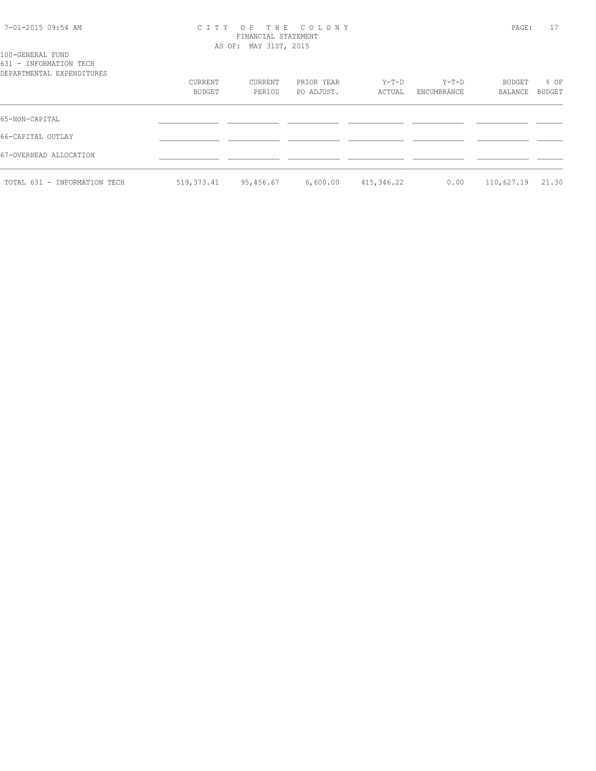CITY OF THE COLONY
FINANCIAL STATEMENT
AS OF: MAY 31ST, 2015

100-GENERAL FUND
631 - INFORMATION TECH
DEPARTMENTAL EXPENDITURES

| | CURRENT BUDGET | CURRENT PERIOD | PRIOR YEAR PO ADJUST. | Y-T-D ACTUAL | Y-T-D ENCUMBRANCE | BUDGET BALANCE | % OF BUDGET |
|---|---|---|---|---|---|---|---|
| 65-NON-CAPITAL | | | | | | | |
| 66-CAPITAL OUTLAY | | | | | | | |
| 67-OVERHEAD ALLOCATION | | | | | | | |
| TOTAL 631 - INFORMATION TECH | 519,373.41 | 95,456.67 | 6,600.00 | 415,346.22 | 0.00 | 110,627.19 | 21.30 |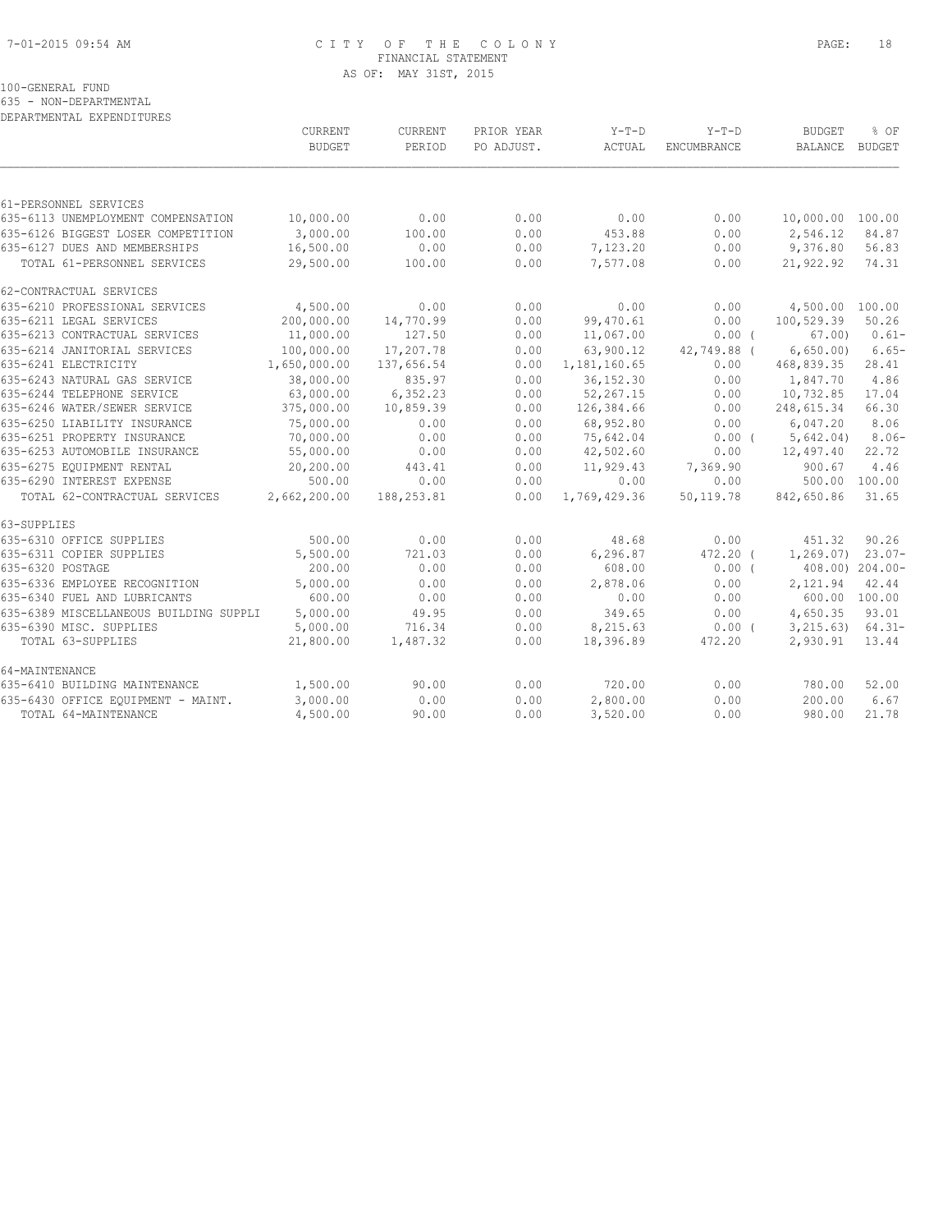# CITY OF THE COLONY
## FINANCIAL STATEMENT
### AS OF: MAY 31ST, 2015

100-GENERAL FUND
635 - NON-DEPARTMENTAL
DEPARTMENTAL EXPENDITURES

| | CURRENT BUDGET | CURRENT PERIOD | PRIOR YEAR PO ADJUST. | Y-T-D ACTUAL | Y-T-D ENCUMBRANCE | BUDGET BALANCE | % OF BUDGET |
|---|---|---|---|---|---|---|---|
| **61-PERSONNEL SERVICES** | | | | | | | |
| 635-6113 UNEMPLOYMENT COMPENSATION | 10,000.00 | 0.00 | 0.00 | 0.00 | 0.00 | 10,000.00 | 100.00 |
| 635-6126 BIGGEST LOSER COMPETITION | 3,000.00 | 100.00 | 0.00 | 453.88 | 0.00 | 2,546.12 | 84.87 |
| 635-6127 DUES AND MEMBERSHIPS | 16,500.00 | 0.00 | 0.00 | 7,123.20 | 0.00 | 9,376.80 | 56.83 |
| TOTAL 61-PERSONNEL SERVICES | 29,500.00 | 100.00 | 0.00 | 7,577.08 | 0.00 | 21,922.92 | 74.31 |
| **62-CONTRACTUAL SERVICES** | | | | | | | |
| 635-6210 PROFESSIONAL SERVICES | 4,500.00 | 0.00 | 0.00 | 0.00 | 0.00 | 4,500.00 | 100.00 |
| 635-6211 LEGAL SERVICES | 200,000.00 | 14,770.99 | 0.00 | 99,470.61 | 0.00 | 100,529.39 | 50.26 |
| 635-6213 CONTRACTUAL SERVICES | 11,000.00 | 127.50 | 0.00 | 11,067.00 | 0.00 | ( 67.00) | 0.61- |
| 635-6214 JANITORIAL SERVICES | 100,000.00 | 17,207.78 | 0.00 | 63,900.12 | 42,749.88 | ( 6,650.00) | 6.65- |
| 635-6241 ELECTRICITY | 1,650,000.00 | 137,656.54 | 0.00 | 1,181,160.65 | 0.00 | 468,839.35 | 28.41 |
| 635-6243 NATURAL GAS SERVICE | 38,000.00 | 835.97 | 0.00 | 36,152.30 | 0.00 | 1,847.70 | 4.86 |
| 635-6244 TELEPHONE SERVICE | 63,000.00 | 6,352.23 | 0.00 | 52,267.15 | 0.00 | 10,732.85 | 17.04 |
| 635-6246 WATER/SEWER SERVICE | 375,000.00 | 10,859.39 | 0.00 | 126,384.66 | 0.00 | 248,615.34 | 66.30 |
| 635-6250 LIABILITY INSURANCE | 75,000.00 | 0.00 | 0.00 | 68,952.80 | 0.00 | 6,047.20 | 8.06 |
| 635-6251 PROPERTY INSURANCE | 70,000.00 | 0.00 | 0.00 | 75,642.04 | 0.00 | ( 5,642.04) | 8.06- |
| 635-6253 AUTOMOBILE INSURANCE | 55,000.00 | 0.00 | 0.00 | 42,502.60 | 0.00 | 12,497.40 | 22.72 |
| 635-6275 EQUIPMENT RENTAL | 20,200.00 | 443.41 | 0.00 | 11,929.43 | 7,369.90 | 900.67 | 4.46 |
| 635-6290 INTEREST EXPENSE | 500.00 | 0.00 | 0.00 | 0.00 | 0.00 | 500.00 | 100.00 |
| TOTAL 62-CONTRACTUAL SERVICES | 2,662,200.00 | 188,253.81 | 0.00 | 1,769,429.36 | 50,119.78 | 842,650.86 | 31.65 |
| **63-SUPPLIES** | | | | | | | |
| 635-6310 OFFICE SUPPLIES | 500.00 | 0.00 | 0.00 | 48.68 | 0.00 | 451.32 | 90.26 |
| 635-6311 COPIER SUPPLIES | 5,500.00 | 721.03 | 0.00 | 6,296.87 | 472.20 | ( 1,269.07) | 23.07- |
| 635-6320 POSTAGE | 200.00 | 0.00 | 0.00 | 608.00 | 0.00 | ( 408.00) | 204.00- |
| 635-6336 EMPLOYEE RECOGNITION | 5,000.00 | 0.00 | 0.00 | 2,878.06 | 0.00 | 2,121.94 | 42.44 |
| 635-6340 FUEL AND LUBRICANTS | 600.00 | 0.00 | 0.00 | 0.00 | 0.00 | 600.00 | 100.00 |
| 635-6389 MISCELLANEOUS BUILDING SUPPLI | 5,000.00 | 49.95 | 0.00 | 349.65 | 0.00 | 4,650.35 | 93.01 |
| 635-6390 MISC. SUPPLIES | 5,000.00 | 716.34 | 0.00 | 8,215.63 | 0.00 | ( 3,215.63) | 64.31- |
| TOTAL 63-SUPPLIES | 21,800.00 | 1,487.32 | 0.00 | 18,396.89 | 472.20 | 2,930.91 | 13.44 |
| **64-MAINTENANCE** | | | | | | | |
| 635-6410 BUILDING MAINTENANCE | 1,500.00 | 90.00 | 0.00 | 720.00 | 0.00 | 780.00 | 52.00 |
| 635-6430 OFFICE EQUIPMENT - MAINT. | 3,000.00 | 0.00 | 0.00 | 2,800.00 | 0.00 | 200.00 | 6.67 |
| TOTAL 64-MAINTENANCE | 4,500.00 | 90.00 | 0.00 | 3,520.00 | 0.00 | 980.00 | 21.78 |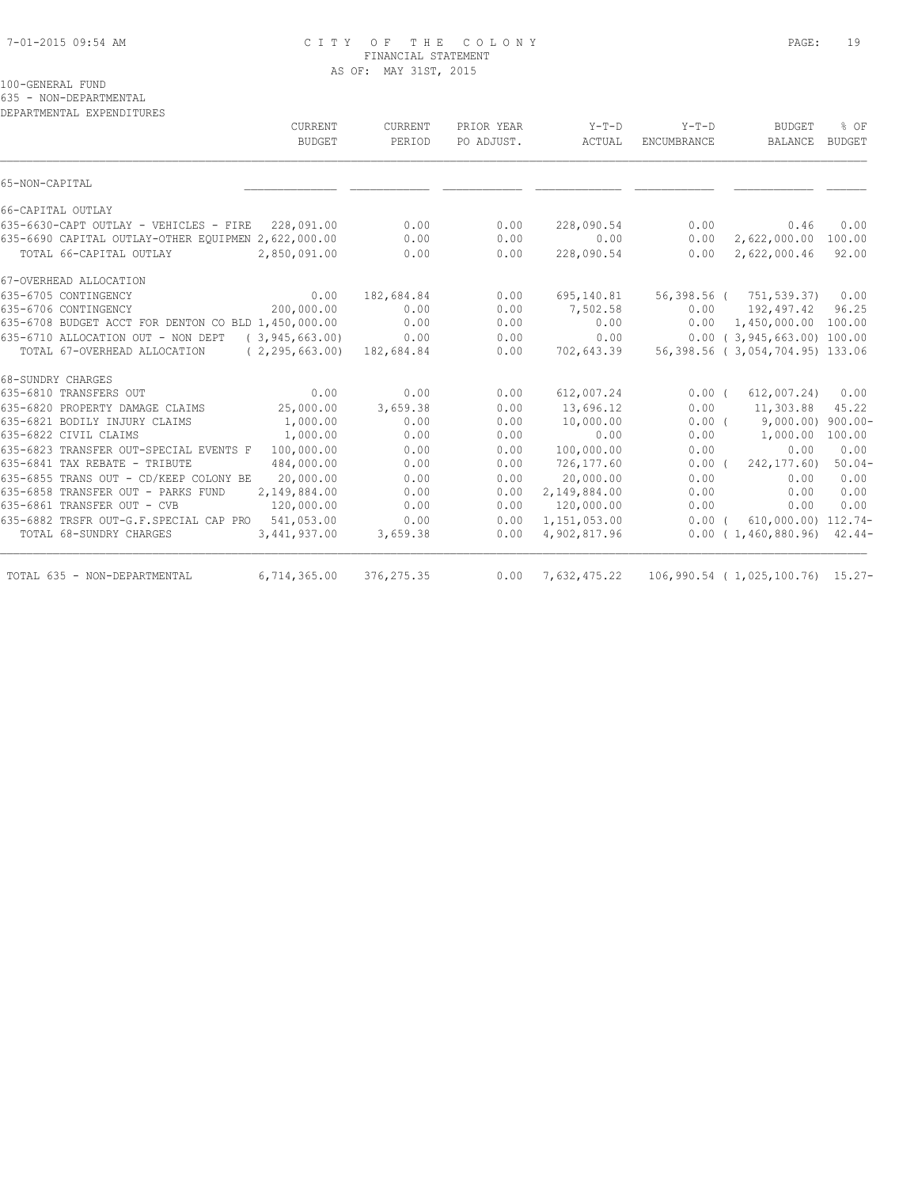# CITY OF THE COLONY
## FINANCIAL STATEMENT
### AS OF: MAY 31ST, 2015

100-GENERAL FUND
635 - NON-DEPARTMENTAL
DEPARTMENTAL EXPENDITURES

| | CURRENT BUDGET | CURRENT PERIOD | PRIOR YEAR PO ADJUST. | Y-T-D ACTUAL | Y-T-D ENCUMBRANCE | BUDGET BALANCE | % OF BUDGET |
|---|---|---|---|---|---|---|---|
| 65-NON-CAPITAL | | | | | | | |
| 66-CAPITAL OUTLAY | | | | | | | |
| 635-6630-CAPT OUTLAY - VEHICLES - FIRE | 228,091.00 | 0.00 | 0.00 | 228,090.54 | 0.00 | 0.46 | 0.00 |
| 635-6690 CAPITAL OUTLAY-OTHER EQUIPMEN | 2,622,000.00 | 0.00 | 0.00 | 0.00 | 0.00 | 2,622,000.00 | 100.00 |
| TOTAL 66-CAPITAL OUTLAY | 2,850,091.00 | 0.00 | 0.00 | 228,090.54 | 0.00 | 2,622,000.46 | 92.00 |
| 67-OVERHEAD ALLOCATION | | | | | | | |
| 635-6705 CONTINGENCY | 0.00 | 182,684.84 | 0.00 | 695,140.81 | 56,398.56 | ( 751,539.37) | 0.00 |
| 635-6706 CONTINGENCY | 200,000.00 | 0.00 | 0.00 | 7,502.58 | 0.00 | 192,497.42 | 96.25 |
| 635-6708 BUDGET ACCT FOR DENTON CO BLD | 1,450,000.00 | 0.00 | 0.00 | 0.00 | 0.00 | 1,450,000.00 | 100.00 |
| 635-6710 ALLOCATION OUT - NON DEPT | ( 3,945,663.00) | 0.00 | 0.00 | 0.00 | 0.00 | ( 3,945,663.00) | 100.00 |
| TOTAL 67-OVERHEAD ALLOCATION | ( 2,295,663.00) | 182,684.84 | 0.00 | 702,643.39 | 56,398.56 | ( 3,054,704.95) | 133.06 |
| 68-SUNDRY CHARGES | | | | | | | |
| 635-6810 TRANSFERS OUT | 0.00 | 0.00 | 0.00 | 612,007.24 | 0.00 | ( 612,007.24) | 0.00 |
| 635-6820 PROPERTY DAMAGE CLAIMS | 25,000.00 | 3,659.38 | 0.00 | 13,696.12 | 0.00 | 11,303.88 | 45.22 |
| 635-6821 BODILY INJURY CLAIMS | 1,000.00 | 0.00 | 0.00 | 10,000.00 | 0.00 | ( 9,000.00) | 900.00- |
| 635-6822 CIVIL CLAIMS | 1,000.00 | 0.00 | 0.00 | 0.00 | 0.00 | 1,000.00 | 100.00 |
| 635-6823 TRANSFER OUT-SPECIAL EVENTS F | 100,000.00 | 0.00 | 0.00 | 100,000.00 | 0.00 | 0.00 | 0.00 |
| 635-6841 TAX REBATE - TRIBUTE | 484,000.00 | 0.00 | 0.00 | 726,177.60 | 0.00 | ( 242,177.60) | 50.04- |
| 635-6855 TRANS OUT - CD/KEEP COLONY BE | 20,000.00 | 0.00 | 0.00 | 20,000.00 | 0.00 | 0.00 | 0.00 |
| 635-6858 TRANSFER OUT - PARKS FUND | 2,149,884.00 | 0.00 | 0.00 | 2,149,884.00 | 0.00 | 0.00 | 0.00 |
| 635-6861 TRANSFER OUT - CVB | 120,000.00 | 0.00 | 0.00 | 120,000.00 | 0.00 | 0.00 | 0.00 |
| 635-6882 TRSFR OUT-G.F.SPECIAL CAP PRO | 541,053.00 | 0.00 | 0.00 | 1,151,053.00 | 0.00 | ( 610,000.00) | 112.74- |
| TOTAL 68-SUNDRY CHARGES | 3,441,937.00 | 3,659.38 | 0.00 | 4,902,817.96 | 0.00 | ( 1,460,880.96) | 42.44- |
| TOTAL 635 - NON-DEPARTMENTAL | 6,714,365.00 | 376,275.35 | 0.00 | 7,632,475.22 | 106,990.54 | ( 1,025,100.76) | 15.27- |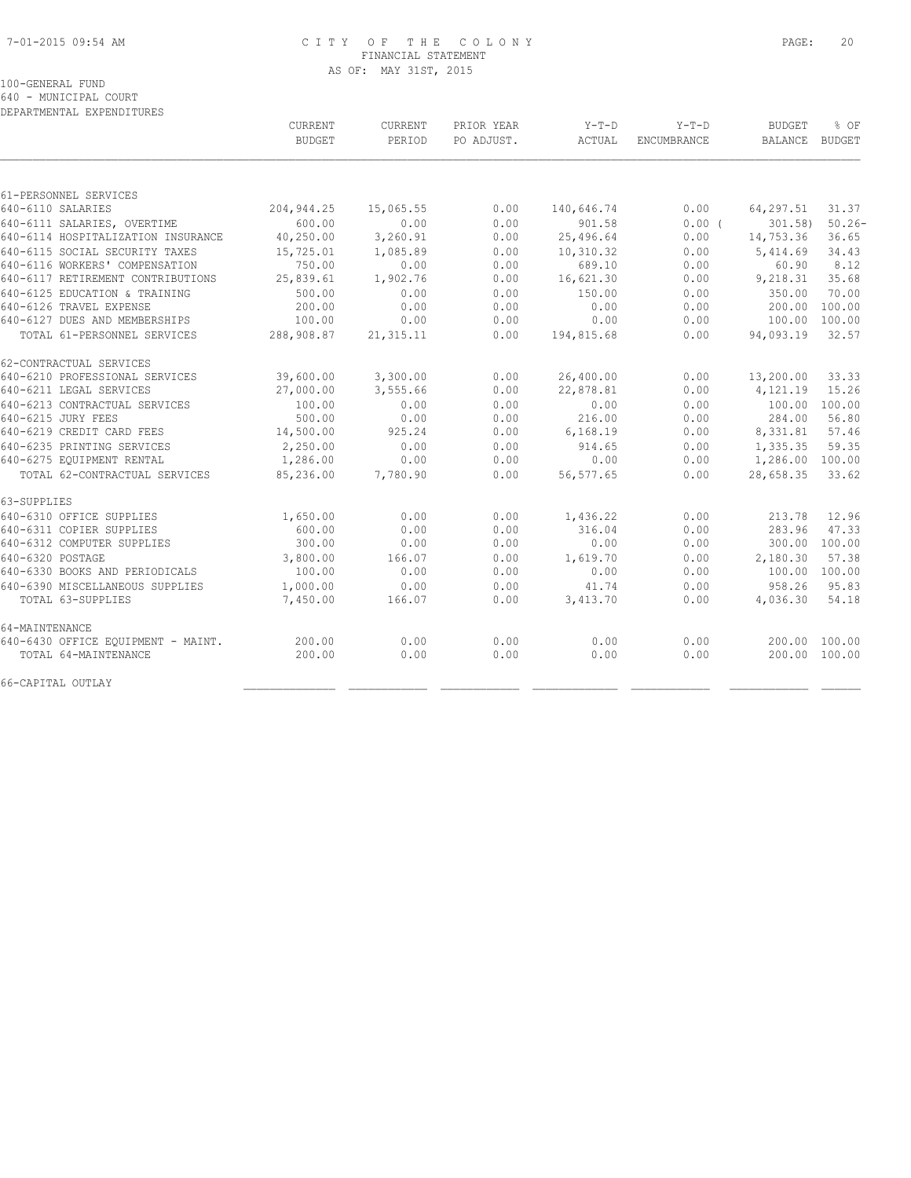CITY OF THE COLONY
FINANCIAL STATEMENT
AS OF: MAY 31ST, 2015

100-GENERAL FUND
640 - MUNICIPAL COURT
DEPARTMENTAL EXPENDITURES

| | CURRENT BUDGET | CURRENT PERIOD | PRIOR YEAR PO ADJUST. | Y-T-D ACTUAL | Y-T-D ENCUMBRANCE | BUDGET BALANCE | % OF BUDGET |
|---|---|---|---|---|---|---|---|
| **61-PERSONNEL SERVICES** | | | | | | | |
| 640-6110 SALARIES | 204,944.25 | 15,065.55 | 0.00 | 140,646.74 | 0.00 | 64,297.51 | 31.37 |
| 640-6111 SALARIES, OVERTIME | 600.00 | 0.00 | 0.00 | 901.58 | 0.00 | ( 301.58) | 50.26- |
| 640-6114 HOSPITALIZATION INSURANCE | 40,250.00 | 3,260.91 | 0.00 | 25,496.64 | 0.00 | 14,753.36 | 36.65 |
| 640-6115 SOCIAL SECURITY TAXES | 15,725.01 | 1,085.89 | 0.00 | 10,310.32 | 0.00 | 5,414.69 | 34.43 |
| 640-6116 WORKERS' COMPENSATION | 750.00 | 0.00 | 0.00 | 689.10 | 0.00 | 60.90 | 8.12 |
| 640-6117 RETIREMENT CONTRIBUTIONS | 25,839.61 | 1,902.76 | 0.00 | 16,621.30 | 0.00 | 9,218.31 | 35.68 |
| 640-6125 EDUCATION & TRAINING | 500.00 | 0.00 | 0.00 | 150.00 | 0.00 | 350.00 | 70.00 |
| 640-6126 TRAVEL EXPENSE | 200.00 | 0.00 | 0.00 | 0.00 | 0.00 | 200.00 | 100.00 |
| 640-6127 DUES AND MEMBERSHIPS | 100.00 | 0.00 | 0.00 | 0.00 | 0.00 | 100.00 | 100.00 |
| TOTAL 61-PERSONNEL SERVICES | 288,908.87 | 21,315.11 | 0.00 | 194,815.68 | 0.00 | 94,093.19 | 32.57 |
| **62-CONTRACTUAL SERVICES** | | | | | | | |
| 640-6210 PROFESSIONAL SERVICES | 39,600.00 | 3,300.00 | 0.00 | 26,400.00 | 0.00 | 13,200.00 | 33.33 |
| 640-6211 LEGAL SERVICES | 27,000.00 | 3,555.66 | 0.00 | 22,878.81 | 0.00 | 4,121.19 | 15.26 |
| 640-6213 CONTRACTUAL SERVICES | 100.00 | 0.00 | 0.00 | 0.00 | 0.00 | 100.00 | 100.00 |
| 640-6215 JURY FEES | 500.00 | 0.00 | 0.00 | 216.00 | 0.00 | 284.00 | 56.80 |
| 640-6219 CREDIT CARD FEES | 14,500.00 | 925.24 | 0.00 | 6,168.19 | 0.00 | 8,331.81 | 57.46 |
| 640-6235 PRINTING SERVICES | 2,250.00 | 0.00 | 0.00 | 914.65 | 0.00 | 1,335.35 | 59.35 |
| 640-6275 EQUIPMENT RENTAL | 1,286.00 | 0.00 | 0.00 | 0.00 | 0.00 | 1,286.00 | 100.00 |
| TOTAL 62-CONTRACTUAL SERVICES | 85,236.00 | 7,780.90 | 0.00 | 56,577.65 | 0.00 | 28,658.35 | 33.62 |
| **63-SUPPLIES** | | | | | | | |
| 640-6310 OFFICE SUPPLIES | 1,650.00 | 0.00 | 0.00 | 1,436.22 | 0.00 | 213.78 | 12.96 |
| 640-6311 COPIER SUPPLIES | 600.00 | 0.00 | 0.00 | 316.04 | 0.00 | 283.96 | 47.33 |
| 640-6312 COMPUTER SUPPLIES | 300.00 | 0.00 | 0.00 | 0.00 | 0.00 | 300.00 | 100.00 |
| 640-6320 POSTAGE | 3,800.00 | 166.07 | 0.00 | 1,619.70 | 0.00 | 2,180.30 | 57.38 |
| 640-6330 BOOKS AND PERIODICALS | 100.00 | 0.00 | 0.00 | 0.00 | 0.00 | 100.00 | 100.00 |
| 640-6390 MISCELLANEOUS SUPPLIES | 1,000.00 | 0.00 | 0.00 | 41.74 | 0.00 | 958.26 | 95.83 |
| TOTAL 63-SUPPLIES | 7,450.00 | 166.07 | 0.00 | 3,413.70 | 0.00 | 4,036.30 | 54.18 |
| **64-MAINTENANCE** | | | | | | | |
| 640-6430 OFFICE EQUIPMENT - MAINT. | 200.00 | 0.00 | 0.00 | 0.00 | 0.00 | 200.00 | 100.00 |
| TOTAL 64-MAINTENANCE | 200.00 | 0.00 | 0.00 | 0.00 | 0.00 | 200.00 | 100.00 |
| **66-CAPITAL OUTLAY** | | | | | | | |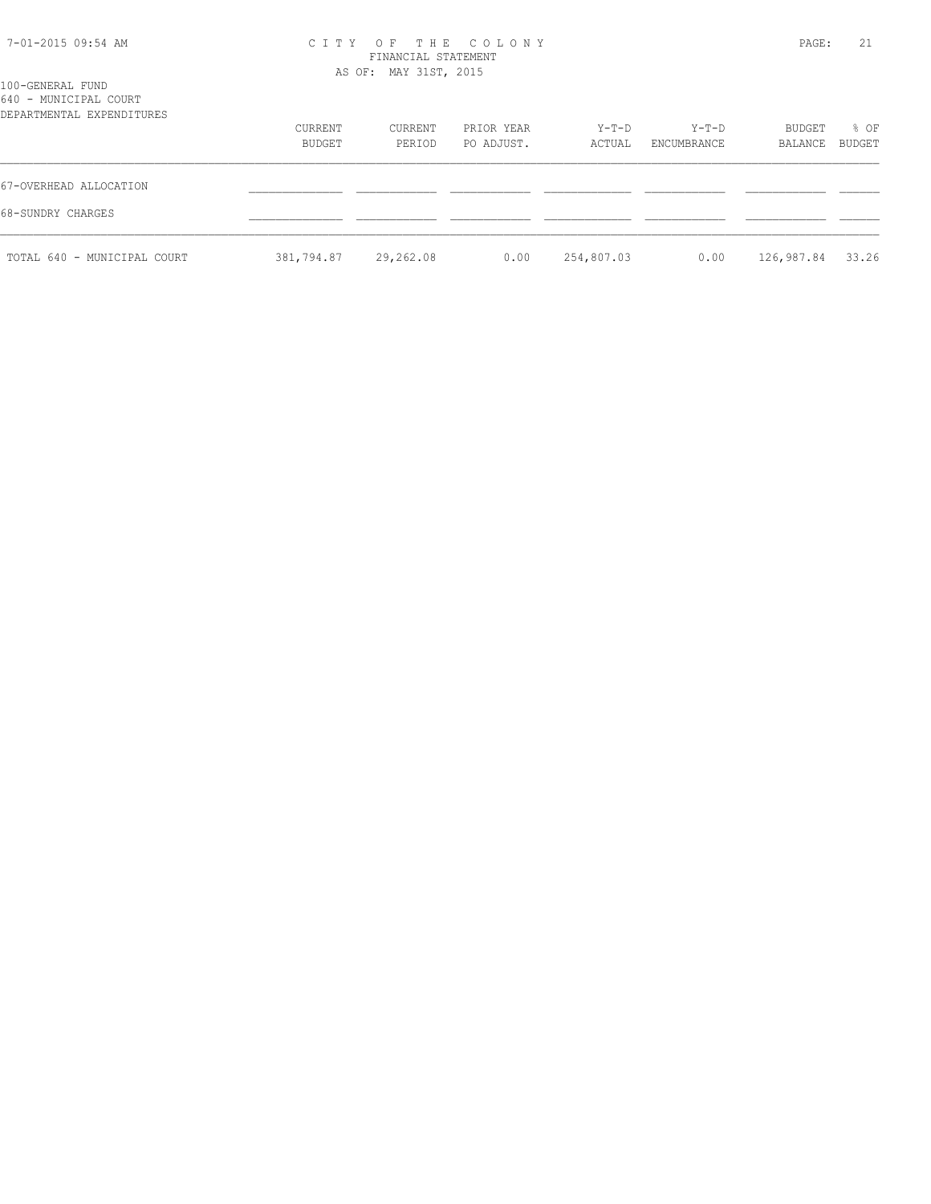100-GENERAL FUND
640 - MUNICIPAL COURT
DEPARTMENTAL EXPENDITURES

| | CURRENT BUDGET | CURRENT PERIOD | PRIOR YEAR PO ADJUST. | Y-T-D ACTUAL | Y-T-D ENCUMBRANCE | BUDGET BALANCE | % OF BUDGET |
|---|---|---|---|---|---|---|---|
| 67-OVERHEAD ALLOCATION | | | | | | | |
| 68-SUNDRY CHARGES | | | | | | | |
| TOTAL 640 - MUNICIPAL COURT | 381,794.87 | 29,262.08 | 0.00 | 254,807.03 | 0.00 | 126,987.84 | 33.26 |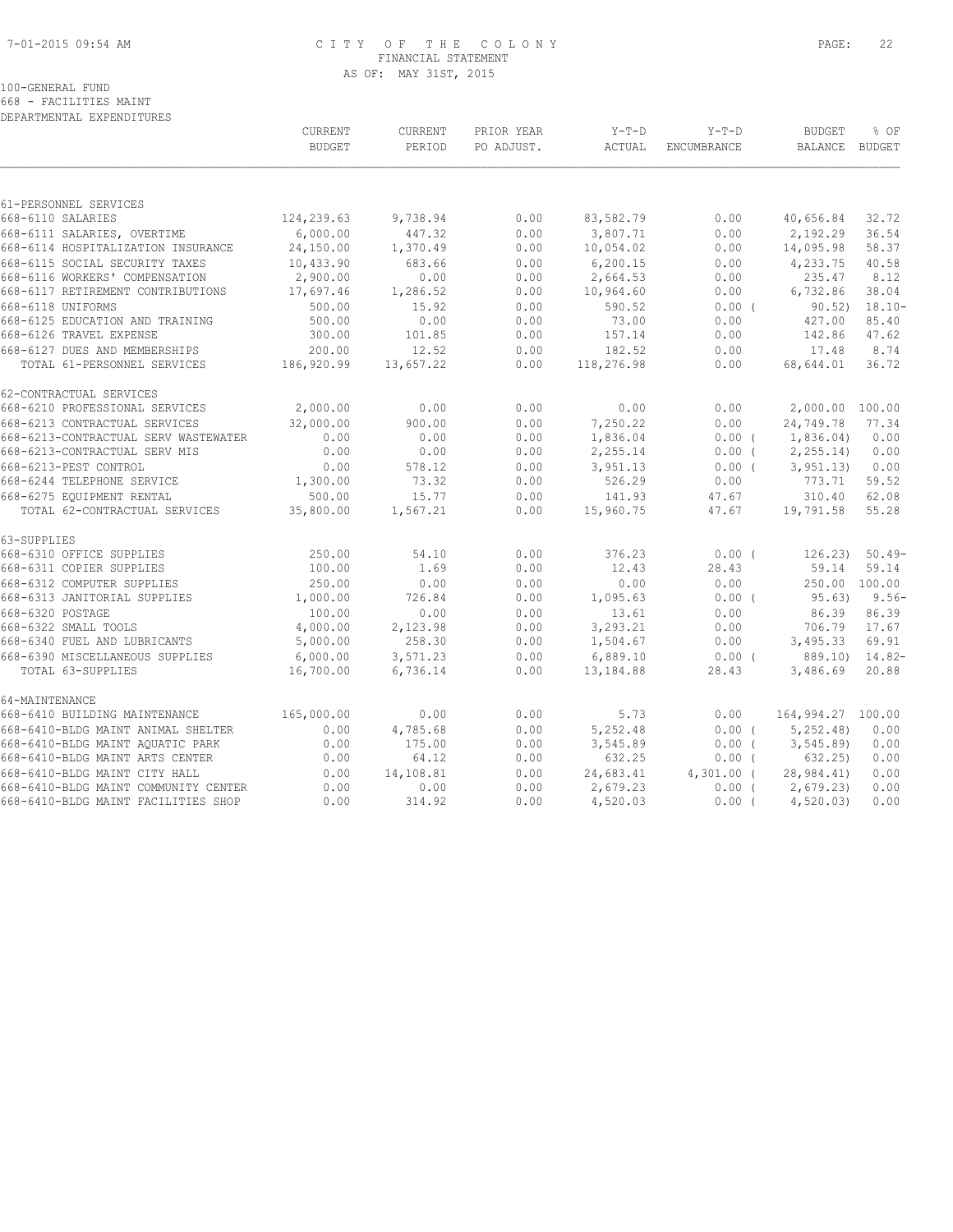# CITY OF THE COLONY
## FINANCIAL STATEMENT
### AS OF: MAY 31ST, 2015

100-GENERAL FUND
668 - FACILITIES MAINT
DEPARTMENTAL EXPENDITURES

| | CURRENT BUDGET | CURRENT PERIOD | PRIOR YEAR PO ADJUST. | Y-T-D ACTUAL | Y-T-D ENCUMBRANCE | BUDGET BALANCE | % OF BUDGET |
|---|---|---|---|---|---|---|---|
| **61-PERSONNEL SERVICES** | | | | | | | |
| 668-6110 SALARIES | 124,239.63 | 9,738.94 | 0.00 | 83,582.79 | 0.00 | 40,656.84 | 32.72 |
| 668-6111 SALARIES, OVERTIME | 6,000.00 | 447.32 | 0.00 | 3,807.71 | 0.00 | 2,192.29 | 36.54 |
| 668-6114 HOSPITALIZATION INSURANCE | 24,150.00 | 1,370.49 | 0.00 | 10,054.02 | 0.00 | 14,095.98 | 58.37 |
| 668-6115 SOCIAL SECURITY TAXES | 10,433.90 | 683.66 | 0.00 | 6,200.15 | 0.00 | 4,233.75 | 40.58 |
| 668-6116 WORKERS' COMPENSATION | 2,900.00 | 0.00 | 0.00 | 2,664.53 | 0.00 | 235.47 | 8.12 |
| 668-6117 RETIREMENT CONTRIBUTIONS | 17,697.46 | 1,286.52 | 0.00 | 10,964.60 | 0.00 | 6,732.86 | 38.04 |
| 668-6118 UNIFORMS | 500.00 | 15.92 | 0.00 | 590.52 | 0.00 | ( 90.52) | 18.10- |
| 668-6125 EDUCATION AND TRAINING | 500.00 | 0.00 | 0.00 | 73.00 | 0.00 | 427.00 | 85.40 |
| 668-6126 TRAVEL EXPENSE | 300.00 | 101.85 | 0.00 | 157.14 | 0.00 | 142.86 | 47.62 |
| 668-6127 DUES AND MEMBERSHIPS | 200.00 | 12.52 | 0.00 | 182.52 | 0.00 | 17.48 | 8.74 |
| TOTAL 61-PERSONNEL SERVICES | 186,920.99 | 13,657.22 | 0.00 | 118,276.98 | 0.00 | 68,644.01 | 36.72 |
| **62-CONTRACTUAL SERVICES** | | | | | | | |
| 668-6210 PROFESSIONAL SERVICES | 2,000.00 | 0.00 | 0.00 | 0.00 | 0.00 | 2,000.00 | 100.00 |
| 668-6213 CONTRACTUAL SERVICES | 32,000.00 | 900.00 | 0.00 | 7,250.22 | 0.00 | 24,749.78 | 77.34 |
| 668-6213-CONTRACTUAL SERV WASTEWATER | 0.00 | 0.00 | 0.00 | 1,836.04 | 0.00 | ( 1,836.04) | 0.00 |
| 668-6213-CONTRACTUAL SERV MIS | 0.00 | 0.00 | 0.00 | 2,255.14 | 0.00 | ( 2,255.14) | 0.00 |
| 668-6213-PEST CONTROL | 0.00 | 578.12 | 0.00 | 3,951.13 | 0.00 | ( 3,951.13) | 0.00 |
| 668-6244 TELEPHONE SERVICE | 1,300.00 | 73.32 | 0.00 | 526.29 | 0.00 | 773.71 | 59.52 |
| 668-6275 EQUIPMENT RENTAL | 500.00 | 15.77 | 0.00 | 141.93 | 47.67 | 310.40 | 62.08 |
| TOTAL 62-CONTRACTUAL SERVICES | 35,800.00 | 1,567.21 | 0.00 | 15,960.75 | 47.67 | 19,791.58 | 55.28 |
| **63-SUPPLIES** | | | | | | | |
| 668-6310 OFFICE SUPPLIES | 250.00 | 54.10 | 0.00 | 376.23 | 0.00 | ( 126.23) | 50.49- |
| 668-6311 COPIER SUPPLIES | 100.00 | 1.69 | 0.00 | 12.43 | 28.43 | 59.14 | 59.14 |
| 668-6312 COMPUTER SUPPLIES | 250.00 | 0.00 | 0.00 | 0.00 | 0.00 | 250.00 | 100.00 |
| 668-6313 JANITORIAL SUPPLIES | 1,000.00 | 726.84 | 0.00 | 1,095.63 | 0.00 | ( 95.63) | 9.56- |
| 668-6320 POSTAGE | 100.00 | 0.00 | 0.00 | 13.61 | 0.00 | 86.39 | 86.39 |
| 668-6322 SMALL TOOLS | 4,000.00 | 2,123.98 | 0.00 | 3,293.21 | 0.00 | 706.79 | 17.67 |
| 668-6340 FUEL AND LUBRICANTS | 5,000.00 | 258.30 | 0.00 | 1,504.67 | 0.00 | 3,495.33 | 69.91 |
| 668-6390 MISCELLANEOUS SUPPLIES | 6,000.00 | 3,571.23 | 0.00 | 6,889.10 | 0.00 | ( 889.10) | 14.82- |
| TOTAL 63-SUPPLIES | 16,700.00 | 6,736.14 | 0.00 | 13,184.88 | 28.43 | 3,486.69 | 20.88 |
| **64-MAINTENANCE** | | | | | | | |
| 668-6410 BUILDING MAINTENANCE | 165,000.00 | 0.00 | 0.00 | 5.73 | 0.00 | 164,994.27 | 100.00 |
| 668-6410-BLDG MAINT ANIMAL SHELTER | 0.00 | 4,785.68 | 0.00 | 5,252.48 | 0.00 | ( 5,252.48) | 0.00 |
| 668-6410-BLDG MAINT AQUATIC PARK | 0.00 | 175.00 | 0.00 | 3,545.89 | 0.00 | ( 3,545.89) | 0.00 |
| 668-6410-BLDG MAINT ARTS CENTER | 0.00 | 64.12 | 0.00 | 632.25 | 0.00 | ( 632.25) | 0.00 |
| 668-6410-BLDG MAINT CITY HALL | 0.00 | 14,108.81 | 0.00 | 24,683.41 | 4,301.00 | ( 28,984.41) | 0.00 |
| 668-6410-BLDG MAINT COMMUNITY CENTER | 0.00 | 0.00 | 0.00 | 2,679.23 | 0.00 | ( 2,679.23) | 0.00 |
| 668-6410-BLDG MAINT FACILITIES SHOP | 0.00 | 314.92 | 0.00 | 4,520.03 | 0.00 | ( 4,520.03) | 0.00 |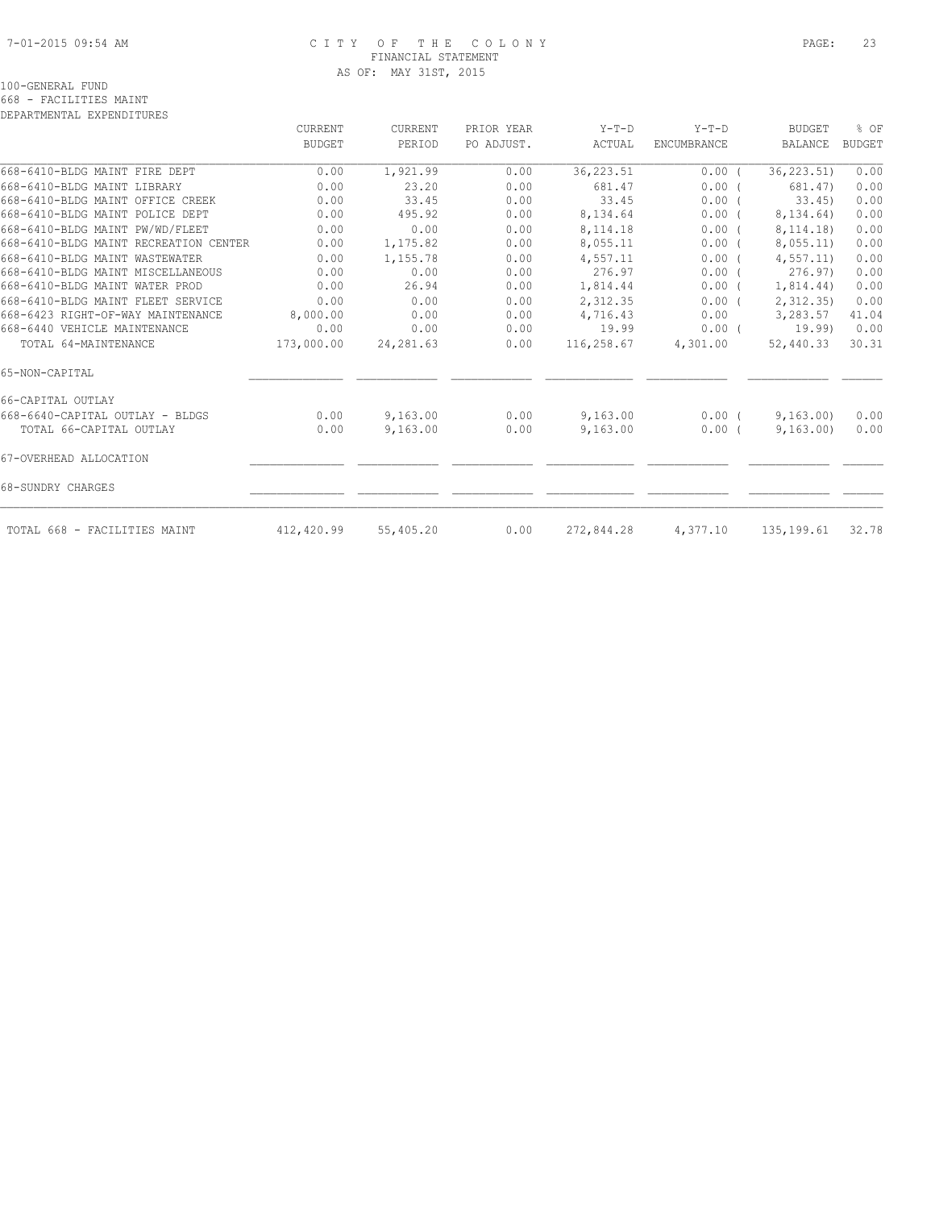CITY OF THE COLONY
FINANCIAL STATEMENT
AS OF: MAY 31ST, 2015

100-GENERAL FUND
668 - FACILITIES MAINT
DEPARTMENTAL EXPENDITURES

| | CURRENT BUDGET | CURRENT PERIOD | PRIOR YEAR PO ADJUST. | Y-T-D ACTUAL | Y-T-D ENCUMBRANCE | BUDGET BALANCE | % OF BUDGET |
|---|---|---|---|---|---|---|---|
| 668-6410-BLDG MAINT FIRE DEPT | 0.00 | 1,921.99 | 0.00 | 36,223.51 | 0.00 | ( 36,223.51) | 0.00 |
| 668-6410-BLDG MAINT LIBRARY | 0.00 | 23.20 | 0.00 | 681.47 | 0.00 | ( 681.47) | 0.00 |
| 668-6410-BLDG MAINT OFFICE CREEK | 0.00 | 33.45 | 0.00 | 33.45 | 0.00 | ( 33.45) | 0.00 |
| 668-6410-BLDG MAINT POLICE DEPT | 0.00 | 495.92 | 0.00 | 8,134.64 | 0.00 | ( 8,134.64) | 0.00 |
| 668-6410-BLDG MAINT PW/WD/FLEET | 0.00 | 0.00 | 0.00 | 8,114.18 | 0.00 | ( 8,114.18) | 0.00 |
| 668-6410-BLDG MAINT RECREATION CENTER | 0.00 | 1,175.82 | 0.00 | 8,055.11 | 0.00 | ( 8,055.11) | 0.00 |
| 668-6410-BLDG MAINT WASTEWATER | 0.00 | 1,155.78 | 0.00 | 4,557.11 | 0.00 | ( 4,557.11) | 0.00 |
| 668-6410-BLDG MAINT MISCELLANEOUS | 0.00 | 0.00 | 0.00 | 276.97 | 0.00 | ( 276.97) | 0.00 |
| 668-6410-BLDG MAINT WATER PROD | 0.00 | 26.94 | 0.00 | 1,814.44 | 0.00 | ( 1,814.44) | 0.00 |
| 668-6410-BLDG MAINT FLEET SERVICE | 0.00 | 0.00 | 0.00 | 2,312.35 | 0.00 | ( 2,312.35) | 0.00 |
| 668-6423 RIGHT-OF-WAY MAINTENANCE | 8,000.00 | 0.00 | 0.00 | 4,716.43 | 0.00 | 3,283.57 | 41.04 |
| 668-6440 VEHICLE MAINTENANCE | 0.00 | 0.00 | 0.00 | 19.99 | 0.00 | ( 19.99) | 0.00 |
| TOTAL 64-MAINTENANCE | 173,000.00 | 24,281.63 | 0.00 | 116,258.67 | 4,301.00 | 52,440.33 | 30.31 |
| 65-NON-CAPITAL | | | | | | | |
| 66-CAPITAL OUTLAY | | | | | | | |
| 668-6640-CAPITAL OUTLAY - BLDGS | 0.00 | 9,163.00 | 0.00 | 9,163.00 | 0.00 | ( 9,163.00) | 0.00 |
| TOTAL 66-CAPITAL OUTLAY | 0.00 | 9,163.00 | 0.00 | 9,163.00 | 0.00 | ( 9,163.00) | 0.00 |
| 67-OVERHEAD ALLOCATION | | | | | | | |
| 68-SUNDRY CHARGES | | | | | | | |
| TOTAL 668 - FACILITIES MAINT | 412,420.99 | 55,405.20 | 0.00 | 272,844.28 | 4,377.10 | 135,199.61 | 32.78 |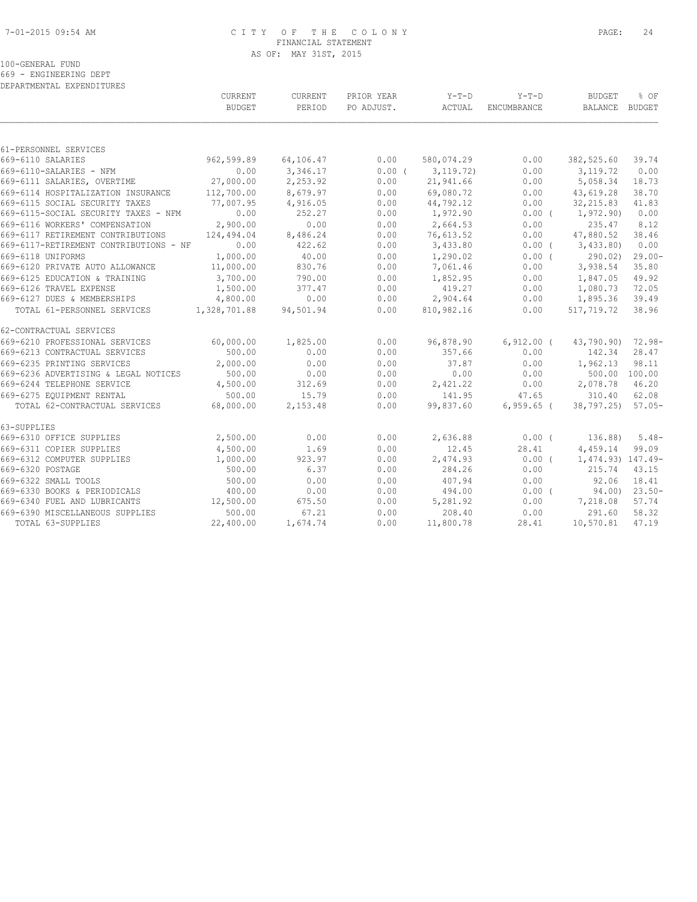# CITY OF THE COLONY

FINANCIAL STATEMENT

AS OF: MAY 31ST, 2015

100-GENERAL FUND

669 - ENGINEERING DEPT

DEPARTMENTAL EXPENDITURES

| | CURRENT BUDGET | CURRENT PERIOD | PRIOR YEAR PO ADJUST. | Y-T-D ACTUAL | Y-T-D ENCUMBRANCE | BUDGET BALANCE | % OF BUDGET |
|---|---|---|---|---|---|---|---|
| **61-PERSONNEL SERVICES** | | | | | | | |
| 669-6110 SALARIES | 962,599.89 | 64,106.47 | 0.00 | 580,074.29 | 0.00 | 382,525.60 | 39.74 |
| 669-6110-SALARIES - NFM | 0.00 | 3,346.17 | 0.00 ( | 3,119.72) | 0.00 | 3,119.72 | 0.00 |
| 669-6111 SALARIES, OVERTIME | 27,000.00 | 2,253.92 | 0.00 | 21,941.66 | 0.00 | 5,058.34 | 18.73 |
| 669-6114 HOSPITALIZATION INSURANCE | 112,700.00 | 8,679.97 | 0.00 | 69,080.72 | 0.00 | 43,619.28 | 38.70 |
| 669-6115 SOCIAL SECURITY TAXES | 77,007.95 | 4,916.05 | 0.00 | 44,792.12 | 0.00 | 32,215.83 | 41.83 |
| 669-6115-SOCIAL SECURITY TAXES - NFM | 0.00 | 252.27 | 0.00 | 1,972.90 | 0.00 ( | 1,972.90) | 0.00 |
| 669-6116 WORKERS' COMPENSATION | 2,900.00 | 0.00 | 0.00 | 2,664.53 | 0.00 | 235.47 | 8.12 |
| 669-6117 RETIREMENT CONTRIBUTIONS | 124,494.04 | 8,486.24 | 0.00 | 76,613.52 | 0.00 | 47,880.52 | 38.46 |
| 669-6117-RETIREMENT CONTRIBUTIONS - NF | 0.00 | 422.62 | 0.00 | 3,433.80 | 0.00 ( | 3,433.80) | 0.00 |
| 669-6118 UNIFORMS | 1,000.00 | 40.00 | 0.00 | 1,290.02 | 0.00 ( | 290.02) | 29.00- |
| 669-6120 PRIVATE AUTO ALLOWANCE | 11,000.00 | 830.76 | 0.00 | 7,061.46 | 0.00 | 3,938.54 | 35.80 |
| 669-6125 EDUCATION & TRAINING | 3,700.00 | 790.00 | 0.00 | 1,852.95 | 0.00 | 1,847.05 | 49.92 |
| 669-6126 TRAVEL EXPENSE | 1,500.00 | 377.47 | 0.00 | 419.27 | 0.00 | 1,080.73 | 72.05 |
| 669-6127 DUES & MEMBERSHIPS | 4,800.00 | 0.00 | 0.00 | 2,904.64 | 0.00 | 1,895.36 | 39.49 |
| TOTAL 61-PERSONNEL SERVICES | 1,328,701.88 | 94,501.94 | 0.00 | 810,982.16 | 0.00 | 517,719.72 | 38.96 |
| **62-CONTRACTUAL SERVICES** | | | | | | | |
| 669-6210 PROFESSIONAL SERVICES | 60,000.00 | 1,825.00 | 0.00 | 96,878.90 | 6,912.00 ( | 43,790.90) | 72.98- |
| 669-6213 CONTRACTUAL SERVICES | 500.00 | 0.00 | 0.00 | 357.66 | 0.00 | 142.34 | 28.47 |
| 669-6235 PRINTING SERVICES | 2,000.00 | 0.00 | 0.00 | 37.87 | 0.00 | 1,962.13 | 98.11 |
| 669-6236 ADVERTISING & LEGAL NOTICES | 500.00 | 0.00 | 0.00 | 0.00 | 0.00 | 500.00 | 100.00 |
| 669-6244 TELEPHONE SERVICE | 4,500.00 | 312.69 | 0.00 | 2,421.22 | 0.00 | 2,078.78 | 46.20 |
| 669-6275 EQUIPMENT RENTAL | 500.00 | 15.79 | 0.00 | 141.95 | 47.65 | 310.40 | 62.08 |
| TOTAL 62-CONTRACTUAL SERVICES | 68,000.00 | 2,153.48 | 0.00 | 99,837.60 | 6,959.65 ( | 38,797.25) | 57.05- |
| **63-SUPPLIES** | | | | | | | |
| 669-6310 OFFICE SUPPLIES | 2,500.00 | 0.00 | 0.00 | 2,636.88 | 0.00 ( | 136.88) | 5.48- |
| 669-6311 COPIER SUPPLIES | 4,500.00 | 1.69 | 0.00 | 12.45 | 28.41 | 4,459.14 | 99.09 |
| 669-6312 COMPUTER SUPPLIES | 1,000.00 | 923.97 | 0.00 | 2,474.93 | 0.00 ( | 1,474.93) | 147.49- |
| 669-6320 POSTAGE | 500.00 | 6.37 | 0.00 | 284.26 | 0.00 | 215.74 | 43.15 |
| 669-6322 SMALL TOOLS | 500.00 | 0.00 | 0.00 | 407.94 | 0.00 | 92.06 | 18.41 |
| 669-6330 BOOKS & PERIODICALS | 400.00 | 0.00 | 0.00 | 494.00 | 0.00 ( | 94.00) | 23.50- |
| 669-6340 FUEL AND LUBRICANTS | 12,500.00 | 675.50 | 0.00 | 5,281.92 | 0.00 | 7,218.08 | 57.74 |
| 669-6390 MISCELLANEOUS SUPPLIES | 500.00 | 67.21 | 0.00 | 208.40 | 0.00 | 291.60 | 58.32 |
| TOTAL 63-SUPPLIES | 22,400.00 | 1,674.74 | 0.00 | 11,800.78 | 28.41 | 10,570.81 | 47.19 |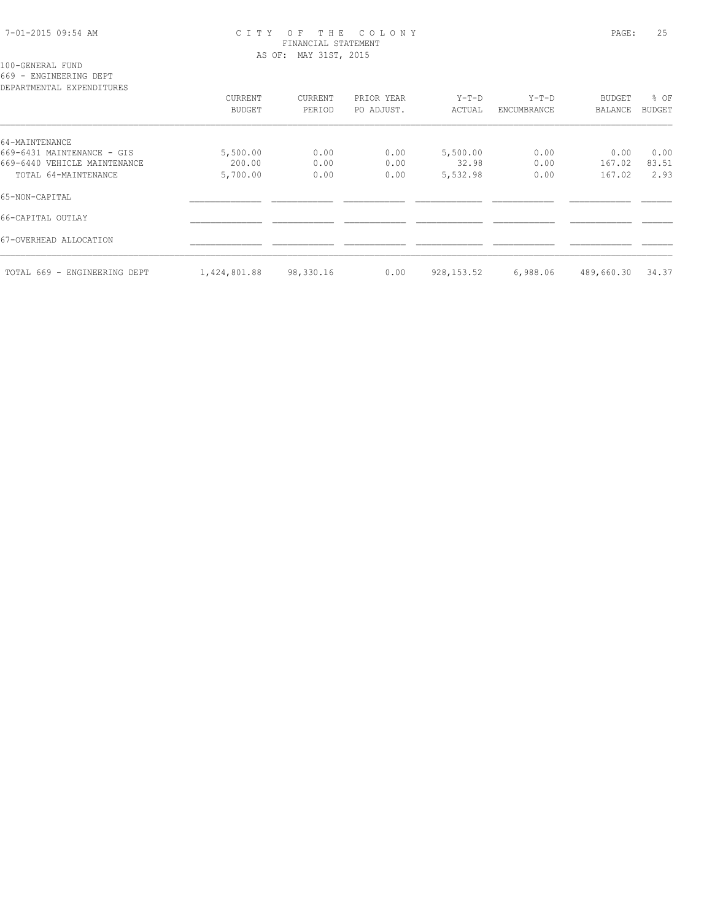# CITY OF THE COLONY
## FINANCIAL STATEMENT
### AS OF: MAY 31ST, 2015

100-GENERAL FUND
669 - ENGINEERING DEPT
DEPARTMENTAL EXPENDITURES

| | CURRENT BUDGET | CURRENT PERIOD | PRIOR YEAR PO ADJUST. | Y-T-D ACTUAL | Y-T-D ENCUMBRANCE | BUDGET BALANCE | % OF BUDGET |
|---|---|---|---|---|---|---|---|
| 64-MAINTENANCE | | | | | | | |
| 669-6431 MAINTENANCE - GIS | 5,500.00 | 0.00 | 0.00 | 5,500.00 | 0.00 | 0.00 | 0.00 |
| 669-6440 VEHICLE MAINTENANCE | 200.00 | 0.00 | 0.00 | 32.98 | 0.00 | 167.02 | 83.51 |
| TOTAL 64-MAINTENANCE | 5,700.00 | 0.00 | 0.00 | 5,532.98 | 0.00 | 167.02 | 2.93 |
| 65-NON-CAPITAL | | | | | | | |
| 66-CAPITAL OUTLAY | | | | | | | |
| 67-OVERHEAD ALLOCATION | | | | | | | |
| TOTAL 669 - ENGINEERING DEPT | 1,424,801.88 | 98,330.16 | 0.00 | 928,153.52 | 6,988.06 | 489,660.30 | 34.37 |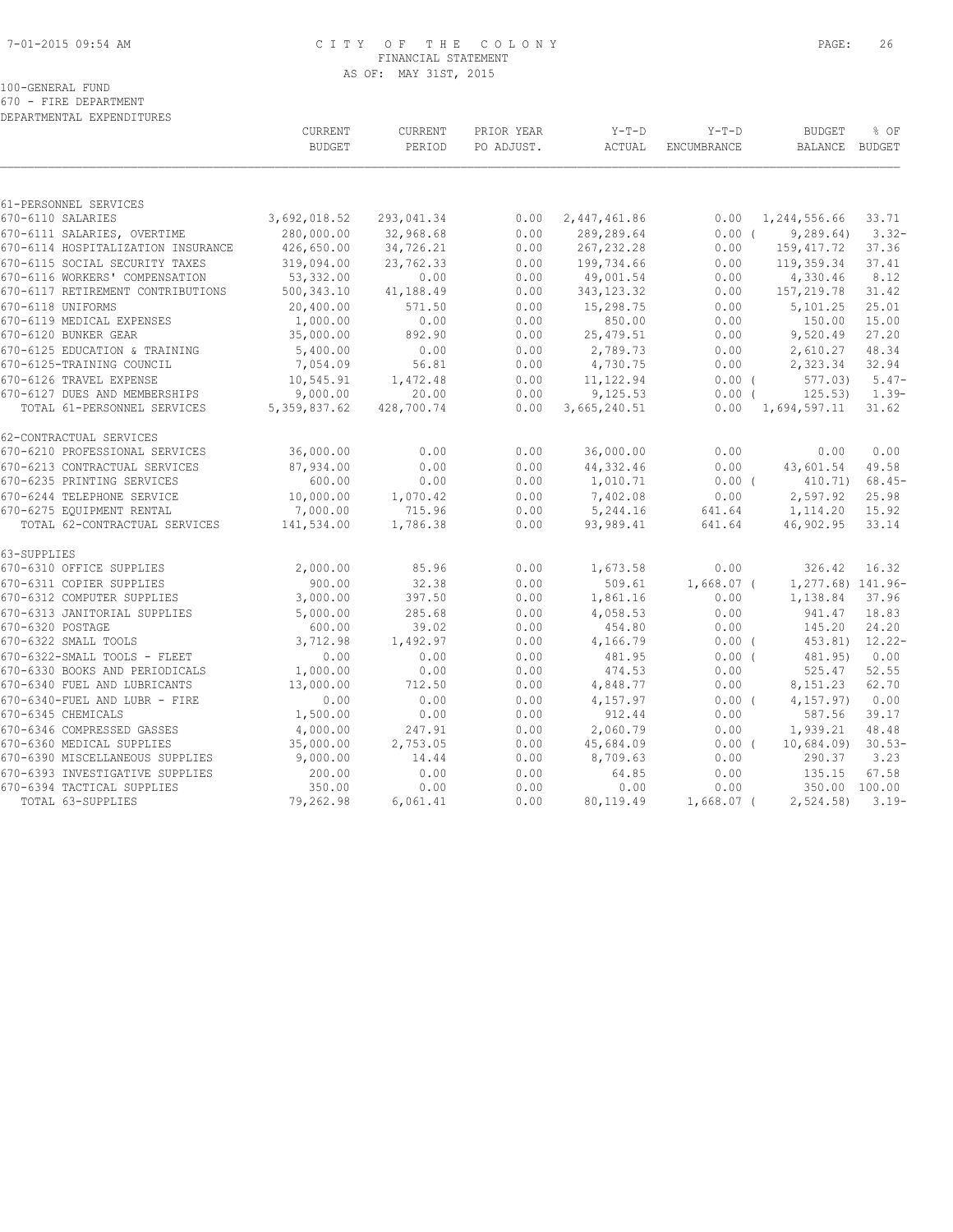CITY OF THE COLONY
FINANCIAL STATEMENT
AS OF: MAY 31ST, 2015

100-GENERAL FUND
670 - FIRE DEPARTMENT
DEPARTMENTAL EXPENDITURES

| | CURRENT BUDGET | CURRENT PERIOD | PRIOR YEAR PO ADJUST. | Y-T-D ACTUAL | Y-T-D ENCUMBRANCE | BUDGET BALANCE | % OF BUDGET |
|---|---|---|---|---|---|---|---|
| 61-PERSONNEL SERVICES | | | | | | | |
| 670-6110 SALARIES | 3,692,018.52 | 293,041.34 | 0.00 | 2,447,461.86 | 0.00 | 1,244,556.66 | 33.71 |
| 670-6111 SALARIES, OVERTIME | 280,000.00 | 32,968.68 | 0.00 | 289,289.64 | 0.00 ( | 9,289.64) | 3.32- |
| 670-6114 HOSPITALIZATION INSURANCE | 426,650.00 | 34,726.21 | 0.00 | 267,232.28 | 0.00 | 159,417.72 | 37.36 |
| 670-6115 SOCIAL SECURITY TAXES | 319,094.00 | 23,762.33 | 0.00 | 199,734.66 | 0.00 | 119,359.34 | 37.41 |
| 670-6116 WORKERS' COMPENSATION | 53,332.00 | 0.00 | 0.00 | 49,001.54 | 0.00 | 4,330.46 | 8.12 |
| 670-6117 RETIREMENT CONTRIBUTIONS | 500,343.10 | 41,188.49 | 0.00 | 343,123.32 | 0.00 | 157,219.78 | 31.42 |
| 670-6118 UNIFORMS | 20,400.00 | 571.50 | 0.00 | 15,298.75 | 0.00 | 5,101.25 | 25.01 |
| 670-6119 MEDICAL EXPENSES | 1,000.00 | 0.00 | 0.00 | 850.00 | 0.00 | 150.00 | 15.00 |
| 670-6120 BUNKER GEAR | 35,000.00 | 892.90 | 0.00 | 25,479.51 | 0.00 | 9,520.49 | 27.20 |
| 670-6125 EDUCATION & TRAINING | 5,400.00 | 0.00 | 0.00 | 2,789.73 | 0.00 | 2,610.27 | 48.34 |
| 670-6125-TRAINING COUNCIL | 7,054.09 | 56.81 | 0.00 | 4,730.75 | 0.00 | 2,323.34 | 32.94 |
| 670-6126 TRAVEL EXPENSE | 10,545.91 | 1,472.48 | 0.00 | 11,122.94 | 0.00 ( | 577.03) | 5.47- |
| 670-6127 DUES AND MEMBERSHIPS | 9,000.00 | 20.00 | 0.00 | 9,125.53 | 0.00 ( | 125.53) | 1.39- |
| TOTAL 61-PERSONNEL SERVICES | 5,359,837.62 | 428,700.74 | 0.00 | 3,665,240.51 | 0.00 | 1,694,597.11 | 31.62 |
| 62-CONTRACTUAL SERVICES | | | | | | | |
| 670-6210 PROFESSIONAL SERVICES | 36,000.00 | 0.00 | 0.00 | 36,000.00 | 0.00 | 0.00 | 0.00 |
| 670-6213 CONTRACTUAL SERVICES | 87,934.00 | 0.00 | 0.00 | 44,332.46 | 0.00 | 43,601.54 | 49.58 |
| 670-6235 PRINTING SERVICES | 600.00 | 0.00 | 0.00 | 1,010.71 | 0.00 ( | 410.71) | 68.45- |
| 670-6244 TELEPHONE SERVICE | 10,000.00 | 1,070.42 | 0.00 | 7,402.08 | 0.00 | 2,597.92 | 25.98 |
| 670-6275 EQUIPMENT RENTAL | 7,000.00 | 715.96 | 0.00 | 5,244.16 | 641.64 | 1,114.20 | 15.92 |
| TOTAL 62-CONTRACTUAL SERVICES | 141,534.00 | 1,786.38 | 0.00 | 93,989.41 | 641.64 | 46,902.95 | 33.14 |
| 63-SUPPLIES | | | | | | | |
| 670-6310 OFFICE SUPPLIES | 2,000.00 | 85.96 | 0.00 | 1,673.58 | 0.00 | 326.42 | 16.32 |
| 670-6311 COPIER SUPPLIES | 900.00 | 32.38 | 0.00 | 509.61 | 1,668.07 ( | 1,277.68) | 141.96- |
| 670-6312 COMPUTER SUPPLIES | 3,000.00 | 397.50 | 0.00 | 1,861.16 | 0.00 | 1,138.84 | 37.96 |
| 670-6313 JANITORIAL SUPPLIES | 5,000.00 | 285.68 | 0.00 | 4,058.53 | 0.00 | 941.47 | 18.83 |
| 670-6320 POSTAGE | 600.00 | 39.02 | 0.00 | 454.80 | 0.00 | 145.20 | 24.20 |
| 670-6322 SMALL TOOLS | 3,712.98 | 1,492.97 | 0.00 | 4,166.79 | 0.00 ( | 453.81) | 12.22- |
| 670-6322-SMALL TOOLS - FLEET | 0.00 | 0.00 | 0.00 | 481.95 | 0.00 ( | 481.95) | 0.00 |
| 670-6330 BOOKS AND PERIODICALS | 1,000.00 | 0.00 | 0.00 | 474.53 | 0.00 | 525.47 | 52.55 |
| 670-6340 FUEL AND LUBRICANTS | 13,000.00 | 712.50 | 0.00 | 4,848.77 | 0.00 | 8,151.23 | 62.70 |
| 670-6340-FUEL AND LUBR - FIRE | 0.00 | 0.00 | 0.00 | 4,157.97 | 0.00 ( | 4,157.97) | 0.00 |
| 670-6345 CHEMICALS | 1,500.00 | 0.00 | 0.00 | 912.44 | 0.00 | 587.56 | 39.17 |
| 670-6346 COMPRESSED GASSES | 4,000.00 | 247.91 | 0.00 | 2,060.79 | 0.00 | 1,939.21 | 48.48 |
| 670-6360 MEDICAL SUPPLIES | 35,000.00 | 2,753.05 | 0.00 | 45,684.09 | 0.00 ( | 10,684.09) | 30.53- |
| 670-6390 MISCELLANEOUS SUPPLIES | 9,000.00 | 14.44 | 0.00 | 8,709.63 | 0.00 | 290.37 | 3.23 |
| 670-6393 INVESTIGATIVE SUPPLIES | 200.00 | 0.00 | 0.00 | 64.85 | 0.00 | 135.15 | 67.58 |
| 670-6394 TACTICAL SUPPLIES | 350.00 | 0.00 | 0.00 | 0.00 | 0.00 | 350.00 | 100.00 |
| TOTAL 63-SUPPLIES | 79,262.98 | 6,061.41 | 0.00 | 80,119.49 | 1,668.07 ( | 2,524.58) | 3.19- |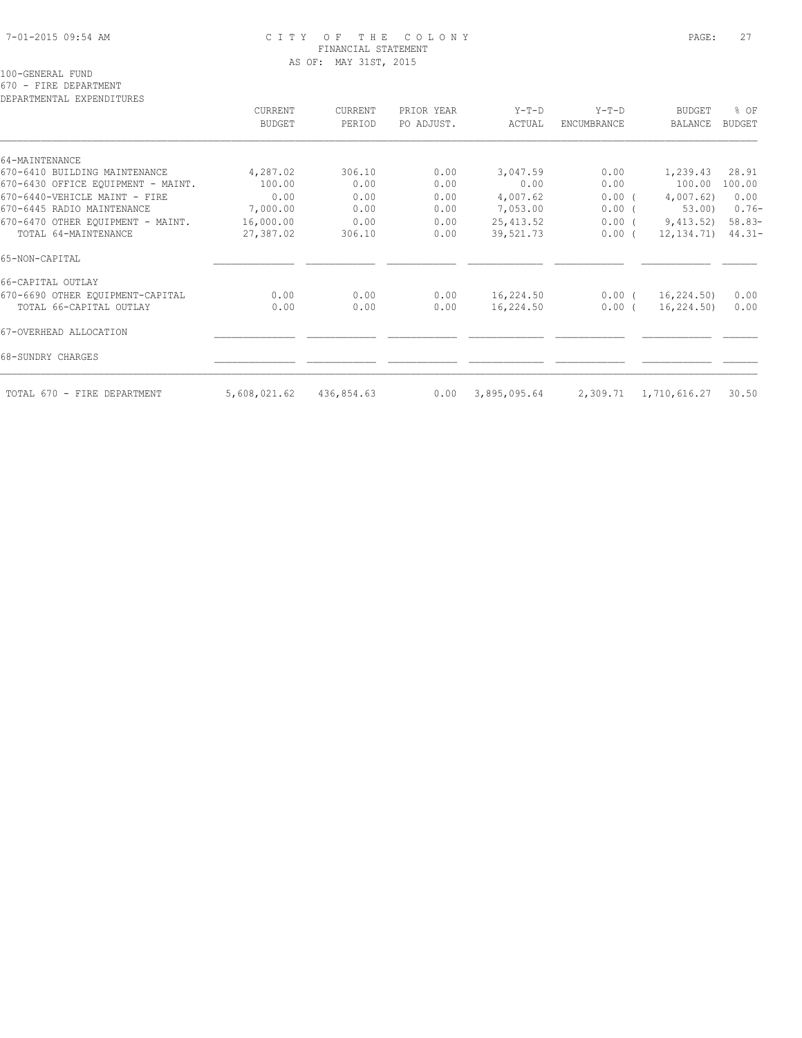# CITY OF THE COLONY
## FINANCIAL STATEMENT
AS OF: MAY 31ST, 2015

100-GENERAL FUND
670 - FIRE DEPARTMENT
DEPARTMENTAL EXPENDITURES

| | CURRENT BUDGET | CURRENT PERIOD | PRIOR YEAR PO ADJUST. | Y-T-D ACTUAL | Y-T-D ENCUMBRANCE | BUDGET BALANCE | % OF BUDGET |
|---|---|---|---|---|---|---|---|
| 64-MAINTENANCE | | | | | | | |
| 670-6410 BUILDING MAINTENANCE | 4,287.02 | 306.10 | 0.00 | 3,047.59 | 0.00 | 1,239.43 | 28.91 |
| 670-6430 OFFICE EQUIPMENT - MAINT. | 100.00 | 0.00 | 0.00 | 0.00 | 0.00 | 100.00 | 100.00 |
| 670-6440-VEHICLE MAINT - FIRE | 0.00 | 0.00 | 0.00 | 4,007.62 | 0.00 | ( 4,007.62) | 0.00 |
| 670-6445 RADIO MAINTENANCE | 7,000.00 | 0.00 | 0.00 | 7,053.00 | 0.00 | ( 53.00) | 0.76- |
| 670-6470 OTHER EQUIPMENT - MAINT. | 16,000.00 | 0.00 | 0.00 | 25,413.52 | 0.00 | ( 9,413.52) | 58.83- |
| TOTAL 64-MAINTENANCE | 27,387.02 | 306.10 | 0.00 | 39,521.73 | 0.00 | ( 12,134.71) | 44.31- |
| 65-NON-CAPITAL | | | | | | | |
| 66-CAPITAL OUTLAY | | | | | | | |
| 670-6690 OTHER EQUIPMENT-CAPITAL | 0.00 | 0.00 | 0.00 | 16,224.50 | 0.00 | ( 16,224.50) | 0.00 |
| TOTAL 66-CAPITAL OUTLAY | 0.00 | 0.00 | 0.00 | 16,224.50 | 0.00 | ( 16,224.50) | 0.00 |
| 67-OVERHEAD ALLOCATION | | | | | | | |
| 68-SUNDRY CHARGES | | | | | | | |
| TOTAL 670 - FIRE DEPARTMENT | 5,608,021.62 | 436,854.63 | 0.00 | 3,895,095.64 | 2,309.71 | 1,710,616.27 | 30.50 |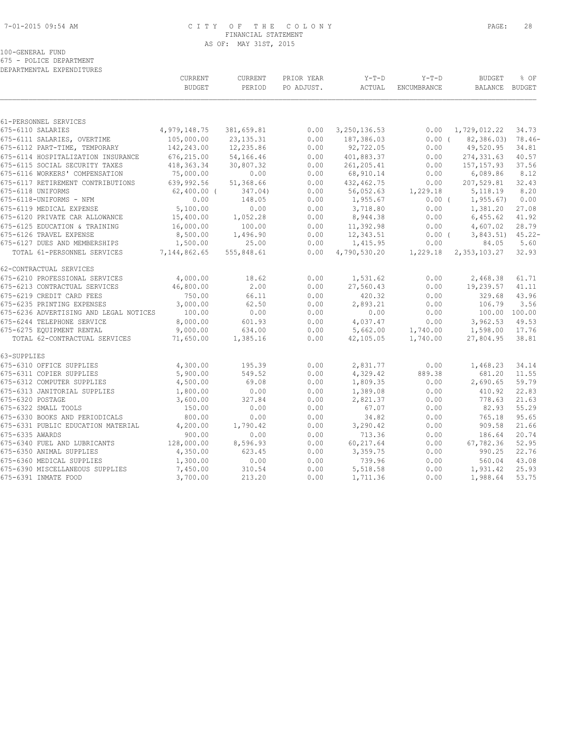# CITY OF THE COLONY

FINANCIAL STATEMENT

AS OF: MAY 31ST, 2015

100-GENERAL FUND

675 - POLICE DEPARTMENT

DEPARTMENTAL EXPENDITURES

| | CURRENT BUDGET | CURRENT PERIOD | PRIOR YEAR PO ADJUST. | Y-T-D ACTUAL | Y-T-D ENCUMBRANCE | BUDGET BALANCE | % OF BUDGET |
|---|---|---|---|---|---|---|---|
| **61-PERSONNEL SERVICES** | | | | | | | |
| 675-6110 SALARIES | 4,979,148.75 | 381,659.81 | 0.00 | 3,250,136.53 | 0.00 | 1,729,012.22 | 34.73 |
| 675-6111 SALARIES, OVERTIME | 105,000.00 | 23,135.31 | 0.00 | 187,386.03 | 0.00 | ( 82,386.03) | 78.46- |
| 675-6112 PART-TIME, TEMPORARY | 142,243.00 | 12,235.86 | 0.00 | 92,722.05 | 0.00 | 49,520.95 | 34.81 |
| 675-6114 HOSPITALIZATION INSURANCE | 676,215.00 | 54,166.46 | 0.00 | 401,883.37 | 0.00 | 274,331.63 | 40.57 |
| 675-6115 SOCIAL SECURITY TAXES | 418,363.34 | 30,807.32 | 0.00 | 261,205.41 | 0.00 | 157,157.93 | 37.56 |
| 675-6116 WORKERS' COMPENSATION | 75,000.00 | 0.00 | 0.00 | 68,910.14 | 0.00 | 6,089.86 | 8.12 |
| 675-6117 RETIREMENT CONTRIBUTIONS | 639,992.56 | 51,368.66 | 0.00 | 432,462.75 | 0.00 | 207,529.81 | 32.43 |
| 675-6118 UNIFORMS | 62,400.00 | ( 347.04) | 0.00 | 56,052.63 | 1,229.18 | 5,118.19 | 8.20 |
| 675-6118-UNIFORMS - NFM | 0.00 | 148.05 | 0.00 | 1,955.67 | 0.00 | ( 1,955.67) | 0.00 |
| 675-6119 MEDICAL EXPENSE | 5,100.00 | 0.00 | 0.00 | 3,718.80 | 0.00 | 1,381.20 | 27.08 |
| 675-6120 PRIVATE CAR ALLOWANCE | 15,400.00 | 1,052.28 | 0.00 | 8,944.38 | 0.00 | 6,455.62 | 41.92 |
| 675-6125 EDUCATION & TRAINING | 16,000.00 | 100.00 | 0.00 | 11,392.98 | 0.00 | 4,607.02 | 28.79 |
| 675-6126 TRAVEL EXPENSE | 8,500.00 | 1,496.90 | 0.00 | 12,343.51 | 0.00 | ( 3,843.51) | 45.22- |
| 675-6127 DUES AND MEMBERSHIPS | 1,500.00 | 25.00 | 0.00 | 1,415.95 | 0.00 | 84.05 | 5.60 |
| TOTAL 61-PERSONNEL SERVICES | 7,144,862.65 | 555,848.61 | 0.00 | 4,790,530.20 | 1,229.18 | 2,353,103.27 | 32.93 |
| **62-CONTRACTUAL SERVICES** | | | | | | | |
| 675-6210 PROFESSIONAL SERVICES | 4,000.00 | 18.62 | 0.00 | 1,531.62 | 0.00 | 2,468.38 | 61.71 |
| 675-6213 CONTRACTUAL SERVICES | 46,800.00 | 2.00 | 0.00 | 27,560.43 | 0.00 | 19,239.57 | 41.11 |
| 675-6219 CREDIT CARD FEES | 750.00 | 66.11 | 0.00 | 420.32 | 0.00 | 329.68 | 43.96 |
| 675-6235 PRINTING EXPENSES | 3,000.00 | 62.50 | 0.00 | 2,893.21 | 0.00 | 106.79 | 3.56 |
| 675-6236 ADVERTISING AND LEGAL NOTICES | 100.00 | 0.00 | 0.00 | 0.00 | 0.00 | 100.00 | 100.00 |
| 675-6244 TELEPHONE SERVICE | 8,000.00 | 601.93 | 0.00 | 4,037.47 | 0.00 | 3,962.53 | 49.53 |
| 675-6275 EQUIPMENT RENTAL | 9,000.00 | 634.00 | 0.00 | 5,662.00 | 1,740.00 | 1,598.00 | 17.76 |
| TOTAL 62-CONTRACTUAL SERVICES | 71,650.00 | 1,385.16 | 0.00 | 42,105.05 | 1,740.00 | 27,804.95 | 38.81 |
| **63-SUPPLIES** | | | | | | | |
| 675-6310 OFFICE SUPPLIES | 4,300.00 | 195.39 | 0.00 | 2,831.77 | 0.00 | 1,468.23 | 34.14 |
| 675-6311 COPIER SUPPLIES | 5,900.00 | 549.52 | 0.00 | 4,329.42 | 889.38 | 681.20 | 11.55 |
| 675-6312 COMPUTER SUPPLIES | 4,500.00 | 69.08 | 0.00 | 1,809.35 | 0.00 | 2,690.65 | 59.79 |
| 675-6313 JANITORIAL SUPPLIES | 1,800.00 | 0.00 | 0.00 | 1,389.08 | 0.00 | 410.92 | 22.83 |
| 675-6320 POSTAGE | 3,600.00 | 327.84 | 0.00 | 2,821.37 | 0.00 | 778.63 | 21.63 |
| 675-6322 SMALL TOOLS | 150.00 | 0.00 | 0.00 | 67.07 | 0.00 | 82.93 | 55.29 |
| 675-6330 BOOKS AND PERIODICALS | 800.00 | 0.00 | 0.00 | 34.82 | 0.00 | 765.18 | 95.65 |
| 675-6331 PUBLIC EDUCATION MATERIAL | 4,200.00 | 1,790.42 | 0.00 | 3,290.42 | 0.00 | 909.58 | 21.66 |
| 675-6335 AWARDS | 900.00 | 0.00 | 0.00 | 713.36 | 0.00 | 186.64 | 20.74 |
| 675-6340 FUEL AND LUBRICANTS | 128,000.00 | 8,596.93 | 0.00 | 60,217.64 | 0.00 | 67,782.36 | 52.95 |
| 675-6350 ANIMAL SUPPLIES | 4,350.00 | 623.45 | 0.00 | 3,359.75 | 0.00 | 990.25 | 22.76 |
| 675-6360 MEDICAL SUPPLIES | 1,300.00 | 0.00 | 0.00 | 739.96 | 0.00 | 560.04 | 43.08 |
| 675-6390 MISCELLANEOUS SUPPLIES | 7,450.00 | 310.54 | 0.00 | 5,518.58 | 0.00 | 1,931.42 | 25.93 |
| 675-6391 INMATE FOOD | 3,700.00 | 213.20 | 0.00 | 1,711.36 | 0.00 | 1,988.64 | 53.75 |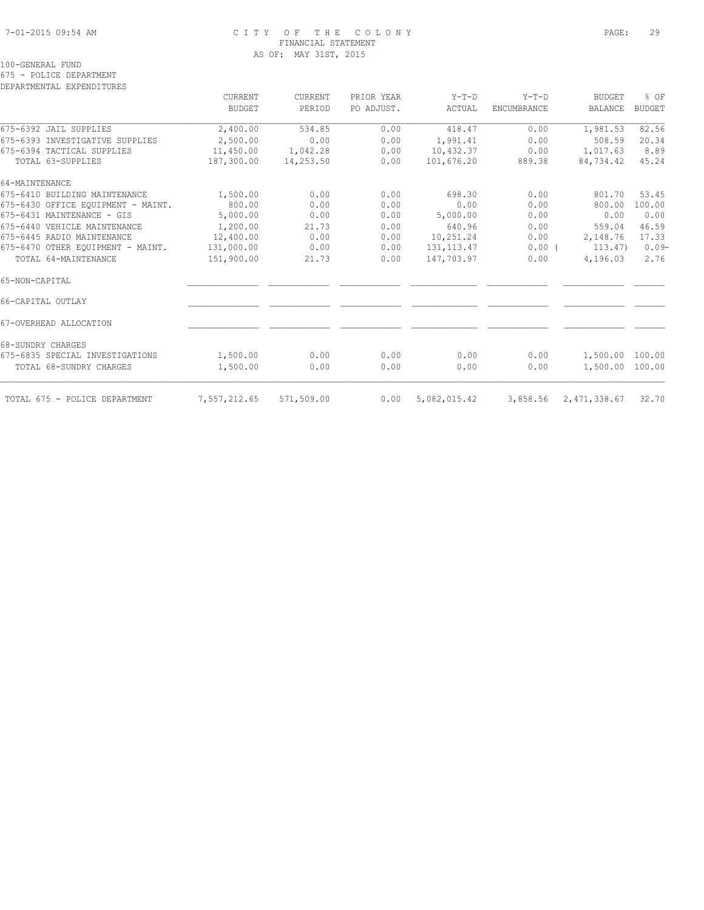100-GENERAL FUND
675 - POLICE DEPARTMENT
DEPARTMENTAL EXPENDITURES

| | CURRENT BUDGET | CURRENT PERIOD | PRIOR YEAR PO ADJUST. | Y-T-D ACTUAL | Y-T-D ENCUMBRANCE | BUDGET BALANCE | % OF BUDGET |
|---|---|---|---|---|---|---|---|
| 675-6392 JAIL SUPPLIES | 2,400.00 | 534.85 | 0.00 | 418.47 | 0.00 | 1,981.53 | 82.56 |
| 675-6393 INVESTIGATIVE SUPPLIES | 2,500.00 | 0.00 | 0.00 | 1,991.41 | 0.00 | 508.59 | 20.34 |
| 675-6394 TACTICAL SUPPLIES | 11,450.00 | 1,042.28 | 0.00 | 10,432.37 | 0.00 | 1,017.63 | 8.89 |
| TOTAL 63-SUPPLIES | 187,300.00 | 14,253.50 | 0.00 | 101,676.20 | 889.38 | 84,734.42 | 45.24 |
| 64-MAINTENANCE | | | | | | | |
| 675-6410 BUILDING MAINTENANCE | 1,500.00 | 0.00 | 0.00 | 698.30 | 0.00 | 801.70 | 53.45 |
| 675-6430 OFFICE EQUIPMENT - MAINT. | 800.00 | 0.00 | 0.00 | 0.00 | 0.00 | 800.00 | 100.00 |
| 675-6431 MAINTENANCE - GIS | 5,000.00 | 0.00 | 0.00 | 5,000.00 | 0.00 | 0.00 | 0.00 |
| 675-6440 VEHICLE MAINTENANCE | 1,200.00 | 21.73 | 0.00 | 640.96 | 0.00 | 559.04 | 46.59 |
| 675-6445 RADIO MAINTENANCE | 12,400.00 | 0.00 | 0.00 | 10,251.24 | 0.00 | 2,148.76 | 17.33 |
| 675-6470 OTHER EQUIPMENT - MAINT. | 131,000.00 | 0.00 | 0.00 | 131,113.47 | 0.00 | ( 113.47) | 0.09- |
| TOTAL 64-MAINTENANCE | 151,900.00 | 21.73 | 0.00 | 147,703.97 | 0.00 | 4,196.03 | 2.76 |
| 65-NON-CAPITAL | | | | | | | |
| 66-CAPITAL OUTLAY | | | | | | | |
| 67-OVERHEAD ALLOCATION | | | | | | | |
| 68-SUNDRY CHARGES | | | | | | | |
| 675-6835 SPECIAL INVESTIGATIONS | 1,500.00 | 0.00 | 0.00 | 0.00 | 0.00 | 1,500.00 | 100.00 |
| TOTAL 68-SUNDRY CHARGES | 1,500.00 | 0.00 | 0.00 | 0.00 | 0.00 | 1,500.00 | 100.00 |
| TOTAL 675 - POLICE DEPARTMENT | 7,557,212.65 | 571,509.00 | 0.00 | 5,082,015.42 | 3,858.56 | 2,471,338.67 | 32.70 |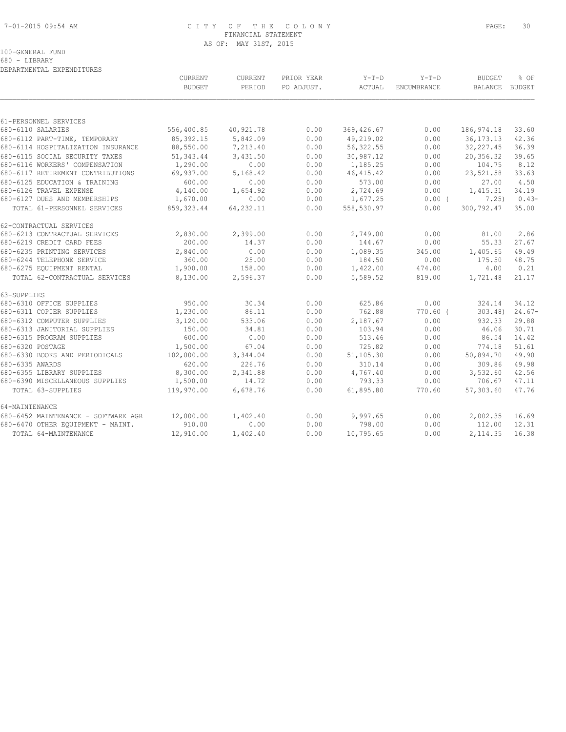CITY OF THE COLONY
FINANCIAL STATEMENT
AS OF: MAY 31ST, 2015

100-GENERAL FUND
680 - LIBRARY
DEPARTMENTAL EXPENDITURES

| | CURRENT BUDGET | CURRENT PERIOD | PRIOR YEAR PO ADJUST. | Y-T-D ACTUAL | Y-T-D ENCUMBRANCE | BUDGET BALANCE | % OF BUDGET |
|---|---|---|---|---|---|---|---|
| **61-PERSONNEL SERVICES** | | | | | | | |
| 680-6110 SALARIES | 556,400.85 | 40,921.78 | 0.00 | 369,426.67 | 0.00 | 186,974.18 | 33.60 |
| 680-6112 PART-TIME, TEMPORARY | 85,392.15 | 5,842.09 | 0.00 | 49,219.02 | 0.00 | 36,173.13 | 42.36 |
| 680-6114 HOSPITALIZATION INSURANCE | 88,550.00 | 7,213.40 | 0.00 | 56,322.55 | 0.00 | 32,227.45 | 36.39 |
| 680-6115 SOCIAL SECURITY TAXES | 51,343.44 | 3,431.50 | 0.00 | 30,987.12 | 0.00 | 20,356.32 | 39.65 |
| 680-6116 WORKERS' COMPENSATION | 1,290.00 | 0.00 | 0.00 | 1,185.25 | 0.00 | 104.75 | 8.12 |
| 680-6117 RETIREMENT CONTRIBUTIONS | 69,937.00 | 5,168.42 | 0.00 | 46,415.42 | 0.00 | 23,521.58 | 33.63 |
| 680-6125 EDUCATION & TRAINING | 600.00 | 0.00 | 0.00 | 573.00 | 0.00 | 27.00 | 4.50 |
| 680-6126 TRAVEL EXPENSE | 4,140.00 | 1,654.92 | 0.00 | 2,724.69 | 0.00 | 1,415.31 | 34.19 |
| 680-6127 DUES AND MEMBERSHIPS | 1,670.00 | 0.00 | 0.00 | 1,677.25 | 0.00 | ( 7.25) | 0.43- |
| TOTAL 61-PERSONNEL SERVICES | 859,323.44 | 64,232.11 | 0.00 | 558,530.97 | 0.00 | 300,792.47 | 35.00 |
| **62-CONTRACTUAL SERVICES** | | | | | | | |
| 680-6213 CONTRACTUAL SERVICES | 2,830.00 | 2,399.00 | 0.00 | 2,749.00 | 0.00 | 81.00 | 2.86 |
| 680-6219 CREDIT CARD FEES | 200.00 | 14.37 | 0.00 | 144.67 | 0.00 | 55.33 | 27.67 |
| 680-6235 PRINTING SERVICES | 2,840.00 | 0.00 | 0.00 | 1,089.35 | 345.00 | 1,405.65 | 49.49 |
| 680-6244 TELEPHONE SERVICE | 360.00 | 25.00 | 0.00 | 184.50 | 0.00 | 175.50 | 48.75 |
| 680-6275 EQUIPMENT RENTAL | 1,900.00 | 158.00 | 0.00 | 1,422.00 | 474.00 | 4.00 | 0.21 |
| TOTAL 62-CONTRACTUAL SERVICES | 8,130.00 | 2,596.37 | 0.00 | 5,589.52 | 819.00 | 1,721.48 | 21.17 |
| **63-SUPPLIES** | | | | | | | |
| 680-6310 OFFICE SUPPLIES | 950.00 | 30.34 | 0.00 | 625.86 | 0.00 | 324.14 | 34.12 |
| 680-6311 COPIER SUPPLIES | 1,230.00 | 86.11 | 0.00 | 762.88 | 770.60 | ( 303.48) | 24.67- |
| 680-6312 COMPUTER SUPPLIES | 3,120.00 | 533.06 | 0.00 | 2,187.67 | 0.00 | 932.33 | 29.88 |
| 680-6313 JANITORIAL SUPPLIES | 150.00 | 34.81 | 0.00 | 103.94 | 0.00 | 46.06 | 30.71 |
| 680-6315 PROGRAM SUPPLIES | 600.00 | 0.00 | 0.00 | 513.46 | 0.00 | 86.54 | 14.42 |
| 680-6320 POSTAGE | 1,500.00 | 67.04 | 0.00 | 725.82 | 0.00 | 774.18 | 51.61 |
| 680-6330 BOOKS AND PERIODICALS | 102,000.00 | 3,344.04 | 0.00 | 51,105.30 | 0.00 | 50,894.70 | 49.90 |
| 680-6335 AWARDS | 620.00 | 226.76 | 0.00 | 310.14 | 0.00 | 309.86 | 49.98 |
| 680-6355 LIBRARY SUPPLIES | 8,300.00 | 2,341.88 | 0.00 | 4,767.40 | 0.00 | 3,532.60 | 42.56 |
| 680-6390 MISCELLANEOUS SUPPLIES | 1,500.00 | 14.72 | 0.00 | 793.33 | 0.00 | 706.67 | 47.11 |
| TOTAL 63-SUPPLIES | 119,970.00 | 6,678.76 | 0.00 | 61,895.80 | 770.60 | 57,303.60 | 47.76 |
| **64-MAINTENANCE** | | | | | | | |
| 680-6452 MAINTENANCE - SOFTWARE AGR | 12,000.00 | 1,402.40 | 0.00 | 9,997.65 | 0.00 | 2,002.35 | 16.69 |
| 680-6470 OTHER EQUIPMENT - MAINT. | 910.00 | 0.00 | 0.00 | 798.00 | 0.00 | 112.00 | 12.31 |
| TOTAL 64-MAINTENANCE | 12,910.00 | 1,402.40 | 0.00 | 10,795.65 | 0.00 | 2,114.35 | 16.38 |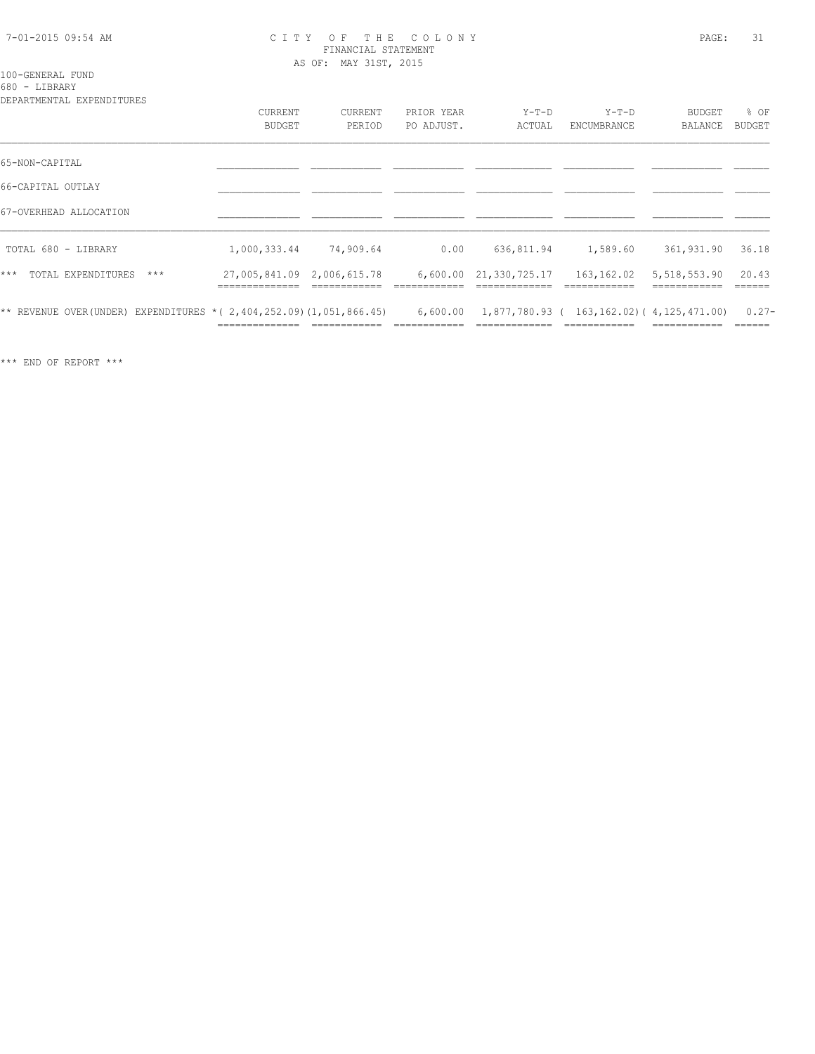100-GENERAL FUND
680 - LIBRARY
DEPARTMENTAL EXPENDITURES

| | CURRENT BUDGET | CURRENT PERIOD | PRIOR YEAR PO ADJUST. | Y-T-D ACTUAL | Y-T-D ENCUMBRANCE | BUDGET BALANCE | % OF BUDGET |
|---|---|---|---|---|---|---|---|
| 65-NON-CAPITAL | | | | | | | |
| 66-CAPITAL OUTLAY | | | | | | | |
| 67-OVERHEAD ALLOCATION | | | | | | | |
| TOTAL 680 - LIBRARY | 1,000,333.44 | 74,909.64 | 0.00 | 636,811.94 | 1,589.60 | 361,931.90 | 36.18 |
| *** TOTAL EXPENDITURES *** | 27,005,841.09 | 2,006,615.78 | 6,600.00 | 21,330,725.17 | 163,162.02 | 5,518,553.90 | 20.43 |
| ** REVENUE OVER(UNDER) EXPENDITURES * | ( 2,404,252.09) | (1,051,866.45) | 6,600.00 | 1,877,780.93 | ( 163,162.02) | ( 4,125,471.00) | 0.27- |

*** END OF REPORT ***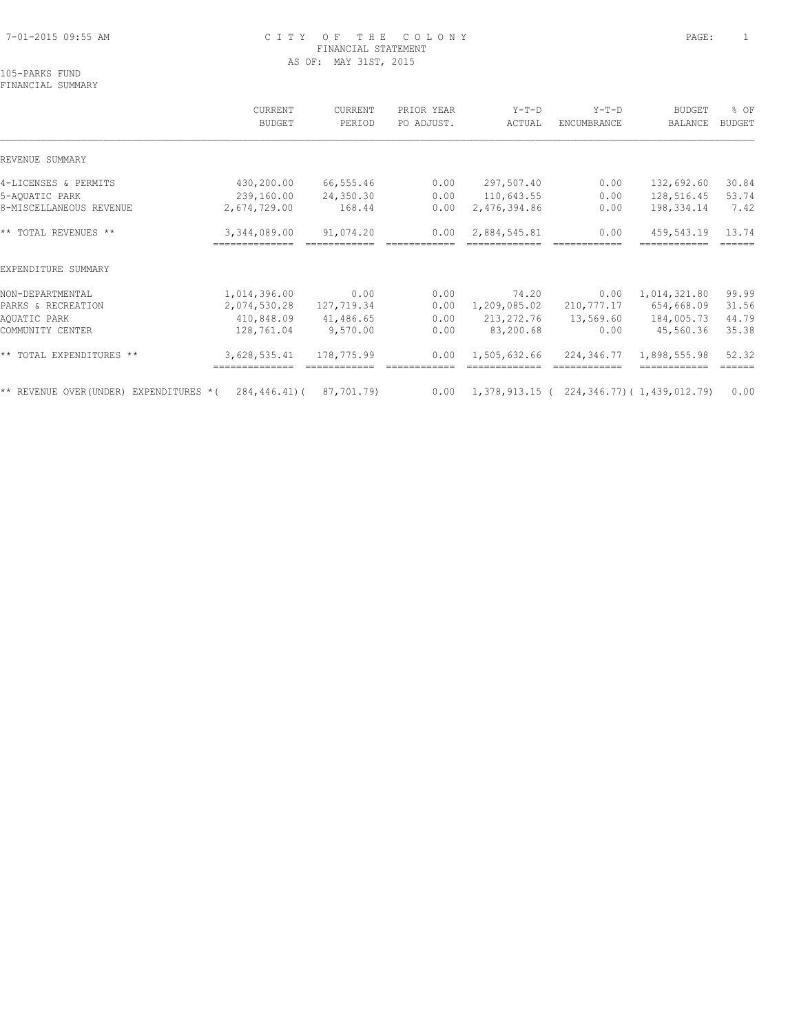CITY OF THE COLONY
FINANCIAL STATEMENT
AS OF: MAY 31ST, 2015

105-PARKS FUND
FINANCIAL SUMMARY

| | CURRENT BUDGET | CURRENT PERIOD | PRIOR YEAR PO ADJUST. | Y-T-D ACTUAL | Y-T-D ENCUMBRANCE | BUDGET BALANCE | % OF BUDGET |
|---|---|---|---|---|---|---|---|
| REVENUE SUMMARY | | | | | | | |
| 4-LICENSES & PERMITS | 430,200.00 | 66,555.46 | 0.00 | 297,507.40 | 0.00 | 132,692.60 | 30.84 |
| 5-AQUATIC PARK | 239,160.00 | 24,350.30 | 0.00 | 110,643.55 | 0.00 | 128,516.45 | 53.74 |
| 8-MISCELLANEOUS REVENUE | 2,674,729.00 | 168.44 | 0.00 | 2,476,394.86 | 0.00 | 198,334.14 | 7.42 |
| ** TOTAL REVENUES ** | 3,344,089.00 | 91,074.20 | 0.00 | 2,884,545.81 | 0.00 | 459,543.19 | 13.74 |
| EXPENDITURE SUMMARY | | | | | | | |
| NON-DEPARTMENTAL | 1,014,396.00 | 0.00 | 0.00 | 74.20 | 0.00 | 1,014,321.80 | 99.99 |
| PARKS & RECREATION | 2,074,530.28 | 127,719.34 | 0.00 | 1,209,085.02 | 210,777.17 | 654,668.09 | 31.56 |
| AQUATIC PARK | 410,848.09 | 41,486.65 | 0.00 | 213,272.76 | 13,569.60 | 184,005.73 | 44.79 |
| COMMUNITY CENTER | 128,761.04 | 9,570.00 | 0.00 | 83,200.68 | 0.00 | 45,560.36 | 35.38 |
| ** TOTAL EXPENDITURES ** | 3,628,535.41 | 178,775.99 | 0.00 | 1,505,632.66 | 224,346.77 | 1,898,555.98 | 52.32 |
| ** REVENUE OVER(UNDER) EXPENDITURES * | ( 284,446.41) | ( 87,701.79) | 0.00 | 1,378,913.15 | ( 224,346.77) | ( 1,439,012.79) | 0.00 |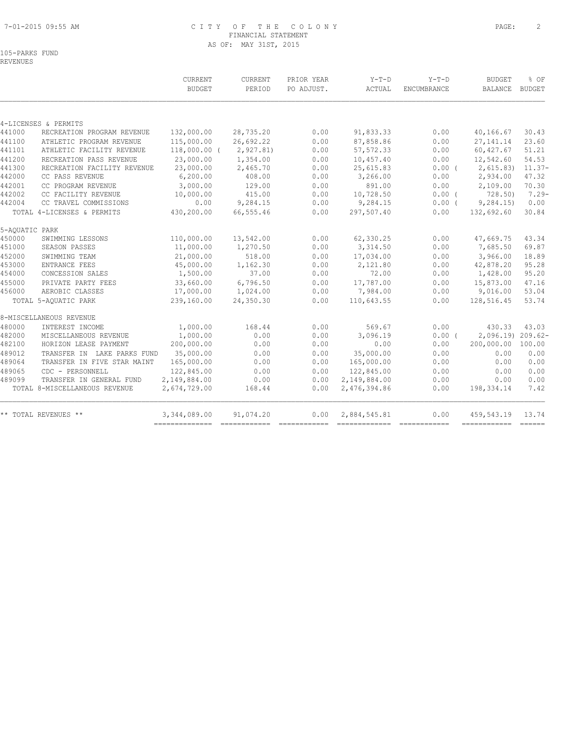CITY OF THE COLONY
FINANCIAL STATEMENT
AS OF: MAY 31ST, 2015

105-PARKS FUND
REVENUES

| | | CURRENT BUDGET | CURRENT PERIOD | PRIOR YEAR PO ADJUST. | Y-T-D ACTUAL | Y-T-D ENCUMBRANCE | BUDGET BALANCE | % OF BUDGET |
|---|---|---|---|---|---|---|---|---|
| **4-LICENSES & PERMITS** | | | | | | | | |
| 441000 | RECREATION PROGRAM REVENUE | 132,000.00 | 28,735.20 | 0.00 | 91,833.33 | 0.00 | 40,166.67 | 30.43 |
| 441100 | ATHLETIC PROGRAM REVENUE | 115,000.00 | 26,692.22 | 0.00 | 87,858.86 | 0.00 | 27,141.14 | 23.60 |
| 441101 | ATHLETIC FACILITY REVENUE | 118,000.00 | ( 2,927.81) | 0.00 | 57,572.33 | 0.00 | 60,427.67 | 51.21 |
| 441200 | RECREATION PASS REVENUE | 23,000.00 | 1,354.00 | 0.00 | 10,457.40 | 0.00 | 12,542.60 | 54.53 |
| 441300 | RECREATION FACILITY REVENUE | 23,000.00 | 2,465.70 | 0.00 | 25,615.83 | 0.00 | ( 2,615.83) | 11.37- |
| 442000 | CC PASS REVENUE | 6,200.00 | 408.00 | 0.00 | 3,266.00 | 0.00 | 2,934.00 | 47.32 |
| 442001 | CC PROGRAM REVENUE | 3,000.00 | 129.00 | 0.00 | 891.00 | 0.00 | 2,109.00 | 70.30 |
| 442002 | CC FACILITY REVENUE | 10,000.00 | 415.00 | 0.00 | 10,728.50 | 0.00 | ( 728.50) | 7.29- |
| 442004 | CC TRAVEL COMMISSIONS | 0.00 | 9,284.15 | 0.00 | 9,284.15 | 0.00 | ( 9,284.15) | 0.00 |
| | TOTAL 4-LICENSES & PERMITS | 430,200.00 | 66,555.46 | 0.00 | 297,507.40 | 0.00 | 132,692.60 | 30.84 |
| **5-AQUATIC PARK** | | | | | | | | |
| 450000 | SWIMMING LESSONS | 110,000.00 | 13,542.00 | 0.00 | 62,330.25 | 0.00 | 47,669.75 | 43.34 |
| 451000 | SEASON PASSES | 11,000.00 | 1,270.50 | 0.00 | 3,314.50 | 0.00 | 7,685.50 | 69.87 |
| 452000 | SWIMMING TEAM | 21,000.00 | 518.00 | 0.00 | 17,034.00 | 0.00 | 3,966.00 | 18.89 |
| 453000 | ENTRANCE FEES | 45,000.00 | 1,162.30 | 0.00 | 2,121.80 | 0.00 | 42,878.20 | 95.28 |
| 454000 | CONCESSION SALES | 1,500.00 | 37.00 | 0.00 | 72.00 | 0.00 | 1,428.00 | 95.20 |
| 455000 | PRIVATE PARTY FEES | 33,660.00 | 6,796.50 | 0.00 | 17,787.00 | 0.00 | 15,873.00 | 47.16 |
| 456000 | AEROBIC CLASSES | 17,000.00 | 1,024.00 | 0.00 | 7,984.00 | 0.00 | 9,016.00 | 53.04 |
| | TOTAL 5-AQUATIC PARK | 239,160.00 | 24,350.30 | 0.00 | 110,643.55 | 0.00 | 128,516.45 | 53.74 |
| **8-MISCELLANEOUS REVENUE** | | | | | | | | |
| 480000 | INTEREST INCOME | 1,000.00 | 168.44 | 0.00 | 569.67 | 0.00 | 430.33 | 43.03 |
| 482000 | MISCELLANEOUS REVENUE | 1,000.00 | 0.00 | 0.00 | 3,096.19 | 0.00 | ( 2,096.19) | 209.62- |
| 482100 | HORIZON LEASE PAYMENT | 200,000.00 | 0.00 | 0.00 | 0.00 | 0.00 | 200,000.00 | 100.00 |
| 489012 | TRANSFER IN LAKE PARKS FUND | 35,000.00 | 0.00 | 0.00 | 35,000.00 | 0.00 | 0.00 | 0.00 |
| 489064 | TRANSFER IN FIVE STAR MAINT | 165,000.00 | 0.00 | 0.00 | 165,000.00 | 0.00 | 0.00 | 0.00 |
| 489065 | CDC - PERSONNELL | 122,845.00 | 0.00 | 0.00 | 122,845.00 | 0.00 | 0.00 | 0.00 |
| 489099 | TRANSFER IN GENERAL FUND | 2,149,884.00 | 0.00 | 0.00 | 2,149,884.00 | 0.00 | 0.00 | 0.00 |
| | TOTAL 8-MISCELLANEOUS REVENUE | 2,674,729.00 | 168.44 | 0.00 | 2,476,394.86 | 0.00 | 198,334.14 | 7.42 |
| | ** TOTAL REVENUES ** | 3,344,089.00 | 91,074.20 | 0.00 | 2,884,545.81 | 0.00 | 459,543.19 | 13.74 |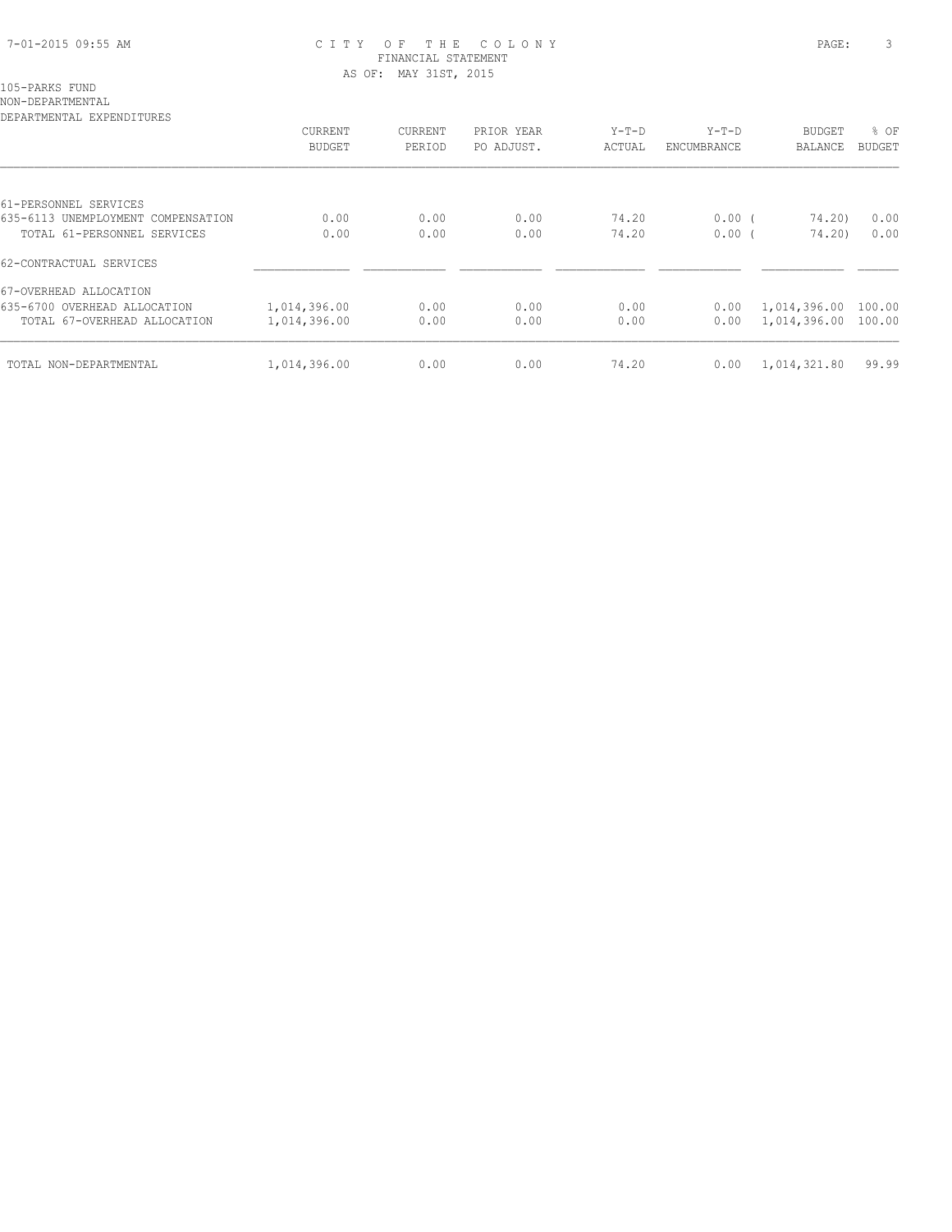CITY OF THE COLONY
FINANCIAL STATEMENT
AS OF: MAY 31ST, 2015

105-PARKS FUND
NON-DEPARTMENTAL
DEPARTMENTAL EXPENDITURES

| | CURRENT BUDGET | CURRENT PERIOD | PRIOR YEAR PO ADJUST. | Y-T-D ACTUAL | Y-T-D ENCUMBRANCE | BUDGET BALANCE | % OF BUDGET |
|---|---|---|---|---|---|---|---|
| 61-PERSONNEL SERVICES | | | | | | | |
| 635-6113 UNEMPLOYMENT COMPENSATION | 0.00 | 0.00 | 0.00 | 74.20 | 0.00 | ( 74.20) | 0.00 |
| TOTAL 61-PERSONNEL SERVICES | 0.00 | 0.00 | 0.00 | 74.20 | 0.00 | ( 74.20) | 0.00 |
| 62-CONTRACTUAL SERVICES | | | | | | | |
| 67-OVERHEAD ALLOCATION | | | | | | | |
| 635-6700 OVERHEAD ALLOCATION | 1,014,396.00 | 0.00 | 0.00 | 0.00 | 0.00 | 1,014,396.00 | 100.00 |
| TOTAL 67-OVERHEAD ALLOCATION | 1,014,396.00 | 0.00 | 0.00 | 0.00 | 0.00 | 1,014,396.00 | 100.00 |
| TOTAL NON-DEPARTMENTAL | 1,014,396.00 | 0.00 | 0.00 | 74.20 | 0.00 | 1,014,321.80 | 99.99 |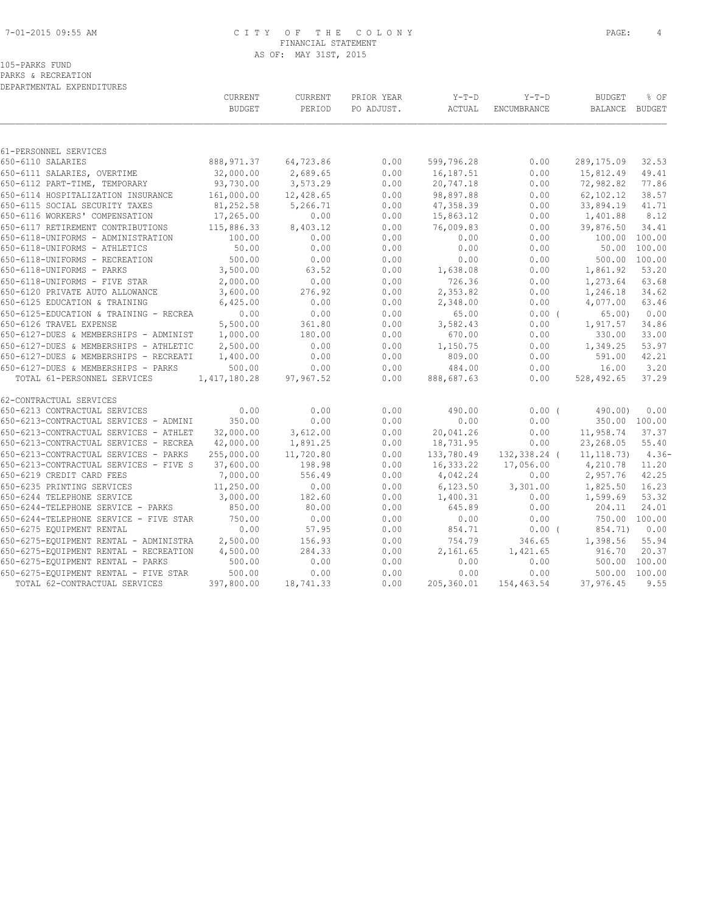# CITY OF THE COLONY
FINANCIAL STATEMENT
AS OF: MAY 31ST, 2015

105-PARKS FUND
PARKS & RECREATION
DEPARTMENTAL EXPENDITURES

| | CURRENT BUDGET | CURRENT PERIOD | PRIOR YEAR PO ADJUST. | Y-T-D ACTUAL | Y-T-D ENCUMBRANCE | BUDGET BALANCE | % OF BUDGET |
|---|---|---|---|---|---|---|---|
| 61-PERSONNEL SERVICES | | | | | | | |
| 650-6110 SALARIES | 888,971.37 | 64,723.86 | 0.00 | 599,796.28 | 0.00 | 289,175.09 | 32.53 |
| 650-6111 SALARIES, OVERTIME | 32,000.00 | 2,689.65 | 0.00 | 16,187.51 | 0.00 | 15,812.49 | 49.41 |
| 650-6112 PART-TIME, TEMPORARY | 93,730.00 | 3,573.29 | 0.00 | 20,747.18 | 0.00 | 72,982.82 | 77.86 |
| 650-6114 HOSPITALIZATION INSURANCE | 161,000.00 | 12,428.65 | 0.00 | 98,897.88 | 0.00 | 62,102.12 | 38.57 |
| 650-6115 SOCIAL SECURITY TAXES | 81,252.58 | 5,266.71 | 0.00 | 47,358.39 | 0.00 | 33,894.19 | 41.71 |
| 650-6116 WORKERS' COMPENSATION | 17,265.00 | 0.00 | 0.00 | 15,863.12 | 0.00 | 1,401.88 | 8.12 |
| 650-6117 RETIREMENT CONTRIBUTIONS | 115,886.33 | 8,403.12 | 0.00 | 76,009.83 | 0.00 | 39,876.50 | 34.41 |
| 650-6118-UNIFORMS - ADMINISTRATION | 100.00 | 0.00 | 0.00 | 0.00 | 0.00 | 100.00 | 100.00 |
| 650-6118-UNIFORMS - ATHLETICS | 50.00 | 0.00 | 0.00 | 0.00 | 0.00 | 50.00 | 100.00 |
| 650-6118-UNIFORMS - RECREATION | 500.00 | 0.00 | 0.00 | 0.00 | 0.00 | 500.00 | 100.00 |
| 650-6118-UNIFORMS - PARKS | 3,500.00 | 63.52 | 0.00 | 1,638.08 | 0.00 | 1,861.92 | 53.20 |
| 650-6118-UNIFORMS - FIVE STAR | 2,000.00 | 0.00 | 0.00 | 726.36 | 0.00 | 1,273.64 | 63.68 |
| 650-6120 PRIVATE AUTO ALLOWANCE | 3,600.00 | 276.92 | 0.00 | 2,353.82 | 0.00 | 1,246.18 | 34.62 |
| 650-6125 EDUCATION & TRAINING | 6,425.00 | 0.00 | 0.00 | 2,348.00 | 0.00 | 4,077.00 | 63.46 |
| 650-6125-EDUCATION & TRAINING - RECREA | 0.00 | 0.00 | 0.00 | 65.00 | 0.00 ( | 65.00) | 0.00 |
| 650-6126 TRAVEL EXPENSE | 5,500.00 | 361.80 | 0.00 | 3,582.43 | 0.00 | 1,917.57 | 34.86 |
| 650-6127-DUES & MEMBERSHIPS - ADMINIST | 1,000.00 | 180.00 | 0.00 | 670.00 | 0.00 | 330.00 | 33.00 |
| 650-6127-DUES & MEMBERSHIPS - ATHLETIC | 2,500.00 | 0.00 | 0.00 | 1,150.75 | 0.00 | 1,349.25 | 53.97 |
| 650-6127-DUES & MEMBERSHIPS - RECREATI | 1,400.00 | 0.00 | 0.00 | 809.00 | 0.00 | 591.00 | 42.21 |
| 650-6127-DUES & MEMBERSHIPS - PARKS | 500.00 | 0.00 | 0.00 | 484.00 | 0.00 | 16.00 | 3.20 |
| TOTAL 61-PERSONNEL SERVICES | 1,417,180.28 | 97,967.52 | 0.00 | 888,687.63 | 0.00 | 528,492.65 | 37.29 |
| 62-CONTRACTUAL SERVICES | | | | | | | |
| 650-6213 CONTRACTUAL SERVICES | 0.00 | 0.00 | 0.00 | 490.00 | 0.00 ( | 490.00) | 0.00 |
| 650-6213-CONTRACTUAL SERVICES - ADMINI | 350.00 | 0.00 | 0.00 | 0.00 | 0.00 | 350.00 | 100.00 |
| 650-6213-CONTRACTUAL SERVICES - ATHLET | 32,000.00 | 3,612.00 | 0.00 | 20,041.26 | 0.00 | 11,958.74 | 37.37 |
| 650-6213-CONTRACTUAL SERVICES - RECREA | 42,000.00 | 1,891.25 | 0.00 | 18,731.95 | 0.00 | 23,268.05 | 55.40 |
| 650-6213-CONTRACTUAL SERVICES - PARKS | 255,000.00 | 11,720.80 | 0.00 | 133,780.49 | 132,338.24 ( | 11,118.73) | 4.36- |
| 650-6213-CONTRACTUAL SERVICES - FIVE S | 37,600.00 | 198.98 | 0.00 | 16,333.22 | 17,056.00 | 4,210.78 | 11.20 |
| 650-6219 CREDIT CARD FEES | 7,000.00 | 556.49 | 0.00 | 4,042.24 | 0.00 | 2,957.76 | 42.25 |
| 650-6235 PRINTING SERVICES | 11,250.00 | 0.00 | 0.00 | 6,123.50 | 3,301.00 | 1,825.50 | 16.23 |
| 650-6244 TELEPHONE SERVICE | 3,000.00 | 182.60 | 0.00 | 1,400.31 | 0.00 | 1,599.69 | 53.32 |
| 650-6244-TELEPHONE SERVICE - PARKS | 850.00 | 80.00 | 0.00 | 645.89 | 0.00 | 204.11 | 24.01 |
| 650-6244-TELEPHONE SERVICE - FIVE STAR | 750.00 | 0.00 | 0.00 | 0.00 | 0.00 | 750.00 | 100.00 |
| 650-6275 EQUIPMENT RENTAL | 0.00 | 57.95 | 0.00 | 854.71 | 0.00 ( | 854.71) | 0.00 |
| 650-6275-EQUIPMENT RENTAL - ADMINISTRA | 2,500.00 | 156.93 | 0.00 | 754.79 | 346.65 | 1,398.56 | 55.94 |
| 650-6275-EQUIPMENT RENTAL - RECREATION | 4,500.00 | 284.33 | 0.00 | 2,161.65 | 1,421.65 | 916.70 | 20.37 |
| 650-6275-EQUIPMENT RENTAL - PARKS | 500.00 | 0.00 | 0.00 | 0.00 | 0.00 | 500.00 | 100.00 |
| 650-6275-EQUIPMENT RENTAL - FIVE STAR | 500.00 | 0.00 | 0.00 | 0.00 | 0.00 | 500.00 | 100.00 |
| TOTAL 62-CONTRACTUAL SERVICES | 397,800.00 | 18,741.33 | 0.00 | 205,360.01 | 154,463.54 | 37,976.45 | 9.55 |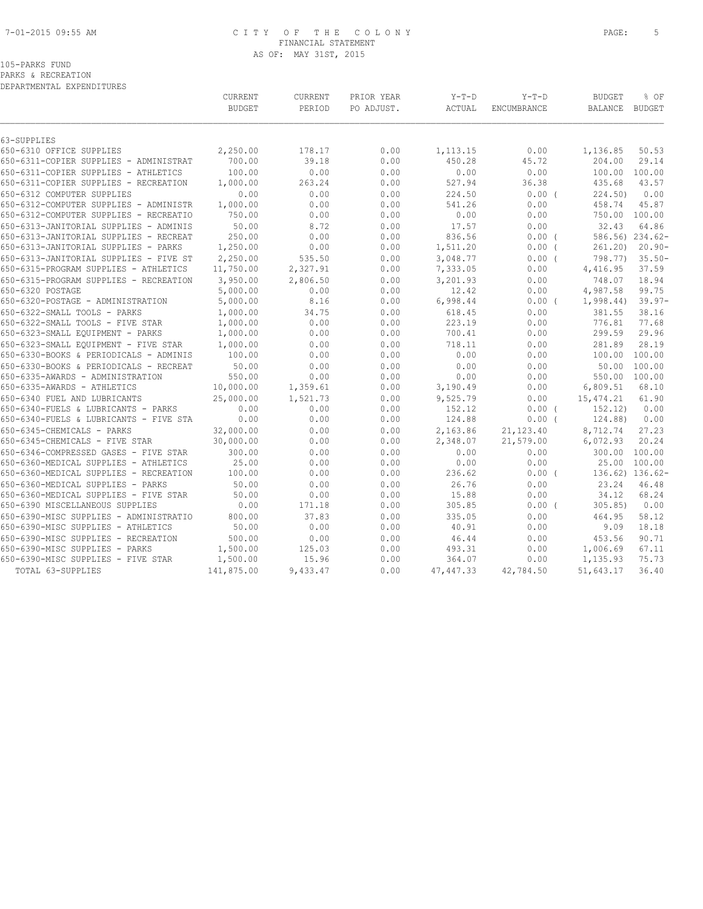7-01-2015 09:55 AM

# CITY OF THE COLONY

FINANCIAL STATEMENT
AS OF: MAY 31ST, 2015

105-PARKS FUND
PARKS & RECREATION
DEPARTMENTAL EXPENDITURES

| | CURRENT BUDGET | CURRENT PERIOD | PRIOR YEAR PO ADJUST. | Y-T-D ACTUAL | Y-T-D ENCUMBRANCE | BUDGET BALANCE | % OF BUDGET |
|---|---|---|---|---|---|---|---|
| 63-SUPPLIES | | | | | | | |
| 650-6310 OFFICE SUPPLIES | 2,250.00 | 178.17 | 0.00 | 1,113.15 | 0.00 | 1,136.85 | 50.53 |
| 650-6311-COPIER SUPPLIES - ADMINISTRAT | 700.00 | 39.18 | 0.00 | 450.28 | 45.72 | 204.00 | 29.14 |
| 650-6311-COPIER SUPPLIES - ATHLETICS | 100.00 | 0.00 | 0.00 | 0.00 | 0.00 | 100.00 | 100.00 |
| 650-6311-COPIER SUPPLIES - RECREATION | 1,000.00 | 263.24 | 0.00 | 527.94 | 36.38 | 435.68 | 43.57 |
| 650-6312 COMPUTER SUPPLIES | 0.00 | 0.00 | 0.00 | 224.50 | 0.00 ( | 224.50) | 0.00 |
| 650-6312-COMPUTER SUPPLIES - ADMINISTR | 1,000.00 | 0.00 | 0.00 | 541.26 | 0.00 | 458.74 | 45.87 |
| 650-6312-COMPUTER SUPPLIES - RECREATIO | 750.00 | 0.00 | 0.00 | 0.00 | 0.00 | 750.00 | 100.00 |
| 650-6313-JANITORIAL SUPPLIES - ADMINIS | 50.00 | 8.72 | 0.00 | 17.57 | 0.00 | 32.43 | 64.86 |
| 650-6313-JANITORIAL SUPPLIES - RECREAT | 250.00 | 0.00 | 0.00 | 836.56 | 0.00 ( | 586.56) | 234.62- |
| 650-6313-JANITORIAL SUPPLIES - PARKS | 1,250.00 | 0.00 | 0.00 | 1,511.20 | 0.00 ( | 261.20) | 20.90- |
| 650-6313-JANITORIAL SUPPLIES - FIVE ST | 2,250.00 | 535.50 | 0.00 | 3,048.77 | 0.00 ( | 798.77) | 35.50- |
| 650-6315-PROGRAM SUPPLIES - ATHLETICS | 11,750.00 | 2,327.91 | 0.00 | 7,333.05 | 0.00 | 4,416.95 | 37.59 |
| 650-6315-PROGRAM SUPPLIES - RECREATION | 3,950.00 | 2,806.50 | 0.00 | 3,201.93 | 0.00 | 748.07 | 18.94 |
| 650-6320 POSTAGE | 5,000.00 | 0.00 | 0.00 | 12.42 | 0.00 | 4,987.58 | 99.75 |
| 650-6320-POSTAGE - ADMINISTRATION | 5,000.00 | 8.16 | 0.00 | 6,998.44 | 0.00 ( | 1,998.44) | 39.97- |
| 650-6322-SMALL TOOLS - PARKS | 1,000.00 | 34.75 | 0.00 | 618.45 | 0.00 | 381.55 | 38.16 |
| 650-6322-SMALL TOOLS - FIVE STAR | 1,000.00 | 0.00 | 0.00 | 223.19 | 0.00 | 776.81 | 77.68 |
| 650-6323-SMALL EQUIPMENT - PARKS | 1,000.00 | 0.00 | 0.00 | 700.41 | 0.00 | 299.59 | 29.96 |
| 650-6323-SMALL EQUIPMENT - FIVE STAR | 1,000.00 | 0.00 | 0.00 | 718.11 | 0.00 | 281.89 | 28.19 |
| 650-6330-BOOKS & PERIODICALS - ADMINIS | 100.00 | 0.00 | 0.00 | 0.00 | 0.00 | 100.00 | 100.00 |
| 650-6330-BOOKS & PERIODICALS - RECREAT | 50.00 | 0.00 | 0.00 | 0.00 | 0.00 | 50.00 | 100.00 |
| 650-6335-AWARDS - ADMINISTRATION | 550.00 | 0.00 | 0.00 | 0.00 | 0.00 | 550.00 | 100.00 |
| 650-6335-AWARDS - ATHLETICS | 10,000.00 | 1,359.61 | 0.00 | 3,190.49 | 0.00 | 6,809.51 | 68.10 |
| 650-6340 FUEL AND LUBRICANTS | 25,000.00 | 1,521.73 | 0.00 | 9,525.79 | 0.00 | 15,474.21 | 61.90 |
| 650-6340-FUELS & LUBRICANTS - PARKS | 0.00 | 0.00 | 0.00 | 152.12 | 0.00 ( | 152.12) | 0.00 |
| 650-6340-FUELS & LUBRICANTS - FIVE STA | 0.00 | 0.00 | 0.00 | 124.88 | 0.00 ( | 124.88) | 0.00 |
| 650-6345-CHEMICALS - PARKS | 32,000.00 | 0.00 | 0.00 | 2,163.86 | 21,123.40 | 8,712.74 | 27.23 |
| 650-6345-CHEMICALS - FIVE STAR | 30,000.00 | 0.00 | 0.00 | 2,348.07 | 21,579.00 | 6,072.93 | 20.24 |
| 650-6346-COMPRESSED GASES - FIVE STAR | 300.00 | 0.00 | 0.00 | 0.00 | 0.00 | 300.00 | 100.00 |
| 650-6360-MEDICAL SUPPLIES - ATHLETICS | 25.00 | 0.00 | 0.00 | 0.00 | 0.00 | 25.00 | 100.00 |
| 650-6360-MEDICAL SUPPLIES - RECREATION | 100.00 | 0.00 | 0.00 | 236.62 | 0.00 ( | 136.62) | 136.62- |
| 650-6360-MEDICAL SUPPLIES - PARKS | 50.00 | 0.00 | 0.00 | 26.76 | 0.00 | 23.24 | 46.48 |
| 650-6360-MEDICAL SUPPLIES - FIVE STAR | 50.00 | 0.00 | 0.00 | 15.88 | 0.00 | 34.12 | 68.24 |
| 650-6390 MISCELLANEOUS SUPPLIES | 0.00 | 171.18 | 0.00 | 305.85 | 0.00 ( | 305.85) | 0.00 |
| 650-6390-MISC SUPPLIES - ADMINISTRATIO | 800.00 | 37.83 | 0.00 | 335.05 | 0.00 | 464.95 | 58.12 |
| 650-6390-MISC SUPPLIES - ATHLETICS | 50.00 | 0.00 | 0.00 | 40.91 | 0.00 | 9.09 | 18.18 |
| 650-6390-MISC SUPPLIES - RECREATION | 500.00 | 0.00 | 0.00 | 46.44 | 0.00 | 453.56 | 90.71 |
| 650-6390-MISC SUPPLIES - PARKS | 1,500.00 | 125.03 | 0.00 | 493.31 | 0.00 | 1,006.69 | 67.11 |
| 650-6390-MISC SUPPLIES - FIVE STAR | 1,500.00 | 15.96 | 0.00 | 364.07 | 0.00 | 1,135.93 | 75.73 |
| TOTAL 63-SUPPLIES | 141,875.00 | 9,433.47 | 0.00 | 47,447.33 | 42,784.50 | 51,643.17 | 36.40 |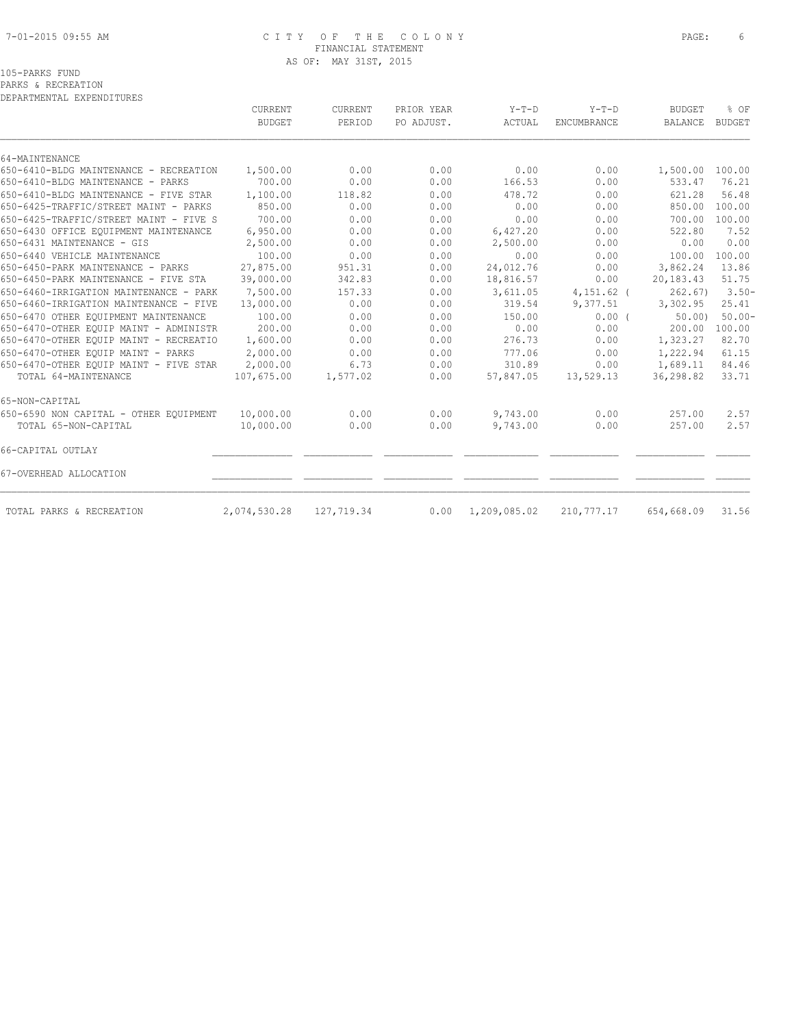CITY OF THE COLONY
FINANCIAL STATEMENT
AS OF: MAY 31ST, 2015

105-PARKS FUND
PARKS & RECREATION
DEPARTMENTAL EXPENDITURES

| | CURRENT BUDGET | CURRENT PERIOD | PRIOR YEAR PO ADJUST. | Y-T-D ACTUAL | Y-T-D ENCUMBRANCE | BUDGET BALANCE | % OF BUDGET |
|---|---|---|---|---|---|---|---|
| 64-MAINTENANCE | | | | | | | |
| 650-6410-BLDG MAINTENANCE - RECREATION | 1,500.00 | 0.00 | 0.00 | 0.00 | 0.00 | 1,500.00 | 100.00 |
| 650-6410-BLDG MAINTENANCE - PARKS | 700.00 | 0.00 | 0.00 | 166.53 | 0.00 | 533.47 | 76.21 |
| 650-6410-BLDG MAINTENANCE - FIVE STAR | 1,100.00 | 118.82 | 0.00 | 478.72 | 0.00 | 621.28 | 56.48 |
| 650-6425-TRAFFIC/STREET MAINT - PARKS | 850.00 | 0.00 | 0.00 | 0.00 | 0.00 | 850.00 | 100.00 |
| 650-6425-TRAFFIC/STREET MAINT - FIVE S | 700.00 | 0.00 | 0.00 | 0.00 | 0.00 | 700.00 | 100.00 |
| 650-6430 OFFICE EQUIPMENT MAINTENANCE | 6,950.00 | 0.00 | 0.00 | 6,427.20 | 0.00 | 522.80 | 7.52 |
| 650-6431 MAINTENANCE - GIS | 2,500.00 | 0.00 | 0.00 | 2,500.00 | 0.00 | 0.00 | 0.00 |
| 650-6440 VEHICLE MAINTENANCE | 100.00 | 0.00 | 0.00 | 0.00 | 0.00 | 100.00 | 100.00 |
| 650-6450-PARK MAINTENANCE - PARKS | 27,875.00 | 951.31 | 0.00 | 24,012.76 | 0.00 | 3,862.24 | 13.86 |
| 650-6450-PARK MAINTENANCE - FIVE STA | 39,000.00 | 342.83 | 0.00 | 18,816.57 | 0.00 | 20,183.43 | 51.75 |
| 650-6460-IRRIGATION MAINTENANCE - PARK | 7,500.00 | 157.33 | 0.00 | 3,611.05 | 4,151.62 | ( 262.67) | 3.50- |
| 650-6460-IRRIGATION MAINTENANCE - FIVE | 13,000.00 | 0.00 | 0.00 | 319.54 | 9,377.51 | 3,302.95 | 25.41 |
| 650-6470 OTHER EQUIPMENT MAINTENANCE | 100.00 | 0.00 | 0.00 | 150.00 | 0.00 | ( 50.00) | 50.00- |
| 650-6470-OTHER EQUIP MAINT - ADMINISTR | 200.00 | 0.00 | 0.00 | 0.00 | 0.00 | 200.00 | 100.00 |
| 650-6470-OTHER EQUIP MAINT - RECREATIO | 1,600.00 | 0.00 | 0.00 | 276.73 | 0.00 | 1,323.27 | 82.70 |
| 650-6470-OTHER EQUIP MAINT - PARKS | 2,000.00 | 0.00 | 0.00 | 777.06 | 0.00 | 1,222.94 | 61.15 |
| 650-6470-OTHER EQUIP MAINT - FIVE STAR | 2,000.00 | 6.73 | 0.00 | 310.89 | 0.00 | 1,689.11 | 84.46 |
| TOTAL 64-MAINTENANCE | 107,675.00 | 1,577.02 | 0.00 | 57,847.05 | 13,529.13 | 36,298.82 | 33.71 |
| 65-NON-CAPITAL | | | | | | | |
| 650-6590 NON CAPITAL - OTHER EQUIPMENT | 10,000.00 | 0.00 | 0.00 | 9,743.00 | 0.00 | 257.00 | 2.57 |
| TOTAL 65-NON-CAPITAL | 10,000.00 | 0.00 | 0.00 | 9,743.00 | 0.00 | 257.00 | 2.57 |
| 66-CAPITAL OUTLAY | | | | | | | |
| 67-OVERHEAD ALLOCATION | | | | | | | |
| TOTAL PARKS & RECREATION | 2,074,530.28 | 127,719.34 | 0.00 | 1,209,085.02 | 210,777.17 | 654,668.09 | 31.56 |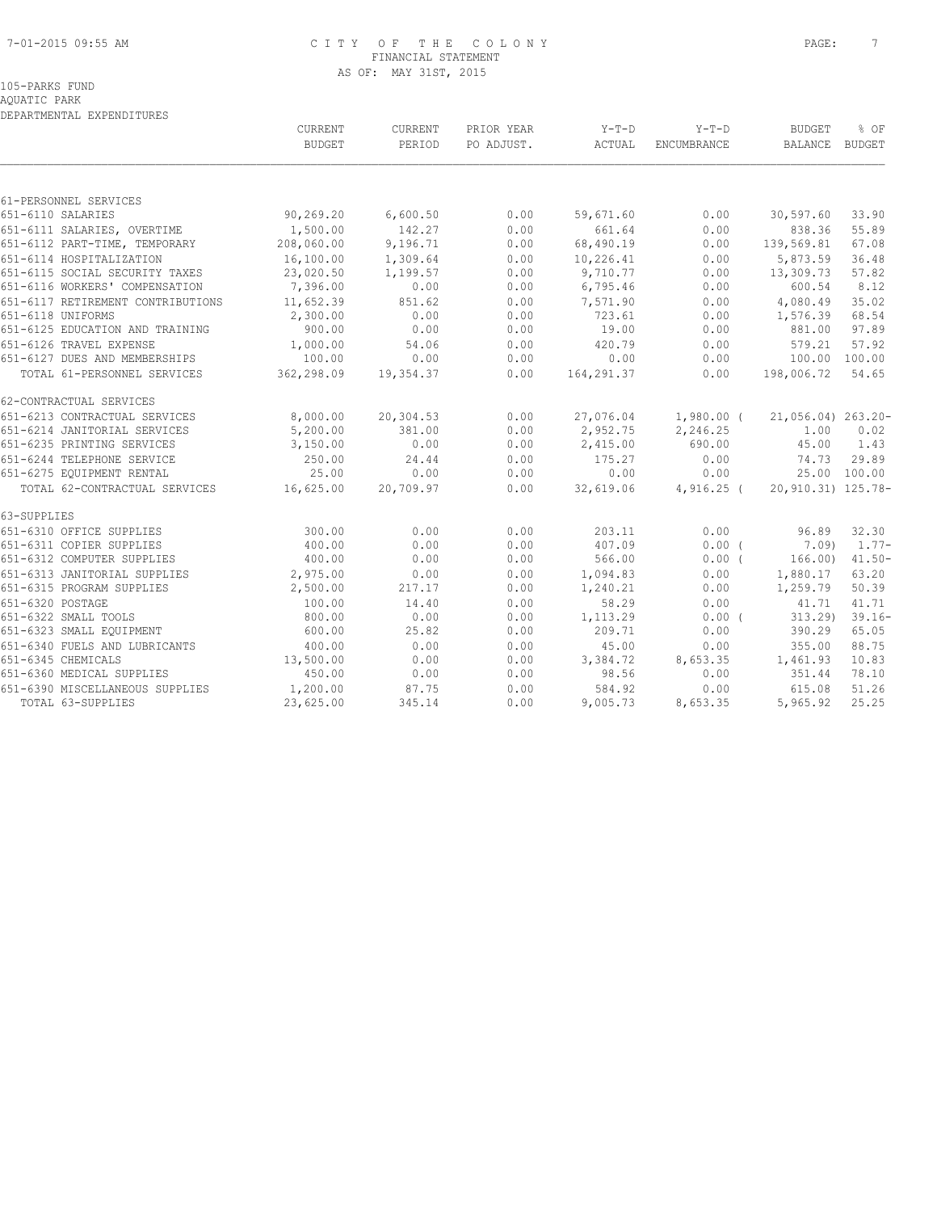# CITY OF THE COLONY
FINANCIAL STATEMENT
AS OF: MAY 31ST, 2015

105-PARKS FUND
AQUATIC PARK
DEPARTMENTAL EXPENDITURES

| | CURRENT BUDGET | CURRENT PERIOD | PRIOR YEAR PO ADJUST. | Y-T-D ACTUAL | Y-T-D ENCUMBRANCE | BUDGET BALANCE | % OF BUDGET |
|---|---|---|---|---|---|---|---|
| **61-PERSONNEL SERVICES** | | | | | | | |
| 651-6110 SALARIES | 90,269.20 | 6,600.50 | 0.00 | 59,671.60 | 0.00 | 30,597.60 | 33.90 |
| 651-6111 SALARIES, OVERTIME | 1,500.00 | 142.27 | 0.00 | 661.64 | 0.00 | 838.36 | 55.89 |
| 651-6112 PART-TIME, TEMPORARY | 208,060.00 | 9,196.71 | 0.00 | 68,490.19 | 0.00 | 139,569.81 | 67.08 |
| 651-6114 HOSPITALIZATION | 16,100.00 | 1,309.64 | 0.00 | 10,226.41 | 0.00 | 5,873.59 | 36.48 |
| 651-6115 SOCIAL SECURITY TAXES | 23,020.50 | 1,199.57 | 0.00 | 9,710.77 | 0.00 | 13,309.73 | 57.82 |
| 651-6116 WORKERS' COMPENSATION | 7,396.00 | 0.00 | 0.00 | 6,795.46 | 0.00 | 600.54 | 8.12 |
| 651-6117 RETIREMENT CONTRIBUTIONS | 11,652.39 | 851.62 | 0.00 | 7,571.90 | 0.00 | 4,080.49 | 35.02 |
| 651-6118 UNIFORMS | 2,300.00 | 0.00 | 0.00 | 723.61 | 0.00 | 1,576.39 | 68.54 |
| 651-6125 EDUCATION AND TRAINING | 900.00 | 0.00 | 0.00 | 19.00 | 0.00 | 881.00 | 97.89 |
| 651-6126 TRAVEL EXPENSE | 1,000.00 | 54.06 | 0.00 | 420.79 | 0.00 | 579.21 | 57.92 |
| 651-6127 DUES AND MEMBERSHIPS | 100.00 | 0.00 | 0.00 | 0.00 | 0.00 | 100.00 | 100.00 |
| TOTAL 61-PERSONNEL SERVICES | 362,298.09 | 19,354.37 | 0.00 | 164,291.37 | 0.00 | 198,006.72 | 54.65 |
| **62-CONTRACTUAL SERVICES** | | | | | | | |
| 651-6213 CONTRACTUAL SERVICES | 8,000.00 | 20,304.53 | 0.00 | 27,076.04 | 1,980.00 | ( 21,056.04) | 263.20- |
| 651-6214 JANITORIAL SERVICES | 5,200.00 | 381.00 | 0.00 | 2,952.75 | 2,246.25 | 1.00 | 0.02 |
| 651-6235 PRINTING SERVICES | 3,150.00 | 0.00 | 0.00 | 2,415.00 | 690.00 | 45.00 | 1.43 |
| 651-6244 TELEPHONE SERVICE | 250.00 | 24.44 | 0.00 | 175.27 | 0.00 | 74.73 | 29.89 |
| 651-6275 EQUIPMENT RENTAL | 25.00 | 0.00 | 0.00 | 0.00 | 0.00 | 25.00 | 100.00 |
| TOTAL 62-CONTRACTUAL SERVICES | 16,625.00 | 20,709.97 | 0.00 | 32,619.06 | 4,916.25 | ( 20,910.31) | 125.78- |
| **63-SUPPLIES** | | | | | | | |
| 651-6310 OFFICE SUPPLIES | 300.00 | 0.00 | 0.00 | 203.11 | 0.00 | 96.89 | 32.30 |
| 651-6311 COPIER SUPPLIES | 400.00 | 0.00 | 0.00 | 407.09 | 0.00 | ( 7.09) | 1.77- |
| 651-6312 COMPUTER SUPPLIES | 400.00 | 0.00 | 0.00 | 566.00 | 0.00 | ( 166.00) | 41.50- |
| 651-6313 JANITORIAL SUPPLIES | 2,975.00 | 0.00 | 0.00 | 1,094.83 | 0.00 | 1,880.17 | 63.20 |
| 651-6315 PROGRAM SUPPLIES | 2,500.00 | 217.17 | 0.00 | 1,240.21 | 0.00 | 1,259.79 | 50.39 |
| 651-6320 POSTAGE | 100.00 | 14.40 | 0.00 | 58.29 | 0.00 | 41.71 | 41.71 |
| 651-6322 SMALL TOOLS | 800.00 | 0.00 | 0.00 | 1,113.29 | 0.00 | ( 313.29) | 39.16- |
| 651-6323 SMALL EQUIPMENT | 600.00 | 25.82 | 0.00 | 209.71 | 0.00 | 390.29 | 65.05 |
| 651-6340 FUELS AND LUBRICANTS | 400.00 | 0.00 | 0.00 | 45.00 | 0.00 | 355.00 | 88.75 |
| 651-6345 CHEMICALS | 13,500.00 | 0.00 | 0.00 | 3,384.72 | 8,653.35 | 1,461.93 | 10.83 |
| 651-6360 MEDICAL SUPPLIES | 450.00 | 0.00 | 0.00 | 98.56 | 0.00 | 351.44 | 78.10 |
| 651-6390 MISCELLANEOUS SUPPLIES | 1,200.00 | 87.75 | 0.00 | 584.92 | 0.00 | 615.08 | 51.26 |
| TOTAL 63-SUPPLIES | 23,625.00 | 345.14 | 0.00 | 9,005.73 | 8,653.35 | 5,965.92 | 25.25 |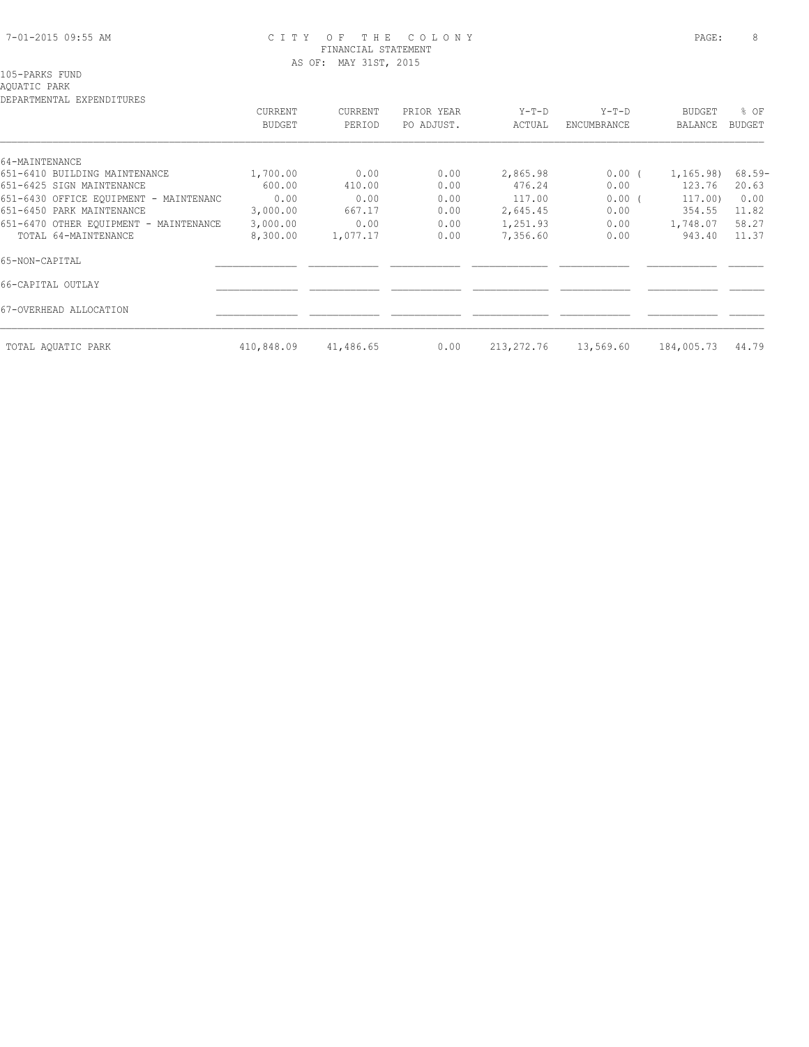105-PARKS FUND
AQUATIC PARK
DEPARTMENTAL EXPENDITURES

| | CURRENT BUDGET | CURRENT PERIOD | PRIOR YEAR PO ADJUST. | Y-T-D ACTUAL | Y-T-D ENCUMBRANCE | BUDGET BALANCE | % OF BUDGET |
|---|---|---|---|---|---|---|---|
| 64-MAINTENANCE | | | | | | | |
| 651-6410 BUILDING MAINTENANCE | 1,700.00 | 0.00 | 0.00 | 2,865.98 | 0.00 | ( 1,165.98) | 68.59- |
| 651-6425 SIGN MAINTENANCE | 600.00 | 410.00 | 0.00 | 476.24 | 0.00 | 123.76 | 20.63 |
| 651-6430 OFFICE EQUIPMENT - MAINTENANC | 0.00 | 0.00 | 0.00 | 117.00 | 0.00 | ( 117.00) | 0.00 |
| 651-6450 PARK MAINTENANCE | 3,000.00 | 667.17 | 0.00 | 2,645.45 | 0.00 | 354.55 | 11.82 |
| 651-6470 OTHER EQUIPMENT - MAINTENANCE | 3,000.00 | 0.00 | 0.00 | 1,251.93 | 0.00 | 1,748.07 | 58.27 |
| TOTAL 64-MAINTENANCE | 8,300.00 | 1,077.17 | 0.00 | 7,356.60 | 0.00 | 943.40 | 11.37 |
| 65-NON-CAPITAL | | | | | | | |
| 66-CAPITAL OUTLAY | | | | | | | |
| 67-OVERHEAD ALLOCATION | | | | | | | |
| TOTAL AQUATIC PARK | 410,848.09 | 41,486.65 | 0.00 | 213,272.76 | 13,569.60 | 184,005.73 | 44.79 |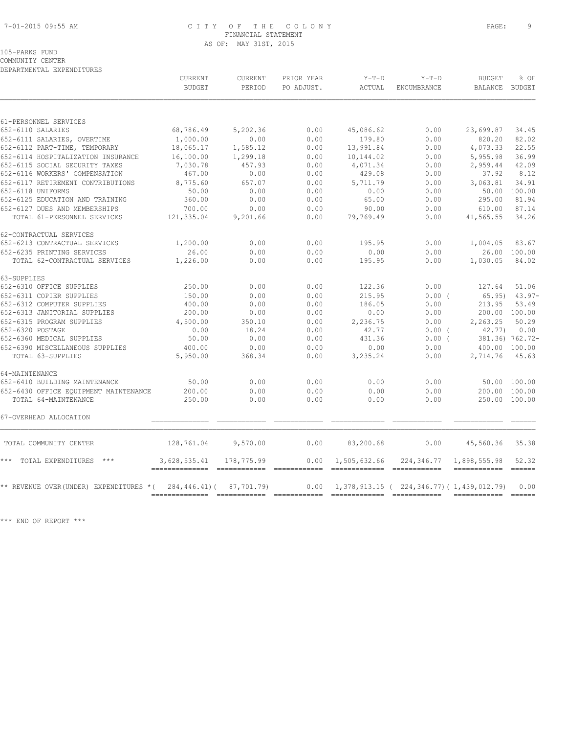CITY OF THE COLONY
FINANCIAL STATEMENT
AS OF: MAY 31ST, 2015

105-PARKS FUND
COMMUNITY CENTER
DEPARTMENTAL EXPENDITURES

| | CURRENT BUDGET | CURRENT PERIOD | PRIOR YEAR PO ADJUST. | Y-T-D ACTUAL | Y-T-D ENCUMBRANCE | BUDGET BALANCE | % OF BUDGET |
|---|---|---|---|---|---|---|---|
| **61-PERSONNEL SERVICES** | | | | | | | |
| 652-6110 SALARIES | 68,786.49 | 5,202.36 | 0.00 | 45,086.62 | 0.00 | 23,699.87 | 34.45 |
| 652-6111 SALARIES, OVERTIME | 1,000.00 | 0.00 | 0.00 | 179.80 | 0.00 | 820.20 | 82.02 |
| 652-6112 PART-TIME, TEMPORARY | 18,065.17 | 1,585.12 | 0.00 | 13,991.84 | 0.00 | 4,073.33 | 22.55 |
| 652-6114 HOSPITALIZATION INSURANCE | 16,100.00 | 1,299.18 | 0.00 | 10,144.02 | 0.00 | 5,955.98 | 36.99 |
| 652-6115 SOCIAL SECURITY TAXES | 7,030.78 | 457.93 | 0.00 | 4,071.34 | 0.00 | 2,959.44 | 42.09 |
| 652-6116 WORKERS' COMPENSATION | 467.00 | 0.00 | 0.00 | 429.08 | 0.00 | 37.92 | 8.12 |
| 652-6117 RETIREMENT CONTRIBUTIONS | 8,775.60 | 657.07 | 0.00 | 5,711.79 | 0.00 | 3,063.81 | 34.91 |
| 652-6118 UNIFORMS | 50.00 | 0.00 | 0.00 | 0.00 | 0.00 | 50.00 | 100.00 |
| 652-6125 EDUCATION AND TRAINING | 360.00 | 0.00 | 0.00 | 65.00 | 0.00 | 295.00 | 81.94 |
| 652-6127 DUES AND MEMBERSHIPS | 700.00 | 0.00 | 0.00 | 90.00 | 0.00 | 610.00 | 87.14 |
| TOTAL 61-PERSONNEL SERVICES | 121,335.04 | 9,201.66 | 0.00 | 79,769.49 | 0.00 | 41,565.55 | 34.26 |
| **62-CONTRACTUAL SERVICES** | | | | | | | |
| 652-6213 CONTRACTUAL SERVICES | 1,200.00 | 0.00 | 0.00 | 195.95 | 0.00 | 1,004.05 | 83.67 |
| 652-6235 PRINTING SERVICES | 26.00 | 0.00 | 0.00 | 0.00 | 0.00 | 26.00 | 100.00 |
| TOTAL 62-CONTRACTUAL SERVICES | 1,226.00 | 0.00 | 0.00 | 195.95 | 0.00 | 1,030.05 | 84.02 |
| **63-SUPPLIES** | | | | | | | |
| 652-6310 OFFICE SUPPLIES | 250.00 | 0.00 | 0.00 | 122.36 | 0.00 | 127.64 | 51.06 |
| 652-6311 COPIER SUPPLIES | 150.00 | 0.00 | 0.00 | 215.95 | 0.00 | ( 65.95) | 43.97- |
| 652-6312 COMPUTER SUPPLIES | 400.00 | 0.00 | 0.00 | 186.05 | 0.00 | 213.95 | 53.49 |
| 652-6313 JANITORIAL SUPPLIES | 200.00 | 0.00 | 0.00 | 0.00 | 0.00 | 200.00 | 100.00 |
| 652-6315 PROGRAM SUPPLIES | 4,500.00 | 350.10 | 0.00 | 2,236.75 | 0.00 | 2,263.25 | 50.29 |
| 652-6320 POSTAGE | 0.00 | 18.24 | 0.00 | 42.77 | 0.00 | ( 42.77) | 0.00 |
| 652-6360 MEDICAL SUPPLIES | 50.00 | 0.00 | 0.00 | 431.36 | 0.00 | ( 381.36) | 762.72- |
| 652-6390 MISCELLANEOUS SUPPLIES | 400.00 | 0.00 | 0.00 | 0.00 | 0.00 | 400.00 | 100.00 |
| TOTAL 63-SUPPLIES | 5,950.00 | 368.34 | 0.00 | 3,235.24 | 0.00 | 2,714.76 | 45.63 |
| **64-MAINTENANCE** | | | | | | | |
| 652-6410 BUILDING MAINTENANCE | 50.00 | 0.00 | 0.00 | 0.00 | 0.00 | 50.00 | 100.00 |
| 652-6430 OFFICE EQUIPMENT MAINTENANCE | 200.00 | 0.00 | 0.00 | 0.00 | 0.00 | 200.00 | 100.00 |
| TOTAL 64-MAINTENANCE | 250.00 | 0.00 | 0.00 | 0.00 | 0.00 | 250.00 | 100.00 |
| **67-OVERHEAD ALLOCATION** | | | | | | | |
| TOTAL COMMUNITY CENTER | 128,761.04 | 9,570.00 | 0.00 | 83,200.68 | 0.00 | 45,560.36 | 35.38 |
| *** TOTAL EXPENDITURES *** | 3,628,535.41 | 178,775.99 | 0.00 | 1,505,632.66 | 224,346.77 | 1,898,555.98 | 52.32 |
| ** REVENUE OVER(UNDER) EXPENDITURES * | ( 284,446.41) | ( 87,701.79) | 0.00 | 1,378,913.15 | ( 224,346.77) | ( 1,439,012.79) | 0.00 |

*** END OF REPORT ***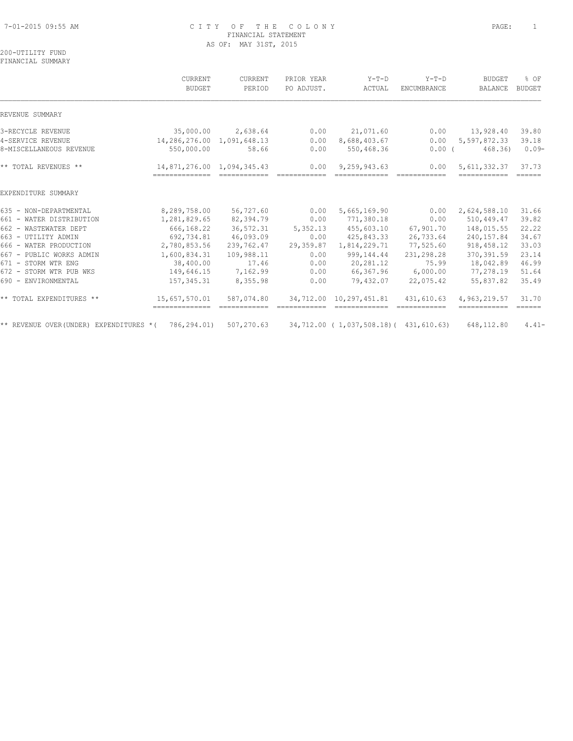# CITY OF THE COLONY
## FINANCIAL STATEMENT
### AS OF: MAY 31ST, 2015

200-UTILITY FUND
FINANCIAL SUMMARY

| | CURRENT BUDGET | CURRENT PERIOD | PRIOR YEAR PO ADJUST. | Y-T-D ACTUAL | Y-T-D ENCUMBRANCE | BUDGET BALANCE | % OF BUDGET |
|---|---|---|---|---|---|---|---|
| **REVENUE SUMMARY** | | | | | | | |
| 3-RECYCLE REVENUE | 35,000.00 | 2,638.64 | 0.00 | 21,071.60 | 0.00 | 13,928.40 | 39.80 |
| 4-SERVICE REVENUE | 14,286,276.00 | 1,091,648.13 | 0.00 | 8,688,403.67 | 0.00 | 5,597,872.33 | 39.18 |
| 8-MISCELLANEOUS REVENUE | 550,000.00 | 58.66 | 0.00 | 550,468.36 | 0.00 | ( 468.36) | 0.09- |
| ** TOTAL REVENUES ** | 14,871,276.00 | 1,094,345.43 | 0.00 | 9,259,943.63 | 0.00 | 5,611,332.37 | 37.73 |
| **EXPENDITURE SUMMARY** | | | | | | | |
| 635 - NON-DEPARTMENTAL | 8,289,758.00 | 56,727.60 | 0.00 | 5,665,169.90 | 0.00 | 2,624,588.10 | 31.66 |
| 661 - WATER DISTRIBUTION | 1,281,829.65 | 82,394.79 | 0.00 | 771,380.18 | 0.00 | 510,449.47 | 39.82 |
| 662 - WASTEWATER DEPT | 666,168.22 | 36,572.31 | 5,352.13 | 455,603.10 | 67,901.70 | 148,015.55 | 22.22 |
| 663 - UTILITY ADMIN | 692,734.81 | 46,093.09 | 0.00 | 425,843.33 | 26,733.64 | 240,157.84 | 34.67 |
| 666 - WATER PRODUCTION | 2,780,853.56 | 239,762.47 | 29,359.87 | 1,814,229.71 | 77,525.60 | 918,458.12 | 33.03 |
| 667 - PUBLIC WORKS ADMIN | 1,600,834.31 | 109,988.11 | 0.00 | 999,144.44 | 231,298.28 | 370,391.59 | 23.14 |
| 671 - STORM WTR ENG | 38,400.00 | 17.46 | 0.00 | 20,281.12 | 75.99 | 18,042.89 | 46.99 |
| 672 - STORM WTR PUB WKS | 149,646.15 | 7,162.99 | 0.00 | 66,367.96 | 6,000.00 | 77,278.19 | 51.64 |
| 690 - ENVIRONMENTAL | 157,345.31 | 8,355.98 | 0.00 | 79,432.07 | 22,075.42 | 55,837.82 | 35.49 |
| ** TOTAL EXPENDITURES ** | 15,657,570.01 | 587,074.80 | 34,712.00 | 10,297,451.81 | 431,610.63 | 4,963,219.57 | 31.70 |
| ** REVENUE OVER(UNDER) EXPENDITURES * | ( 786,294.01) | 507,270.63 | 34,712.00 | ( 1,037,508.18) | ( 431,610.63) | 648,112.80 | 4.41- |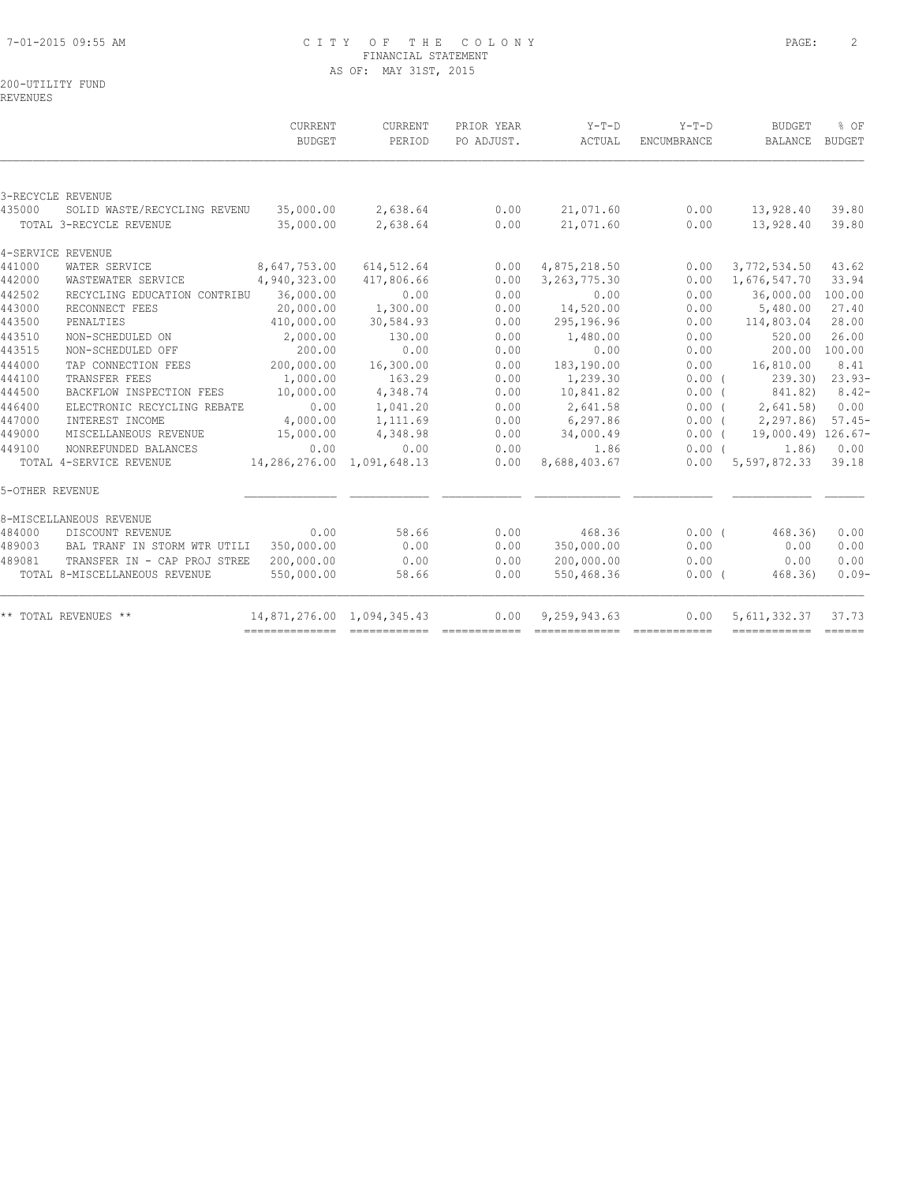# CITY OF THE COLONY
## FINANCIAL STATEMENT
### AS OF: MAY 31ST, 2015

200-UTILITY FUND
REVENUES

| | | CURRENT BUDGET | CURRENT PERIOD | PRIOR YEAR PO ADJUST. | Y-T-D ACTUAL | Y-T-D ENCUMBRANCE | BUDGET BALANCE | % OF BUDGET |
|---|---|---|---|---|---|---|---|---|
| 3-RECYCLE REVENUE | | | | | | | | |
| 435000 | SOLID WASTE/RECYCLING REVENU | 35,000.00 | 2,638.64 | 0.00 | 21,071.60 | 0.00 | 13,928.40 | 39.80 |
| | TOTAL 3-RECYCLE REVENUE | 35,000.00 | 2,638.64 | 0.00 | 21,071.60 | 0.00 | 13,928.40 | 39.80 |
| 4-SERVICE REVENUE | | | | | | | | |
| 441000 | WATER SERVICE | 8,647,753.00 | 614,512.64 | 0.00 | 4,875,218.50 | 0.00 | 3,772,534.50 | 43.62 |
| 442000 | WASTEWATER SERVICE | 4,940,323.00 | 417,806.66 | 0.00 | 3,263,775.30 | 0.00 | 1,676,547.70 | 33.94 |
| 442502 | RECYCLING EDUCATION CONTRIBU | 36,000.00 | 0.00 | 0.00 | 0.00 | 0.00 | 36,000.00 | 100.00 |
| 443000 | RECONNECT FEES | 20,000.00 | 1,300.00 | 0.00 | 14,520.00 | 0.00 | 5,480.00 | 27.40 |
| 443500 | PENALTIES | 410,000.00 | 30,584.93 | 0.00 | 295,196.96 | 0.00 | 114,803.04 | 28.00 |
| 443510 | NON-SCHEDULED ON | 2,000.00 | 130.00 | 0.00 | 1,480.00 | 0.00 | 520.00 | 26.00 |
| 443515 | NON-SCHEDULED OFF | 200.00 | 0.00 | 0.00 | 0.00 | 0.00 | 200.00 | 100.00 |
| 444000 | TAP CONNECTION FEES | 200,000.00 | 16,300.00 | 0.00 | 183,190.00 | 0.00 | 16,810.00 | 8.41 |
| 444100 | TRANSFER FEES | 1,000.00 | 163.29 | 0.00 | 1,239.30 | 0.00 | ( 239.30) | 23.93- |
| 444500 | BACKFLOW INSPECTION FEES | 10,000.00 | 4,348.74 | 0.00 | 10,841.82 | 0.00 | ( 841.82) | 8.42- |
| 446400 | ELECTRONIC RECYCLING REBATE | 0.00 | 1,041.20 | 0.00 | 2,641.58 | 0.00 | ( 2,641.58) | 0.00 |
| 447000 | INTEREST INCOME | 4,000.00 | 1,111.69 | 0.00 | 6,297.86 | 0.00 | ( 2,297.86) | 57.45- |
| 449000 | MISCELLANEOUS REVENUE | 15,000.00 | 4,348.98 | 0.00 | 34,000.49 | 0.00 | ( 19,000.49) | 126.67- |
| 449100 | NONREFUNDED BALANCES | 0.00 | 0.00 | 0.00 | 1.86 | 0.00 | ( 1.86) | 0.00 |
| | TOTAL 4-SERVICE REVENUE | 14,286,276.00 | 1,091,648.13 | 0.00 | 8,688,403.67 | 0.00 | 5,597,872.33 | 39.18 |
| 5-OTHER REVENUE | | | | | | | | |
| 8-MISCELLANEOUS REVENUE | | | | | | | | |
| 484000 | DISCOUNT REVENUE | 0.00 | 58.66 | 0.00 | 468.36 | 0.00 | ( 468.36) | 0.00 |
| 489003 | BAL TRANF IN STORM WTR UTILI | 350,000.00 | 0.00 | 0.00 | 350,000.00 | 0.00 | 0.00 | 0.00 |
| 489081 | TRANSFER IN - CAP PROJ STREE | 200,000.00 | 0.00 | 0.00 | 200,000.00 | 0.00 | 0.00 | 0.00 |
| | TOTAL 8-MISCELLANEOUS REVENUE | 550,000.00 | 58.66 | 0.00 | 550,468.36 | 0.00 | ( 468.36) | 0.09- |
| ** TOTAL REVENUES ** | | 14,871,276.00 | 1,094,345.43 | 0.00 | 9,259,943.63 | 0.00 | 5,611,332.37 | 37.73 |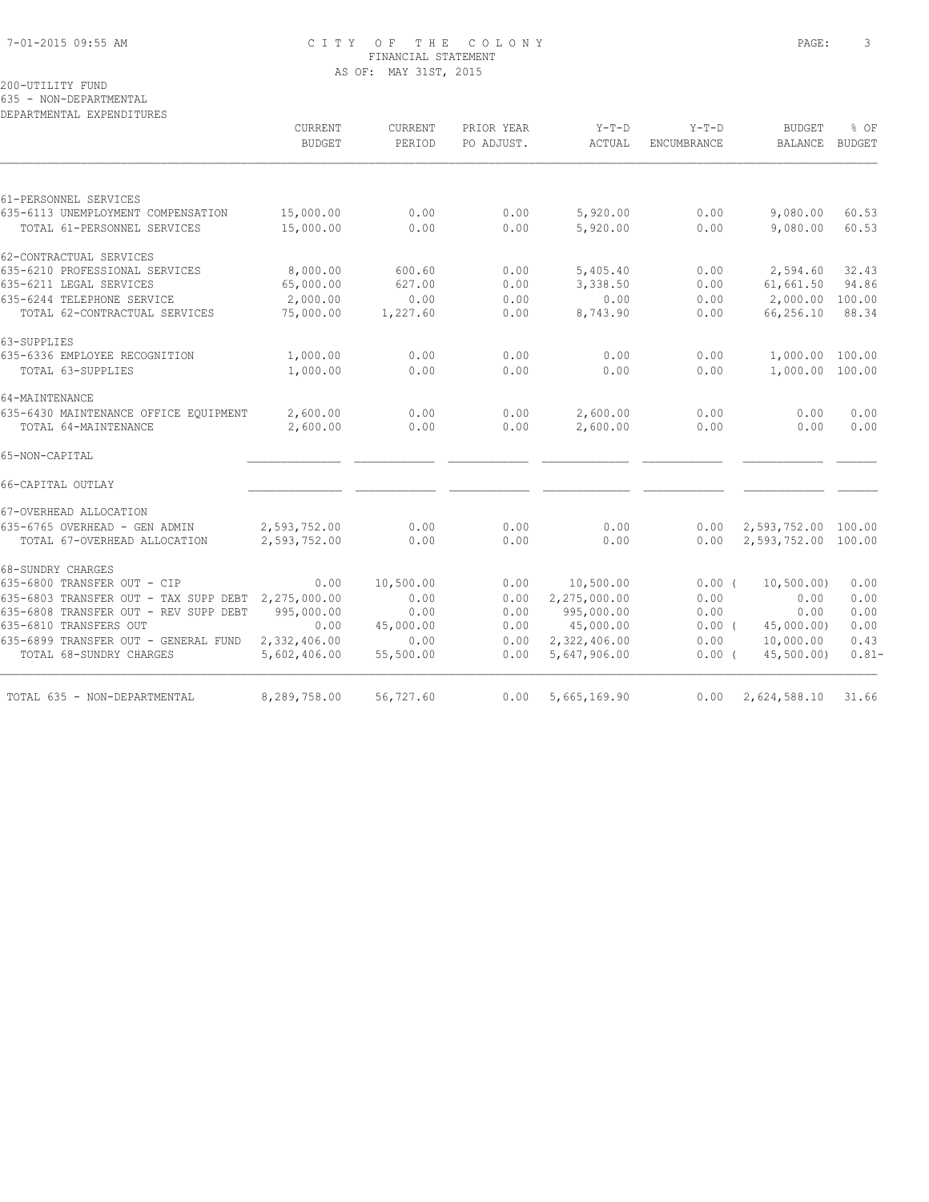# CITY OF THE COLONY
FINANCIAL STATEMENT
AS OF: MAY 31ST, 2015

200-UTILITY FUND
635 - NON-DEPARTMENTAL
DEPARTMENTAL EXPENDITURES

| | CURRENT BUDGET | CURRENT PERIOD | PRIOR YEAR PO ADJUST. | Y-T-D ACTUAL | Y-T-D ENCUMBRANCE | BUDGET BALANCE | % OF BUDGET |
|---|---|---|---|---|---|---|---|
| **61-PERSONNEL SERVICES** | | | | | | | |
| 635-6113 UNEMPLOYMENT COMPENSATION | 15,000.00 | 0.00 | 0.00 | 5,920.00 | 0.00 | 9,080.00 | 60.53 |
| TOTAL 61-PERSONNEL SERVICES | 15,000.00 | 0.00 | 0.00 | 5,920.00 | 0.00 | 9,080.00 | 60.53 |
| **62-CONTRACTUAL SERVICES** | | | | | | | |
| 635-6210 PROFESSIONAL SERVICES | 8,000.00 | 600.60 | 0.00 | 5,405.40 | 0.00 | 2,594.60 | 32.43 |
| 635-6211 LEGAL SERVICES | 65,000.00 | 627.00 | 0.00 | 3,338.50 | 0.00 | 61,661.50 | 94.86 |
| 635-6244 TELEPHONE SERVICE | 2,000.00 | 0.00 | 0.00 | 0.00 | 0.00 | 2,000.00 | 100.00 |
| TOTAL 62-CONTRACTUAL SERVICES | 75,000.00 | 1,227.60 | 0.00 | 8,743.90 | 0.00 | 66,256.10 | 88.34 |
| **63-SUPPLIES** | | | | | | | |
| 635-6336 EMPLOYEE RECOGNITION | 1,000.00 | 0.00 | 0.00 | 0.00 | 0.00 | 1,000.00 | 100.00 |
| TOTAL 63-SUPPLIES | 1,000.00 | 0.00 | 0.00 | 0.00 | 0.00 | 1,000.00 | 100.00 |
| **64-MAINTENANCE** | | | | | | | |
| 635-6430 MAINTENANCE OFFICE EQUIPMENT | 2,600.00 | 0.00 | 0.00 | 2,600.00 | 0.00 | 0.00 | 0.00 |
| TOTAL 64-MAINTENANCE | 2,600.00 | 0.00 | 0.00 | 2,600.00 | 0.00 | 0.00 | 0.00 |
| **65-NON-CAPITAL** | | | | | | | |
| **66-CAPITAL OUTLAY** | | | | | | | |
| **67-OVERHEAD ALLOCATION** | | | | | | | |
| 635-6765 OVERHEAD - GEN ADMIN | 2,593,752.00 | 0.00 | 0.00 | 0.00 | 0.00 | 2,593,752.00 | 100.00 |
| TOTAL 67-OVERHEAD ALLOCATION | 2,593,752.00 | 0.00 | 0.00 | 0.00 | 0.00 | 2,593,752.00 | 100.00 |
| **68-SUNDRY CHARGES** | | | | | | | |
| 635-6800 TRANSFER OUT - CIP | 0.00 | 10,500.00 | 0.00 | 10,500.00 | 0.00 | ( 10,500.00) | 0.00 |
| 635-6803 TRANSFER OUT - TAX SUPP DEBT | 2,275,000.00 | 0.00 | 0.00 | 2,275,000.00 | 0.00 | 0.00 | 0.00 |
| 635-6808 TRANSFER OUT - REV SUPP DEBT | 995,000.00 | 0.00 | 0.00 | 995,000.00 | 0.00 | 0.00 | 0.00 |
| 635-6810 TRANSFERS OUT | 0.00 | 45,000.00 | 0.00 | 45,000.00 | 0.00 | ( 45,000.00) | 0.00 |
| 635-6899 TRANSFER OUT - GENERAL FUND | 2,332,406.00 | 0.00 | 0.00 | 2,322,406.00 | 0.00 | 10,000.00 | 0.43 |
| TOTAL 68-SUNDRY CHARGES | 5,602,406.00 | 55,500.00 | 0.00 | 5,647,906.00 | 0.00 | ( 45,500.00) | 0.81- |
| TOTAL 635 - NON-DEPARTMENTAL | 8,289,758.00 | 56,727.60 | 0.00 | 5,665,169.90 | 0.00 | 2,624,588.10 | 31.66 |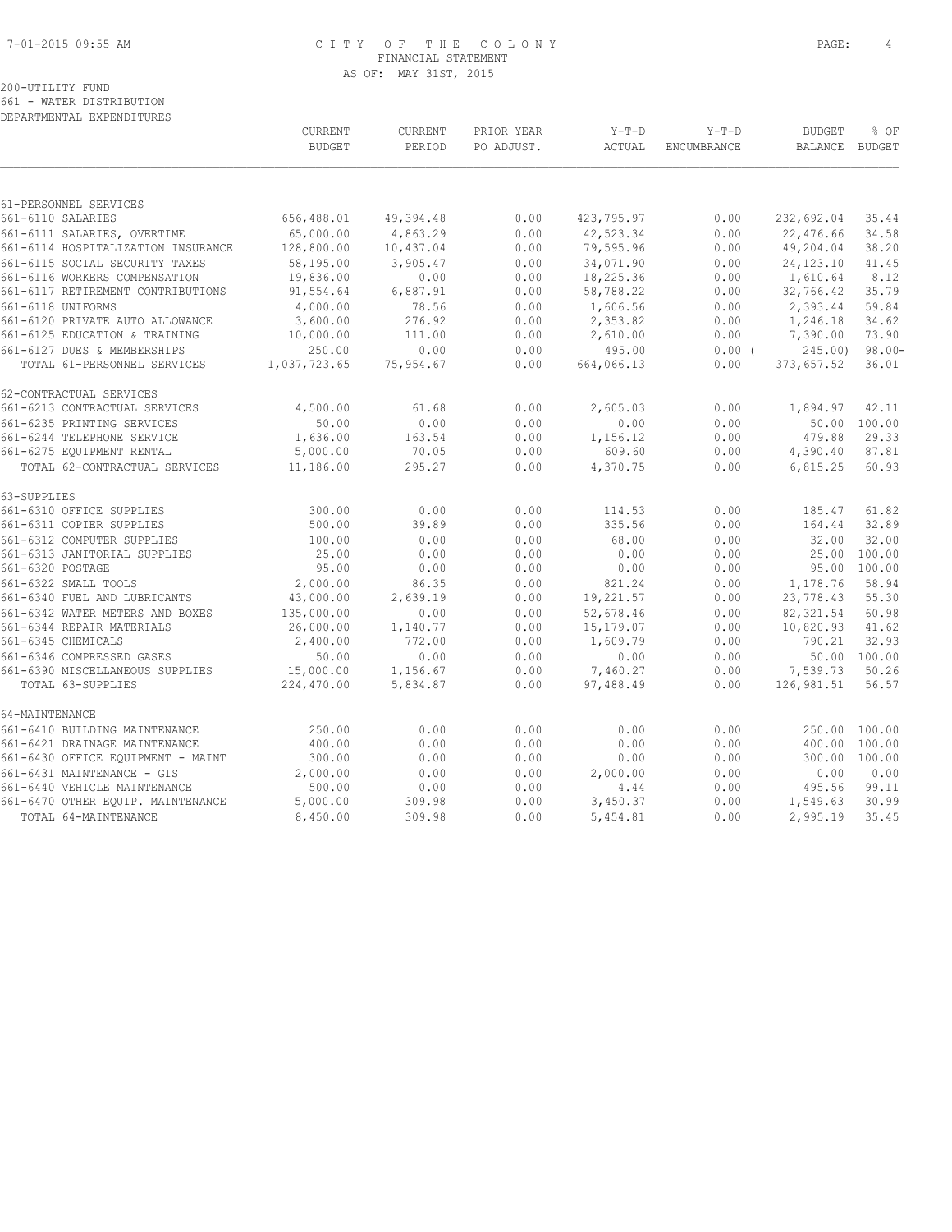# CITY OF THE COLONY

FINANCIAL STATEMENT

AS OF: MAY 31ST, 2015

200-UTILITY FUND

661 - WATER DISTRIBUTION

DEPARTMENTAL EXPENDITURES

| | CURRENT BUDGET | CURRENT PERIOD | PRIOR YEAR PO ADJUST. | Y-T-D ACTUAL | Y-T-D ENCUMBRANCE | BUDGET BALANCE | % OF BUDGET |
|---|---|---|---|---|---|---|---|
| 61-PERSONNEL SERVICES | | | | | | | |
| 661-6110 SALARIES | 656,488.01 | 49,394.48 | 0.00 | 423,795.97 | 0.00 | 232,692.04 | 35.44 |
| 661-6111 SALARIES, OVERTIME | 65,000.00 | 4,863.29 | 0.00 | 42,523.34 | 0.00 | 22,476.66 | 34.58 |
| 661-6114 HOSPITALIZATION INSURANCE | 128,800.00 | 10,437.04 | 0.00 | 79,595.96 | 0.00 | 49,204.04 | 38.20 |
| 661-6115 SOCIAL SECURITY TAXES | 58,195.00 | 3,905.47 | 0.00 | 34,071.90 | 0.00 | 24,123.10 | 41.45 |
| 661-6116 WORKERS COMPENSATION | 19,836.00 | 0.00 | 0.00 | 18,225.36 | 0.00 | 1,610.64 | 8.12 |
| 661-6117 RETIREMENT CONTRIBUTIONS | 91,554.64 | 6,887.91 | 0.00 | 58,788.22 | 0.00 | 32,766.42 | 35.79 |
| 661-6118 UNIFORMS | 4,000.00 | 78.56 | 0.00 | 1,606.56 | 0.00 | 2,393.44 | 59.84 |
| 661-6120 PRIVATE AUTO ALLOWANCE | 3,600.00 | 276.92 | 0.00 | 2,353.82 | 0.00 | 1,246.18 | 34.62 |
| 661-6125 EDUCATION & TRAINING | 10,000.00 | 111.00 | 0.00 | 2,610.00 | 0.00 | 7,390.00 | 73.90 |
| 661-6127 DUES & MEMBERSHIPS | 250.00 | 0.00 | 0.00 | 495.00 | 0.00 | ( 245.00) | 98.00- |
| TOTAL 61-PERSONNEL SERVICES | 1,037,723.65 | 75,954.67 | 0.00 | 664,066.13 | 0.00 | 373,657.52 | 36.01 |
| 62-CONTRACTUAL SERVICES | | | | | | | |
| 661-6213 CONTRACTUAL SERVICES | 4,500.00 | 61.68 | 0.00 | 2,605.03 | 0.00 | 1,894.97 | 42.11 |
| 661-6235 PRINTING SERVICES | 50.00 | 0.00 | 0.00 | 0.00 | 0.00 | 50.00 | 100.00 |
| 661-6244 TELEPHONE SERVICE | 1,636.00 | 163.54 | 0.00 | 1,156.12 | 0.00 | 479.88 | 29.33 |
| 661-6275 EQUIPMENT RENTAL | 5,000.00 | 70.05 | 0.00 | 609.60 | 0.00 | 4,390.40 | 87.81 |
| TOTAL 62-CONTRACTUAL SERVICES | 11,186.00 | 295.27 | 0.00 | 4,370.75 | 0.00 | 6,815.25 | 60.93 |
| 63-SUPPLIES | | | | | | | |
| 661-6310 OFFICE SUPPLIES | 300.00 | 0.00 | 0.00 | 114.53 | 0.00 | 185.47 | 61.82 |
| 661-6311 COPIER SUPPLIES | 500.00 | 39.89 | 0.00 | 335.56 | 0.00 | 164.44 | 32.89 |
| 661-6312 COMPUTER SUPPLIES | 100.00 | 0.00 | 0.00 | 68.00 | 0.00 | 32.00 | 32.00 |
| 661-6313 JANITORIAL SUPPLIES | 25.00 | 0.00 | 0.00 | 0.00 | 0.00 | 25.00 | 100.00 |
| 661-6320 POSTAGE | 95.00 | 0.00 | 0.00 | 0.00 | 0.00 | 95.00 | 100.00 |
| 661-6322 SMALL TOOLS | 2,000.00 | 86.35 | 0.00 | 821.24 | 0.00 | 1,178.76 | 58.94 |
| 661-6340 FUEL AND LUBRICANTS | 43,000.00 | 2,639.19 | 0.00 | 19,221.57 | 0.00 | 23,778.43 | 55.30 |
| 661-6342 WATER METERS AND BOXES | 135,000.00 | 0.00 | 0.00 | 52,678.46 | 0.00 | 82,321.54 | 60.98 |
| 661-6344 REPAIR MATERIALS | 26,000.00 | 1,140.77 | 0.00 | 15,179.07 | 0.00 | 10,820.93 | 41.62 |
| 661-6345 CHEMICALS | 2,400.00 | 772.00 | 0.00 | 1,609.79 | 0.00 | 790.21 | 32.93 |
| 661-6346 COMPRESSED GASES | 50.00 | 0.00 | 0.00 | 0.00 | 0.00 | 50.00 | 100.00 |
| 661-6390 MISCELLANEOUS SUPPLIES | 15,000.00 | 1,156.67 | 0.00 | 7,460.27 | 0.00 | 7,539.73 | 50.26 |
| TOTAL 63-SUPPLIES | 224,470.00 | 5,834.87 | 0.00 | 97,488.49 | 0.00 | 126,981.51 | 56.57 |
| 64-MAINTENANCE | | | | | | | |
| 661-6410 BUILDING MAINTENANCE | 250.00 | 0.00 | 0.00 | 0.00 | 0.00 | 250.00 | 100.00 |
| 661-6421 DRAINAGE MAINTENANCE | 400.00 | 0.00 | 0.00 | 0.00 | 0.00 | 400.00 | 100.00 |
| 661-6430 OFFICE EQUIPMENT - MAINT | 300.00 | 0.00 | 0.00 | 0.00 | 0.00 | 300.00 | 100.00 |
| 661-6431 MAINTENANCE - GIS | 2,000.00 | 0.00 | 0.00 | 2,000.00 | 0.00 | 0.00 | 0.00 |
| 661-6440 VEHICLE MAINTENANCE | 500.00 | 0.00 | 0.00 | 4.44 | 0.00 | 495.56 | 99.11 |
| 661-6470 OTHER EQUIP. MAINTENANCE | 5,000.00 | 309.98 | 0.00 | 3,450.37 | 0.00 | 1,549.63 | 30.99 |
| TOTAL 64-MAINTENANCE | 8,450.00 | 309.98 | 0.00 | 5,454.81 | 0.00 | 2,995.19 | 35.45 |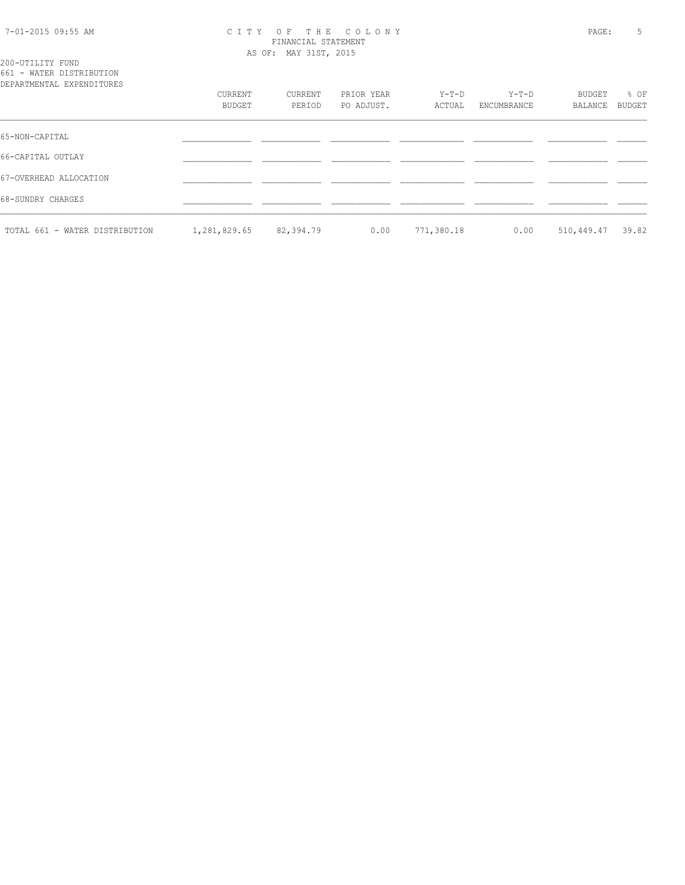CITY OF THE COLONY
FINANCIAL STATEMENT
AS OF: MAY 31ST, 2015

200-UTILITY FUND
661 - WATER DISTRIBUTION
DEPARTMENTAL EXPENDITURES

| | CURRENT BUDGET | CURRENT PERIOD | PRIOR YEAR PO ADJUST. | Y-T-D ACTUAL | Y-T-D ENCUMBRANCE | BUDGET BALANCE | % OF BUDGET |
|---|---|---|---|---|---|---|---|
| 65-NON-CAPITAL | | | | | | | |
| 66-CAPITAL OUTLAY | | | | | | | |
| 67-OVERHEAD ALLOCATION | | | | | | | |
| 68-SUNDRY CHARGES | | | | | | | |
| TOTAL 661 - WATER DISTRIBUTION | 1,281,829.65 | 82,394.79 | 0.00 | 771,380.18 | 0.00 | 510,449.47 | 39.82 |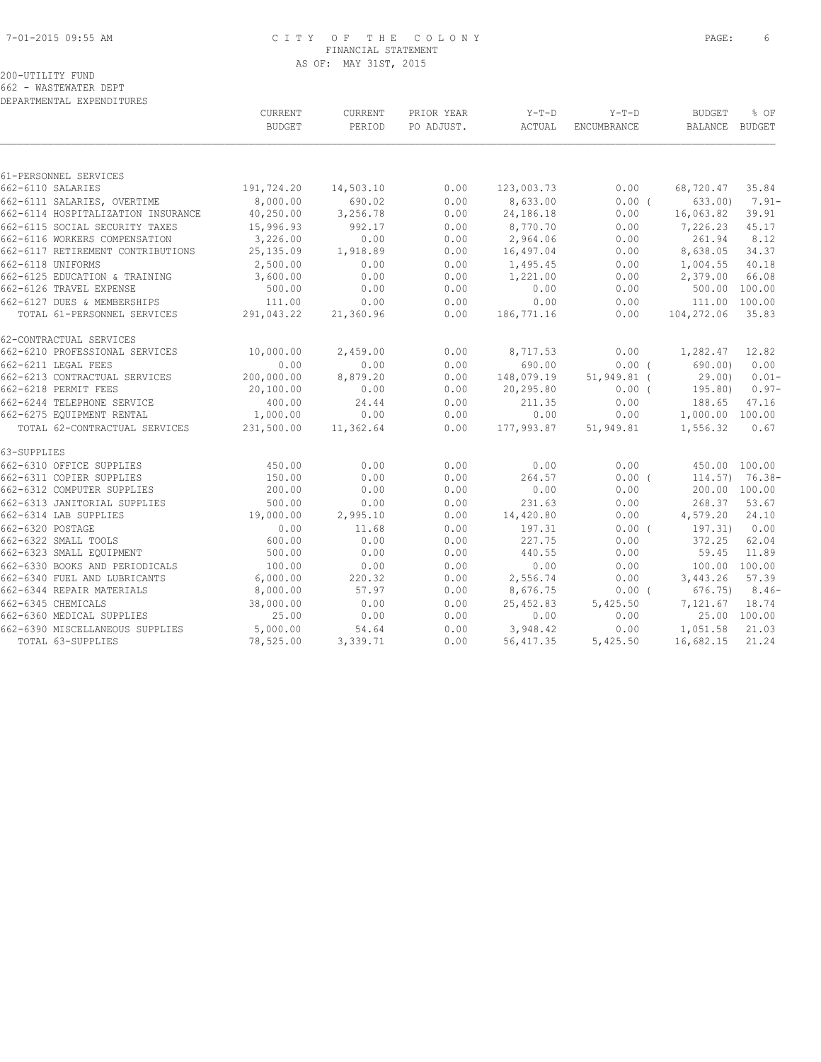CITY OF THE COLONY
FINANCIAL STATEMENT
AS OF: MAY 31ST, 2015

200-UTILITY FUND
662 - WASTEWATER DEPT
DEPARTMENTAL EXPENDITURES

| | CURRENT BUDGET | CURRENT PERIOD | PRIOR YEAR PO ADJUST. | Y-T-D ACTUAL | Y-T-D ENCUMBRANCE | BUDGET BALANCE | % OF BUDGET |
|---|---|---|---|---|---|---|---|
| **61-PERSONNEL SERVICES** | | | | | | | |
| 662-6110 SALARIES | 191,724.20 | 14,503.10 | 0.00 | 123,003.73 | 0.00 | 68,720.47 | 35.84 |
| 662-6111 SALARIES, OVERTIME | 8,000.00 | 690.02 | 0.00 | 8,633.00 | 0.00 | ( 633.00) | 7.91- |
| 662-6114 HOSPITALIZATION INSURANCE | 40,250.00 | 3,256.78 | 0.00 | 24,186.18 | 0.00 | 16,063.82 | 39.91 |
| 662-6115 SOCIAL SECURITY TAXES | 15,996.93 | 992.17 | 0.00 | 8,770.70 | 0.00 | 7,226.23 | 45.17 |
| 662-6116 WORKERS COMPENSATION | 3,226.00 | 0.00 | 0.00 | 2,964.06 | 0.00 | 261.94 | 8.12 |
| 662-6117 RETIREMENT CONTRIBUTIONS | 25,135.09 | 1,918.89 | 0.00 | 16,497.04 | 0.00 | 8,638.05 | 34.37 |
| 662-6118 UNIFORMS | 2,500.00 | 0.00 | 0.00 | 1,495.45 | 0.00 | 1,004.55 | 40.18 |
| 662-6125 EDUCATION & TRAINING | 3,600.00 | 0.00 | 0.00 | 1,221.00 | 0.00 | 2,379.00 | 66.08 |
| 662-6126 TRAVEL EXPENSE | 500.00 | 0.00 | 0.00 | 0.00 | 0.00 | 500.00 | 100.00 |
| 662-6127 DUES & MEMBERSHIPS | 111.00 | 0.00 | 0.00 | 0.00 | 0.00 | 111.00 | 100.00 |
| TOTAL 61-PERSONNEL SERVICES | 291,043.22 | 21,360.96 | 0.00 | 186,771.16 | 0.00 | 104,272.06 | 35.83 |
| **62-CONTRACTUAL SERVICES** | | | | | | | |
| 662-6210 PROFESSIONAL SERVICES | 10,000.00 | 2,459.00 | 0.00 | 8,717.53 | 0.00 | 1,282.47 | 12.82 |
| 662-6211 LEGAL FEES | 0.00 | 0.00 | 0.00 | 690.00 | 0.00 | ( 690.00) | 0.00 |
| 662-6213 CONTRACTUAL SERVICES | 200,000.00 | 8,879.20 | 0.00 | 148,079.19 | 51,949.81 | ( 29.00) | 0.01- |
| 662-6218 PERMIT FEES | 20,100.00 | 0.00 | 0.00 | 20,295.80 | 0.00 | ( 195.80) | 0.97- |
| 662-6244 TELEPHONE SERVICE | 400.00 | 24.44 | 0.00 | 211.35 | 0.00 | 188.65 | 47.16 |
| 662-6275 EQUIPMENT RENTAL | 1,000.00 | 0.00 | 0.00 | 0.00 | 0.00 | 1,000.00 | 100.00 |
| TOTAL 62-CONTRACTUAL SERVICES | 231,500.00 | 11,362.64 | 0.00 | 177,993.87 | 51,949.81 | 1,556.32 | 0.67 |
| **63-SUPPLIES** | | | | | | | |
| 662-6310 OFFICE SUPPLIES | 450.00 | 0.00 | 0.00 | 0.00 | 0.00 | 450.00 | 100.00 |
| 662-6311 COPIER SUPPLIES | 150.00 | 0.00 | 0.00 | 264.57 | 0.00 | ( 114.57) | 76.38- |
| 662-6312 COMPUTER SUPPLIES | 200.00 | 0.00 | 0.00 | 0.00 | 0.00 | 200.00 | 100.00 |
| 662-6313 JANITORIAL SUPPLIES | 500.00 | 0.00 | 0.00 | 231.63 | 0.00 | 268.37 | 53.67 |
| 662-6314 LAB SUPPLIES | 19,000.00 | 2,995.10 | 0.00 | 14,420.80 | 0.00 | 4,579.20 | 24.10 |
| 662-6320 POSTAGE | 0.00 | 11.68 | 0.00 | 197.31 | 0.00 | ( 197.31) | 0.00 |
| 662-6322 SMALL TOOLS | 600.00 | 0.00 | 0.00 | 227.75 | 0.00 | 372.25 | 62.04 |
| 662-6323 SMALL EQUIPMENT | 500.00 | 0.00 | 0.00 | 440.55 | 0.00 | 59.45 | 11.89 |
| 662-6330 BOOKS AND PERIODICALS | 100.00 | 0.00 | 0.00 | 0.00 | 0.00 | 100.00 | 100.00 |
| 662-6340 FUEL AND LUBRICANTS | 6,000.00 | 220.32 | 0.00 | 2,556.74 | 0.00 | 3,443.26 | 57.39 |
| 662-6344 REPAIR MATERIALS | 8,000.00 | 57.97 | 0.00 | 8,676.75 | 0.00 | ( 676.75) | 8.46- |
| 662-6345 CHEMICALS | 38,000.00 | 0.00 | 0.00 | 25,452.83 | 5,425.50 | 7,121.67 | 18.74 |
| 662-6360 MEDICAL SUPPLIES | 25.00 | 0.00 | 0.00 | 0.00 | 0.00 | 25.00 | 100.00 |
| 662-6390 MISCELLANEOUS SUPPLIES | 5,000.00 | 54.64 | 0.00 | 3,948.42 | 0.00 | 1,051.58 | 21.03 |
| TOTAL 63-SUPPLIES | 78,525.00 | 3,339.71 | 0.00 | 56,417.35 | 5,425.50 | 16,682.15 | 21.24 |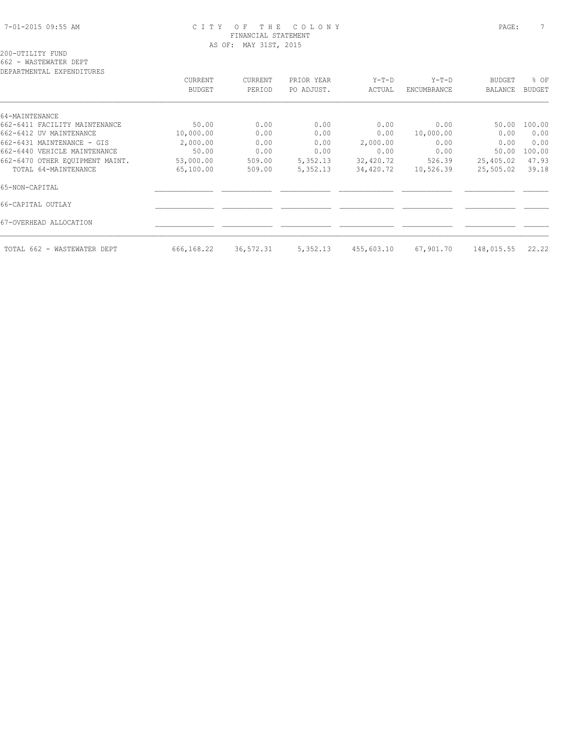# CITY OF THE COLONY
## FINANCIAL STATEMENT
### AS OF: MAY 31ST, 2015

200-UTILITY FUND
662 - WASTEWATER DEPT
DEPARTMENTAL EXPENDITURES

| | CURRENT BUDGET | CURRENT PERIOD | PRIOR YEAR PO ADJUST. | Y-T-D ACTUAL | Y-T-D ENCUMBRANCE | BUDGET BALANCE | % OF BUDGET |
|---|---|---|---|---|---|---|---|
| 64-MAINTENANCE | | | | | | | |
| 662-6411 FACILITY MAINTENANCE | 50.00 | 0.00 | 0.00 | 0.00 | 0.00 | 50.00 | 100.00 |
| 662-6412 UV MAINTENANCE | 10,000.00 | 0.00 | 0.00 | 0.00 | 10,000.00 | 0.00 | 0.00 |
| 662-6431 MAINTENANCE - GIS | 2,000.00 | 0.00 | 0.00 | 2,000.00 | 0.00 | 0.00 | 0.00 |
| 662-6440 VEHICLE MAINTENANCE | 50.00 | 0.00 | 0.00 | 0.00 | 0.00 | 50.00 | 100.00 |
| 662-6470 OTHER EQUIPMENT MAINT. | 53,000.00 | 509.00 | 5,352.13 | 32,420.72 | 526.39 | 25,405.02 | 47.93 |
| TOTAL 64-MAINTENANCE | 65,100.00 | 509.00 | 5,352.13 | 34,420.72 | 10,526.39 | 25,505.02 | 39.18 |
| 65-NON-CAPITAL | | | | | | | |
| 66-CAPITAL OUTLAY | | | | | | | |
| 67-OVERHEAD ALLOCATION | | | | | | | |
| TOTAL 662 - WASTEWATER DEPT | 666,168.22 | 36,572.31 | 5,352.13 | 455,603.10 | 67,901.70 | 148,015.55 | 22.22 |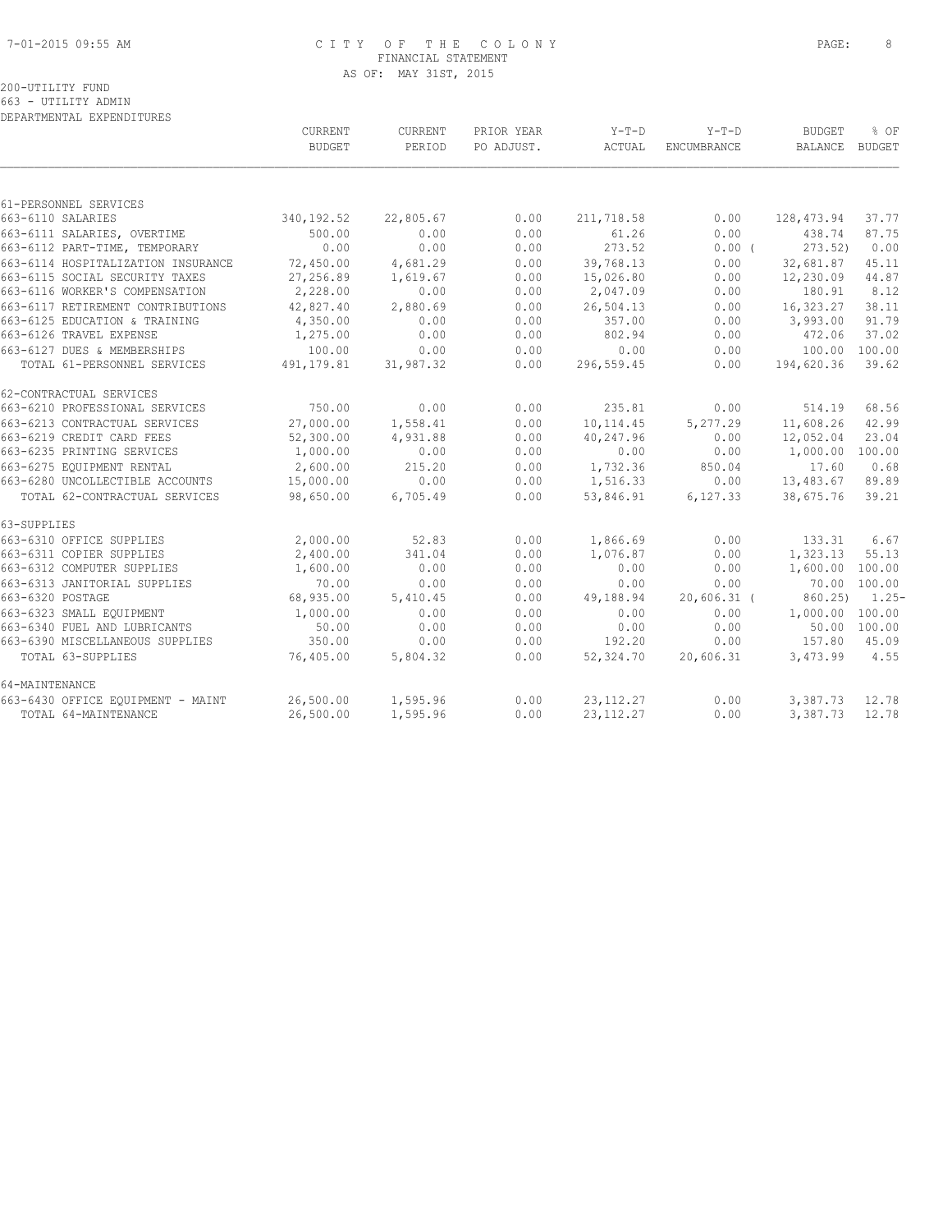CITY OF THE COLONY
FINANCIAL STATEMENT
AS OF: MAY 31ST, 2015

200-UTILITY FUND
663 - UTILITY ADMIN
DEPARTMENTAL EXPENDITURES

| | CURRENT BUDGET | CURRENT PERIOD | PRIOR YEAR PO ADJUST. | Y-T-D ACTUAL | Y-T-D ENCUMBRANCE | BUDGET BALANCE | % OF BUDGET |
|---|---|---|---|---|---|---|---|
| 61-PERSONNEL SERVICES | | | | | | | |
| 663-6110 SALARIES | 340,192.52 | 22,805.67 | 0.00 | 211,718.58 | 0.00 | 128,473.94 | 37.77 |
| 663-6111 SALARIES, OVERTIME | 500.00 | 0.00 | 0.00 | 61.26 | 0.00 | 438.74 | 87.75 |
| 663-6112 PART-TIME, TEMPORARY | 0.00 | 0.00 | 0.00 | 273.52 | 0.00 ( | 273.52) | 0.00 |
| 663-6114 HOSPITALIZATION INSURANCE | 72,450.00 | 4,681.29 | 0.00 | 39,768.13 | 0.00 | 32,681.87 | 45.11 |
| 663-6115 SOCIAL SECURITY TAXES | 27,256.89 | 1,619.67 | 0.00 | 15,026.80 | 0.00 | 12,230.09 | 44.87 |
| 663-6116 WORKER'S COMPENSATION | 2,228.00 | 0.00 | 0.00 | 2,047.09 | 0.00 | 180.91 | 8.12 |
| 663-6117 RETIREMENT CONTRIBUTIONS | 42,827.40 | 2,880.69 | 0.00 | 26,504.13 | 0.00 | 16,323.27 | 38.11 |
| 663-6125 EDUCATION & TRAINING | 4,350.00 | 0.00 | 0.00 | 357.00 | 0.00 | 3,993.00 | 91.79 |
| 663-6126 TRAVEL EXPENSE | 1,275.00 | 0.00 | 0.00 | 802.94 | 0.00 | 472.06 | 37.02 |
| 663-6127 DUES & MEMBERSHIPS | 100.00 | 0.00 | 0.00 | 0.00 | 0.00 | 100.00 | 100.00 |
| TOTAL 61-PERSONNEL SERVICES | 491,179.81 | 31,987.32 | 0.00 | 296,559.45 | 0.00 | 194,620.36 | 39.62 |
| 62-CONTRACTUAL SERVICES | | | | | | | |
| 663-6210 PROFESSIONAL SERVICES | 750.00 | 0.00 | 0.00 | 235.81 | 0.00 | 514.19 | 68.56 |
| 663-6213 CONTRACTUAL SERVICES | 27,000.00 | 1,558.41 | 0.00 | 10,114.45 | 5,277.29 | 11,608.26 | 42.99 |
| 663-6219 CREDIT CARD FEES | 52,300.00 | 4,931.88 | 0.00 | 40,247.96 | 0.00 | 12,052.04 | 23.04 |
| 663-6235 PRINTING SERVICES | 1,000.00 | 0.00 | 0.00 | 0.00 | 0.00 | 1,000.00 | 100.00 |
| 663-6275 EQUIPMENT RENTAL | 2,600.00 | 215.20 | 0.00 | 1,732.36 | 850.04 | 17.60 | 0.68 |
| 663-6280 UNCOLLECTIBLE ACCOUNTS | 15,000.00 | 0.00 | 0.00 | 1,516.33 | 0.00 | 13,483.67 | 89.89 |
| TOTAL 62-CONTRACTUAL SERVICES | 98,650.00 | 6,705.49 | 0.00 | 53,846.91 | 6,127.33 | 38,675.76 | 39.21 |
| 63-SUPPLIES | | | | | | | |
| 663-6310 OFFICE SUPPLIES | 2,000.00 | 52.83 | 0.00 | 1,866.69 | 0.00 | 133.31 | 6.67 |
| 663-6311 COPIER SUPPLIES | 2,400.00 | 341.04 | 0.00 | 1,076.87 | 0.00 | 1,323.13 | 55.13 |
| 663-6312 COMPUTER SUPPLIES | 1,600.00 | 0.00 | 0.00 | 0.00 | 0.00 | 1,600.00 | 100.00 |
| 663-6313 JANITORIAL SUPPLIES | 70.00 | 0.00 | 0.00 | 0.00 | 0.00 | 70.00 | 100.00 |
| 663-6320 POSTAGE | 68,935.00 | 5,410.45 | 0.00 | 49,188.94 | 20,606.31 ( | 860.25) | 1.25- |
| 663-6323 SMALL EQUIPMENT | 1,000.00 | 0.00 | 0.00 | 0.00 | 0.00 | 1,000.00 | 100.00 |
| 663-6340 FUEL AND LUBRICANTS | 50.00 | 0.00 | 0.00 | 0.00 | 0.00 | 50.00 | 100.00 |
| 663-6390 MISCELLANEOUS SUPPLIES | 350.00 | 0.00 | 0.00 | 192.20 | 0.00 | 157.80 | 45.09 |
| TOTAL 63-SUPPLIES | 76,405.00 | 5,804.32 | 0.00 | 52,324.70 | 20,606.31 | 3,473.99 | 4.55 |
| 64-MAINTENANCE | | | | | | | |
| 663-6430 OFFICE EQUIPMENT - MAINT | 26,500.00 | 1,595.96 | 0.00 | 23,112.27 | 0.00 | 3,387.73 | 12.78 |
| TOTAL 64-MAINTENANCE | 26,500.00 | 1,595.96 | 0.00 | 23,112.27 | 0.00 | 3,387.73 | 12.78 |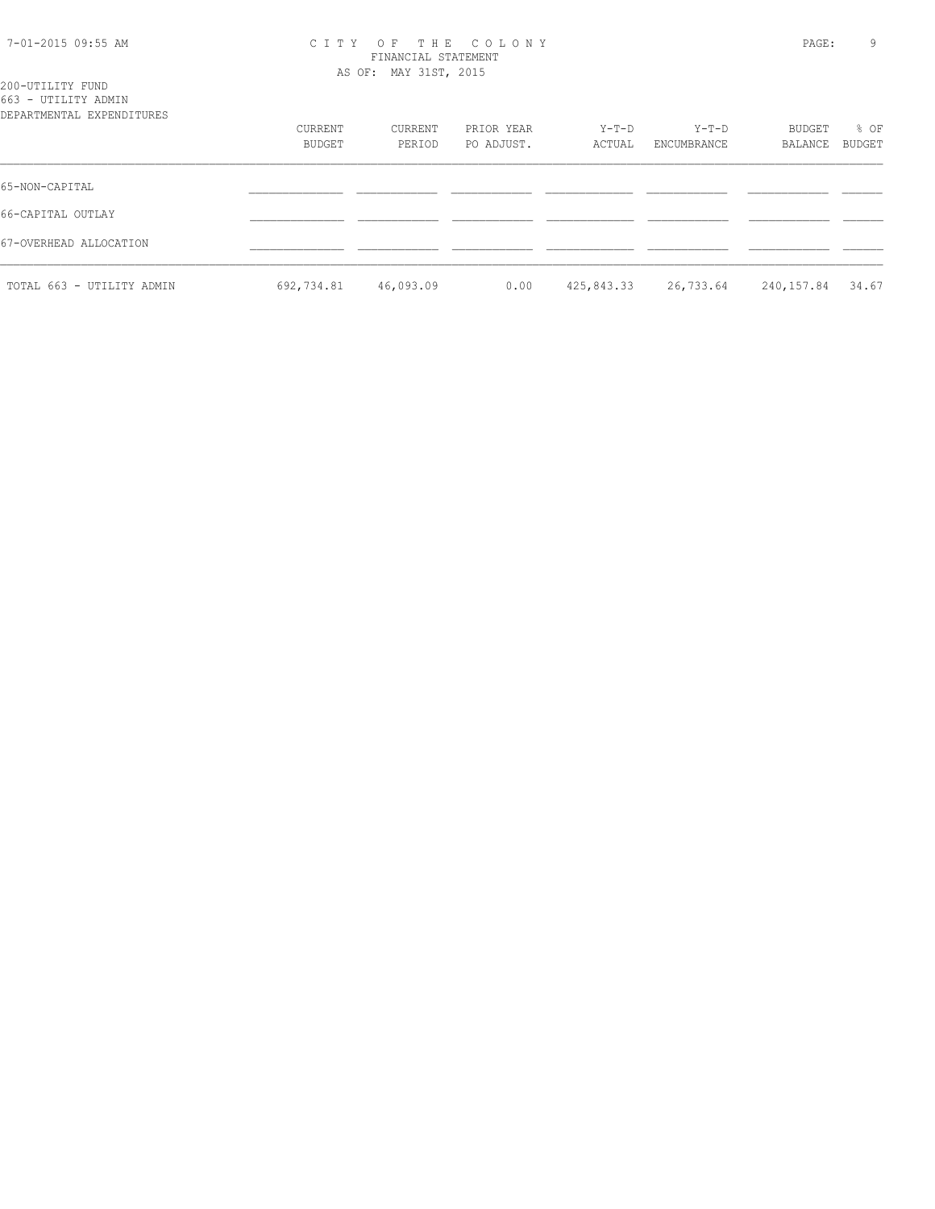# CITY OF THE COLONY
## FINANCIAL STATEMENT
### AS OF: MAY 31ST, 2015

200-UTILITY FUND
663 - UTILITY ADMIN
DEPARTMENTAL EXPENDITURES

| | CURRENT BUDGET | CURRENT PERIOD | PRIOR YEAR PO ADJUST. | Y-T-D ACTUAL | Y-T-D ENCUMBRANCE | BUDGET BALANCE | % OF BUDGET |
|---|---|---|---|---|---|---|---|
| 65-NON-CAPITAL | | | | | | | |
| 66-CAPITAL OUTLAY | | | | | | | |
| 67-OVERHEAD ALLOCATION | | | | | | | |
| TOTAL 663 - UTILITY ADMIN | 692,734.81 | 46,093.09 | 0.00 | 425,843.33 | 26,733.64 | 240,157.84 | 34.67 |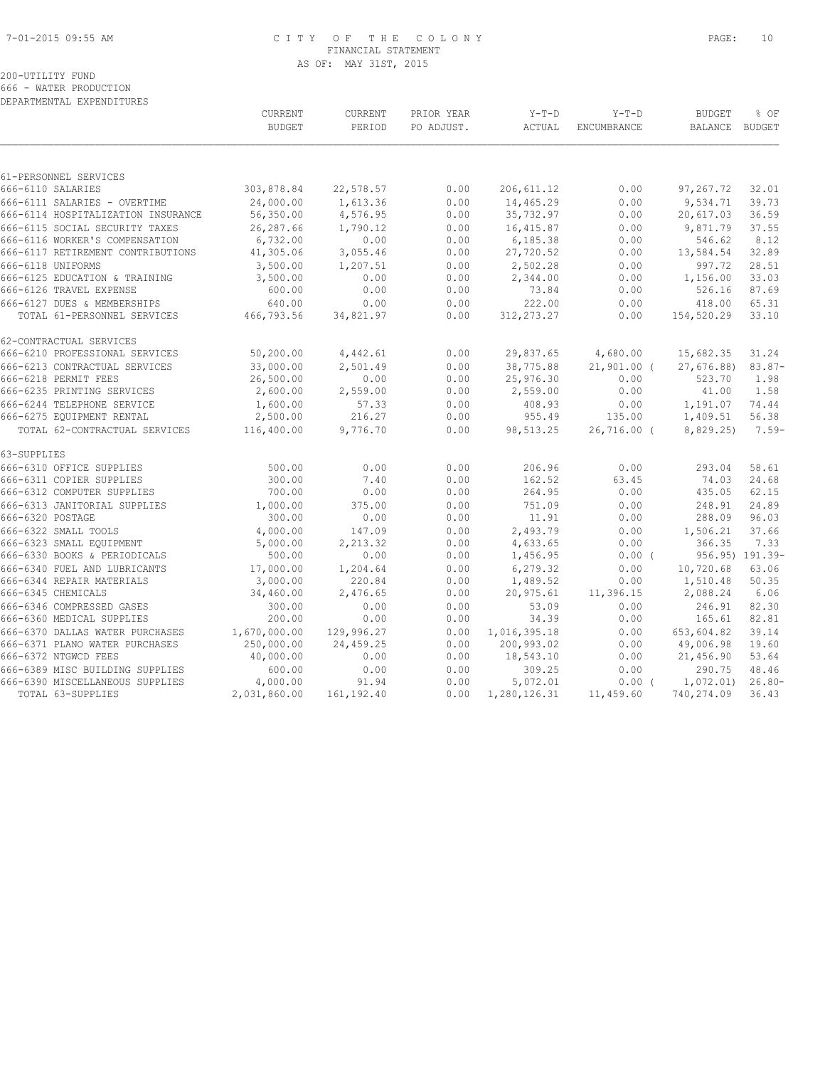CITY OF THE COLONY
FINANCIAL STATEMENT
AS OF: MAY 31ST, 2015

200-UTILITY FUND
666 - WATER PRODUCTION
DEPARTMENTAL EXPENDITURES

| | CURRENT BUDGET | CURRENT PERIOD | PRIOR YEAR PO ADJUST. | Y-T-D ACTUAL | Y-T-D ENCUMBRANCE | BUDGET BALANCE | % OF BUDGET |
|---|---|---|---|---|---|---|---|
| 61-PERSONNEL SERVICES | | | | | | | |
| 666-6110 SALARIES | 303,878.84 | 22,578.57 | 0.00 | 206,611.12 | 0.00 | 97,267.72 | 32.01 |
| 666-6111 SALARIES - OVERTIME | 24,000.00 | 1,613.36 | 0.00 | 14,465.29 | 0.00 | 9,534.71 | 39.73 |
| 666-6114 HOSPITALIZATION INSURANCE | 56,350.00 | 4,576.95 | 0.00 | 35,732.97 | 0.00 | 20,617.03 | 36.59 |
| 666-6115 SOCIAL SECURITY TAXES | 26,287.66 | 1,790.12 | 0.00 | 16,415.87 | 0.00 | 9,871.79 | 37.55 |
| 666-6116 WORKER'S COMPENSATION | 6,732.00 | 0.00 | 0.00 | 6,185.38 | 0.00 | 546.62 | 8.12 |
| 666-6117 RETIREMENT CONTRIBUTIONS | 41,305.06 | 3,055.46 | 0.00 | 27,720.52 | 0.00 | 13,584.54 | 32.89 |
| 666-6118 UNIFORMS | 3,500.00 | 1,207.51 | 0.00 | 2,502.28 | 0.00 | 997.72 | 28.51 |
| 666-6125 EDUCATION & TRAINING | 3,500.00 | 0.00 | 0.00 | 2,344.00 | 0.00 | 1,156.00 | 33.03 |
| 666-6126 TRAVEL EXPENSE | 600.00 | 0.00 | 0.00 | 73.84 | 0.00 | 526.16 | 87.69 |
| 666-6127 DUES & MEMBERSHIPS | 640.00 | 0.00 | 0.00 | 222.00 | 0.00 | 418.00 | 65.31 |
| TOTAL 61-PERSONNEL SERVICES | 466,793.56 | 34,821.97 | 0.00 | 312,273.27 | 0.00 | 154,520.29 | 33.10 |
| 62-CONTRACTUAL SERVICES | | | | | | | |
| 666-6210 PROFESSIONAL SERVICES | 50,200.00 | 4,442.61 | 0.00 | 29,837.65 | 4,680.00 | 15,682.35 | 31.24 |
| 666-6213 CONTRACTUAL SERVICES | 33,000.00 | 2,501.49 | 0.00 | 38,775.88 | 21,901.00 | ( 27,676.88) | 83.87- |
| 666-6218 PERMIT FEES | 26,500.00 | 0.00 | 0.00 | 25,976.30 | 0.00 | 523.70 | 1.98 |
| 666-6235 PRINTING SERVICES | 2,600.00 | 2,559.00 | 0.00 | 2,559.00 | 0.00 | 41.00 | 1.58 |
| 666-6244 TELEPHONE SERVICE | 1,600.00 | 57.33 | 0.00 | 408.93 | 0.00 | 1,191.07 | 74.44 |
| 666-6275 EQUIPMENT RENTAL | 2,500.00 | 216.27 | 0.00 | 955.49 | 135.00 | 1,409.51 | 56.38 |
| TOTAL 62-CONTRACTUAL SERVICES | 116,400.00 | 9,776.70 | 0.00 | 98,513.25 | 26,716.00 | ( 8,829.25) | 7.59- |
| 63-SUPPLIES | | | | | | | |
| 666-6310 OFFICE SUPPLIES | 500.00 | 0.00 | 0.00 | 206.96 | 0.00 | 293.04 | 58.61 |
| 666-6311 COPIER SUPPLIES | 300.00 | 7.40 | 0.00 | 162.52 | 63.45 | 74.03 | 24.68 |
| 666-6312 COMPUTER SUPPLIES | 700.00 | 0.00 | 0.00 | 264.95 | 0.00 | 435.05 | 62.15 |
| 666-6313 JANITORIAL SUPPLIES | 1,000.00 | 375.00 | 0.00 | 751.09 | 0.00 | 248.91 | 24.89 |
| 666-6320 POSTAGE | 300.00 | 0.00 | 0.00 | 11.91 | 0.00 | 288.09 | 96.03 |
| 666-6322 SMALL TOOLS | 4,000.00 | 147.09 | 0.00 | 2,493.79 | 0.00 | 1,506.21 | 37.66 |
| 666-6323 SMALL EQUIPMENT | 5,000.00 | 2,213.32 | 0.00 | 4,633.65 | 0.00 | 366.35 | 7.33 |
| 666-6330 BOOKS & PERIODICALS | 500.00 | 0.00 | 0.00 | 1,456.95 | 0.00 | ( 956.95) | 191.39- |
| 666-6340 FUEL AND LUBRICANTS | 17,000.00 | 1,204.64 | 0.00 | 6,279.32 | 0.00 | 10,720.68 | 63.06 |
| 666-6344 REPAIR MATERIALS | 3,000.00 | 220.84 | 0.00 | 1,489.52 | 0.00 | 1,510.48 | 50.35 |
| 666-6345 CHEMICALS | 34,460.00 | 2,476.65 | 0.00 | 20,975.61 | 11,396.15 | 2,088.24 | 6.06 |
| 666-6346 COMPRESSED GASES | 300.00 | 0.00 | 0.00 | 53.09 | 0.00 | 246.91 | 82.30 |
| 666-6360 MEDICAL SUPPLIES | 200.00 | 0.00 | 0.00 | 34.39 | 0.00 | 165.61 | 82.81 |
| 666-6370 DALLAS WATER PURCHASES | 1,670,000.00 | 129,996.27 | 0.00 | 1,016,395.18 | 0.00 | 653,604.82 | 39.14 |
| 666-6371 PLANO WATER PURCHASES | 250,000.00 | 24,459.25 | 0.00 | 200,993.02 | 0.00 | 49,006.98 | 19.60 |
| 666-6372 NTGWCD FEES | 40,000.00 | 0.00 | 0.00 | 18,543.10 | 0.00 | 21,456.90 | 53.64 |
| 666-6389 MISC BUILDING SUPPLIES | 600.00 | 0.00 | 0.00 | 309.25 | 0.00 | 290.75 | 48.46 |
| 666-6390 MISCELLANEOUS SUPPLIES | 4,000.00 | 91.94 | 0.00 | 5,072.01 | 0.00 | ( 1,072.01) | 26.80- |
| TOTAL 63-SUPPLIES | 2,031,860.00 | 161,192.40 | 0.00 | 1,280,126.31 | 11,459.60 | 740,274.09 | 36.43 |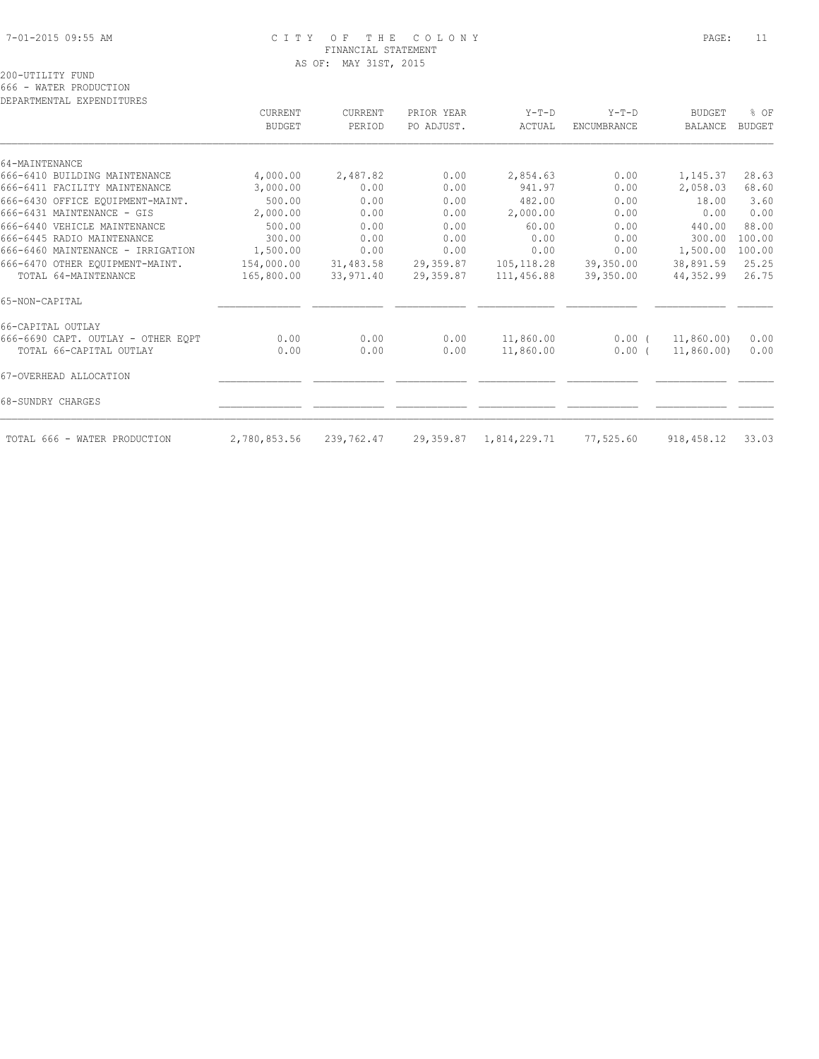# CITY OF THE COLONY
## FINANCIAL STATEMENT
### AS OF: MAY 31ST, 2015

200-UTILITY FUND
666 - WATER PRODUCTION
DEPARTMENTAL EXPENDITURES

| | CURRENT BUDGET | CURRENT PERIOD | PRIOR YEAR PO ADJUST. | Y-T-D ACTUAL | Y-T-D ENCUMBRANCE | BUDGET BALANCE | % OF BUDGET |
|---|---|---|---|---|---|---|---|
| 64-MAINTENANCE | | | | | | | |
| 666-6410 BUILDING MAINTENANCE | 4,000.00 | 2,487.82 | 0.00 | 2,854.63 | 0.00 | 1,145.37 | 28.63 |
| 666-6411 FACILITY MAINTENANCE | 3,000.00 | 0.00 | 0.00 | 941.97 | 0.00 | 2,058.03 | 68.60 |
| 666-6430 OFFICE EQUIPMENT-MAINT. | 500.00 | 0.00 | 0.00 | 482.00 | 0.00 | 18.00 | 3.60 |
| 666-6431 MAINTENANCE - GIS | 2,000.00 | 0.00 | 0.00 | 2,000.00 | 0.00 | 0.00 | 0.00 |
| 666-6440 VEHICLE MAINTENANCE | 500.00 | 0.00 | 0.00 | 60.00 | 0.00 | 440.00 | 88.00 |
| 666-6445 RADIO MAINTENANCE | 300.00 | 0.00 | 0.00 | 0.00 | 0.00 | 300.00 | 100.00 |
| 666-6460 MAINTENANCE - IRRIGATION | 1,500.00 | 0.00 | 0.00 | 0.00 | 0.00 | 1,500.00 | 100.00 |
| 666-6470 OTHER EQUIPMENT-MAINT. | 154,000.00 | 31,483.58 | 29,359.87 | 105,118.28 | 39,350.00 | 38,891.59 | 25.25 |
| TOTAL 64-MAINTENANCE | 165,800.00 | 33,971.40 | 29,359.87 | 111,456.88 | 39,350.00 | 44,352.99 | 26.75 |
| 65-NON-CAPITAL | | | | | | | |
| 66-CAPITAL OUTLAY | | | | | | | |
| 666-6690 CAPT. OUTLAY - OTHER EQPT | 0.00 | 0.00 | 0.00 | 11,860.00 | 0.00 | ( 11,860.00) | 0.00 |
| TOTAL 66-CAPITAL OUTLAY | 0.00 | 0.00 | 0.00 | 11,860.00 | 0.00 | ( 11,860.00) | 0.00 |
| 67-OVERHEAD ALLOCATION | | | | | | | |
| 68-SUNDRY CHARGES | | | | | | | |
| TOTAL 666 - WATER PRODUCTION | 2,780,853.56 | 239,762.47 | 29,359.87 | 1,814,229.71 | 77,525.60 | 918,458.12 | 33.03 |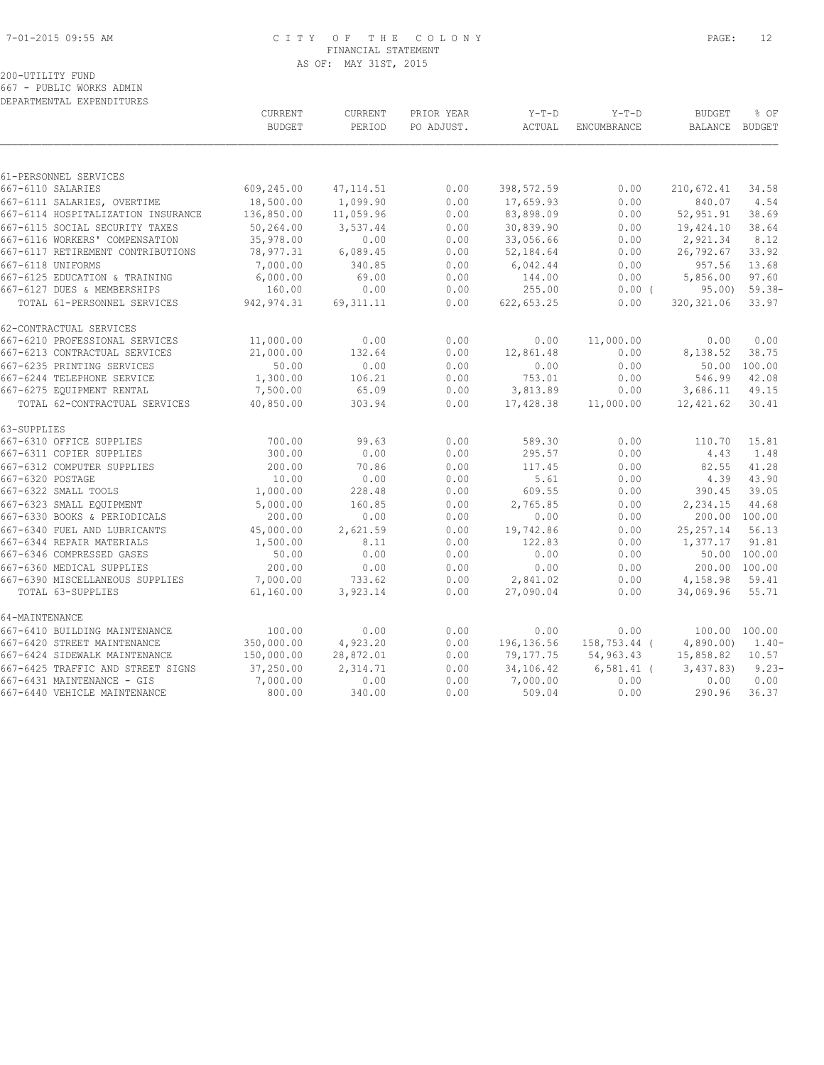CITY OF THE COLONY
FINANCIAL STATEMENT
AS OF: MAY 31ST, 2015

200-UTILITY FUND
667 - PUBLIC WORKS ADMIN
DEPARTMENTAL EXPENDITURES

| | CURRENT BUDGET | CURRENT PERIOD | PRIOR YEAR PO ADJUST. | Y-T-D ACTUAL | Y-T-D ENCUMBRANCE | BUDGET BALANCE | % OF BUDGET |
|---|---|---|---|---|---|---|---|
| **61-PERSONNEL SERVICES** | | | | | | | |
| 667-6110 SALARIES | 609,245.00 | 47,114.51 | 0.00 | 398,572.59 | 0.00 | 210,672.41 | 34.58 |
| 667-6111 SALARIES, OVERTIME | 18,500.00 | 1,099.90 | 0.00 | 17,659.93 | 0.00 | 840.07 | 4.54 |
| 667-6114 HOSPITALIZATION INSURANCE | 136,850.00 | 11,059.96 | 0.00 | 83,898.09 | 0.00 | 52,951.91 | 38.69 |
| 667-6115 SOCIAL SECURITY TAXES | 50,264.00 | 3,537.44 | 0.00 | 30,839.90 | 0.00 | 19,424.10 | 38.64 |
| 667-6116 WORKERS' COMPENSATION | 35,978.00 | 0.00 | 0.00 | 33,056.66 | 0.00 | 2,921.34 | 8.12 |
| 667-6117 RETIREMENT CONTRIBUTIONS | 78,977.31 | 6,089.45 | 0.00 | 52,184.64 | 0.00 | 26,792.67 | 33.92 |
| 667-6118 UNIFORMS | 7,000.00 | 340.85 | 0.00 | 6,042.44 | 0.00 | 957.56 | 13.68 |
| 667-6125 EDUCATION & TRAINING | 6,000.00 | 69.00 | 0.00 | 144.00 | 0.00 | 5,856.00 | 97.60 |
| 667-6127 DUES & MEMBERSHIPS | 160.00 | 0.00 | 0.00 | 255.00 | 0.00 | ( 95.00) | 59.38- |
| TOTAL 61-PERSONNEL SERVICES | 942,974.31 | 69,311.11 | 0.00 | 622,653.25 | 0.00 | 320,321.06 | 33.97 |
| **62-CONTRACTUAL SERVICES** | | | | | | | |
| 667-6210 PROFESSIONAL SERVICES | 11,000.00 | 0.00 | 0.00 | 0.00 | 11,000.00 | 0.00 | 0.00 |
| 667-6213 CONTRACTUAL SERVICES | 21,000.00 | 132.64 | 0.00 | 12,861.48 | 0.00 | 8,138.52 | 38.75 |
| 667-6235 PRINTING SERVICES | 50.00 | 0.00 | 0.00 | 0.00 | 0.00 | 50.00 | 100.00 |
| 667-6244 TELEPHONE SERVICE | 1,300.00 | 106.21 | 0.00 | 753.01 | 0.00 | 546.99 | 42.08 |
| 667-6275 EQUIPMENT RENTAL | 7,500.00 | 65.09 | 0.00 | 3,813.89 | 0.00 | 3,686.11 | 49.15 |
| TOTAL 62-CONTRACTUAL SERVICES | 40,850.00 | 303.94 | 0.00 | 17,428.38 | 11,000.00 | 12,421.62 | 30.41 |
| **63-SUPPLIES** | | | | | | | |
| 667-6310 OFFICE SUPPLIES | 700.00 | 99.63 | 0.00 | 589.30 | 0.00 | 110.70 | 15.81 |
| 667-6311 COPIER SUPPLIES | 300.00 | 0.00 | 0.00 | 295.57 | 0.00 | 4.43 | 1.48 |
| 667-6312 COMPUTER SUPPLIES | 200.00 | 70.86 | 0.00 | 117.45 | 0.00 | 82.55 | 41.28 |
| 667-6320 POSTAGE | 10.00 | 0.00 | 0.00 | 5.61 | 0.00 | 4.39 | 43.90 |
| 667-6322 SMALL TOOLS | 1,000.00 | 228.48 | 0.00 | 609.55 | 0.00 | 390.45 | 39.05 |
| 667-6323 SMALL EQUIPMENT | 5,000.00 | 160.85 | 0.00 | 2,765.85 | 0.00 | 2,234.15 | 44.68 |
| 667-6330 BOOKS & PERIODICALS | 200.00 | 0.00 | 0.00 | 0.00 | 0.00 | 200.00 | 100.00 |
| 667-6340 FUEL AND LUBRICANTS | 45,000.00 | 2,621.59 | 0.00 | 19,742.86 | 0.00 | 25,257.14 | 56.13 |
| 667-6344 REPAIR MATERIALS | 1,500.00 | 8.11 | 0.00 | 122.83 | 0.00 | 1,377.17 | 91.81 |
| 667-6346 COMPRESSED GASES | 50.00 | 0.00 | 0.00 | 0.00 | 0.00 | 50.00 | 100.00 |
| 667-6360 MEDICAL SUPPLIES | 200.00 | 0.00 | 0.00 | 0.00 | 0.00 | 200.00 | 100.00 |
| 667-6390 MISCELLANEOUS SUPPLIES | 7,000.00 | 733.62 | 0.00 | 2,841.02 | 0.00 | 4,158.98 | 59.41 |
| TOTAL 63-SUPPLIES | 61,160.00 | 3,923.14 | 0.00 | 27,090.04 | 0.00 | 34,069.96 | 55.71 |
| **64-MAINTENANCE** | | | | | | | |
| 667-6410 BUILDING MAINTENANCE | 100.00 | 0.00 | 0.00 | 0.00 | 0.00 | 100.00 | 100.00 |
| 667-6420 STREET MAINTENANCE | 350,000.00 | 4,923.20 | 0.00 | 196,136.56 | 158,753.44 | ( 4,890.00) | 1.40- |
| 667-6424 SIDEWALK MAINTENANCE | 150,000.00 | 28,872.01 | 0.00 | 79,177.75 | 54,963.43 | 15,858.82 | 10.57 |
| 667-6425 TRAFFIC AND STREET SIGNS | 37,250.00 | 2,314.71 | 0.00 | 34,106.42 | 6,581.41 | ( 3,437.83) | 9.23- |
| 667-6431 MAINTENANCE - GIS | 7,000.00 | 0.00 | 0.00 | 7,000.00 | 0.00 | 0.00 | 0.00 |
| 667-6440 VEHICLE MAINTENANCE | 800.00 | 340.00 | 0.00 | 509.04 | 0.00 | 290.96 | 36.37 |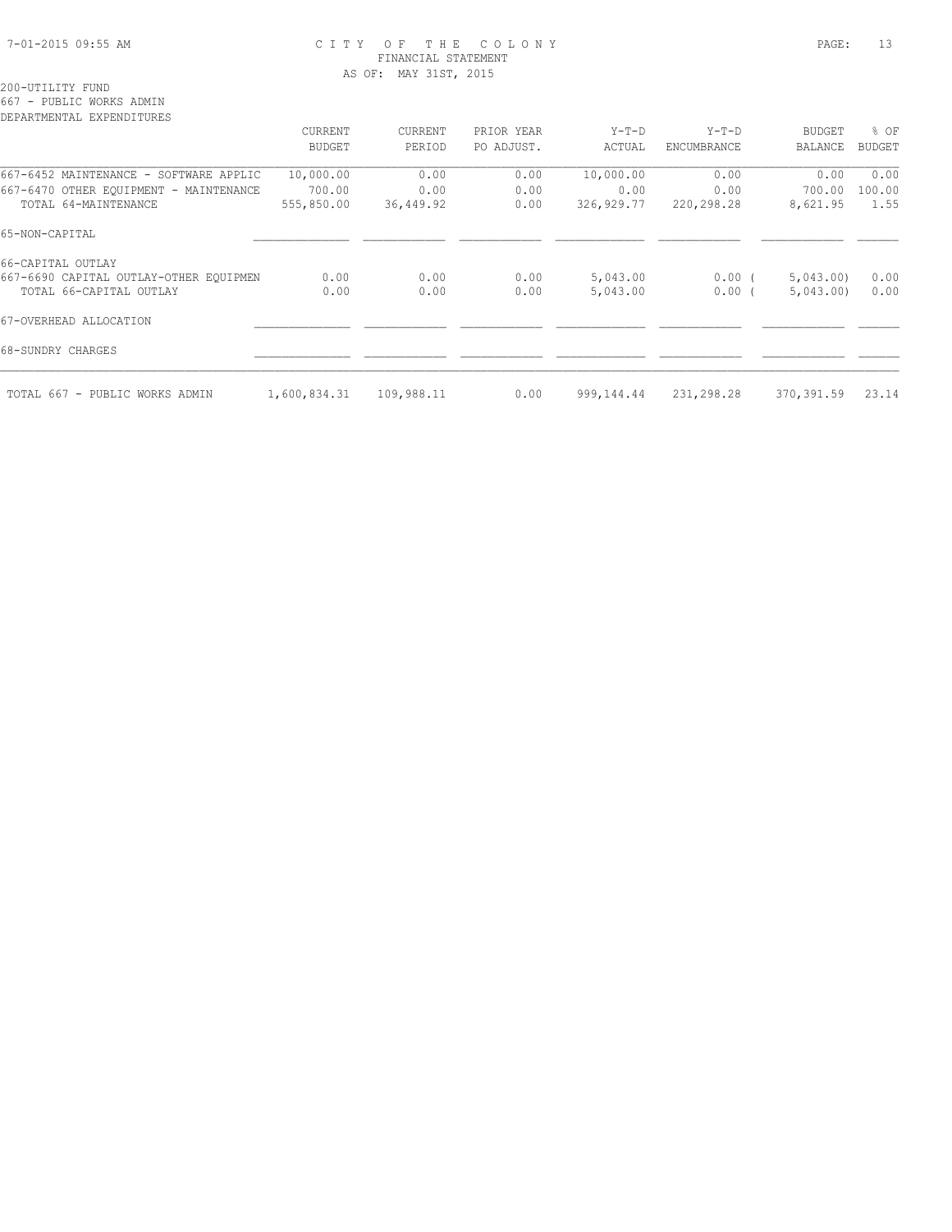CITY OF THE COLONY
FINANCIAL STATEMENT
AS OF: MAY 31ST, 2015

200-UTILITY FUND
667 - PUBLIC WORKS ADMIN
DEPARTMENTAL EXPENDITURES

| | CURRENT BUDGET | CURRENT PERIOD | PRIOR YEAR PO ADJUST. | Y-T-D ACTUAL | Y-T-D ENCUMBRANCE | BUDGET BALANCE | % OF BUDGET |
|---|---|---|---|---|---|---|---|
| 667-6452 MAINTENANCE - SOFTWARE APPLIC | 10,000.00 | 0.00 | 0.00 | 10,000.00 | 0.00 | 0.00 | 0.00 |
| 667-6470 OTHER EQUIPMENT - MAINTENANCE | 700.00 | 0.00 | 0.00 | 0.00 | 0.00 | 700.00 | 100.00 |
| TOTAL 64-MAINTENANCE | 555,850.00 | 36,449.92 | 0.00 | 326,929.77 | 220,298.28 | 8,621.95 | 1.55 |
| 65-NON-CAPITAL | | | | | | | |
| 66-CAPITAL OUTLAY | | | | | | | |
| 667-6690 CAPITAL OUTLAY-OTHER EQUIPMEN | 0.00 | 0.00 | 0.00 | 5,043.00 | 0.00 | (5,043.00) | 0.00 |
| TOTAL 66-CAPITAL OUTLAY | 0.00 | 0.00 | 0.00 | 5,043.00 | 0.00 | (5,043.00) | 0.00 |
| 67-OVERHEAD ALLOCATION | | | | | | | |
| 68-SUNDRY CHARGES | | | | | | | |
| TOTAL 667 - PUBLIC WORKS ADMIN | 1,600,834.31 | 109,988.11 | 0.00 | 999,144.44 | 231,298.28 | 370,391.59 | 23.14 |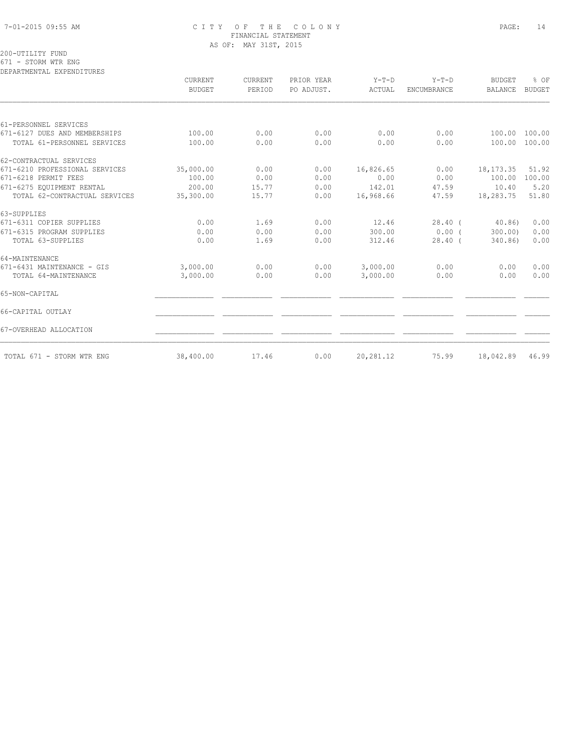CITY OF THE COLONY
FINANCIAL STATEMENT
AS OF: MAY 31ST, 2015

200-UTILITY FUND
671 - STORM WTR ENG
DEPARTMENTAL EXPENDITURES

| | CURRENT BUDGET | CURRENT PERIOD | PRIOR YEAR PO ADJUST. | Y-T-D ACTUAL | Y-T-D ENCUMBRANCE | BUDGET BALANCE | % OF BUDGET |
|---|---|---|---|---|---|---|---|
| 61-PERSONNEL SERVICES | | | | | | | |
| 671-6127 DUES AND MEMBERSHIPS | 100.00 | 0.00 | 0.00 | 0.00 | 0.00 | 100.00 | 100.00 |
| TOTAL 61-PERSONNEL SERVICES | 100.00 | 0.00 | 0.00 | 0.00 | 0.00 | 100.00 | 100.00 |
| 62-CONTRACTUAL SERVICES | | | | | | | |
| 671-6210 PROFESSIONAL SERVICES | 35,000.00 | 0.00 | 0.00 | 16,826.65 | 0.00 | 18,173.35 | 51.92 |
| 671-6218 PERMIT FEES | 100.00 | 0.00 | 0.00 | 0.00 | 0.00 | 100.00 | 100.00 |
| 671-6275 EQUIPMENT RENTAL | 200.00 | 15.77 | 0.00 | 142.01 | 47.59 | 10.40 | 5.20 |
| TOTAL 62-CONTRACTUAL SERVICES | 35,300.00 | 15.77 | 0.00 | 16,968.66 | 47.59 | 18,283.75 | 51.80 |
| 63-SUPPLIES | | | | | | | |
| 671-6311 COPIER SUPPLIES | 0.00 | 1.69 | 0.00 | 12.46 | 28.40 | ( 40.86) | 0.00 |
| 671-6315 PROGRAM SUPPLIES | 0.00 | 0.00 | 0.00 | 300.00 | 0.00 | ( 300.00) | 0.00 |
| TOTAL 63-SUPPLIES | 0.00 | 1.69 | 0.00 | 312.46 | 28.40 | ( 340.86) | 0.00 |
| 64-MAINTENANCE | | | | | | | |
| 671-6431 MAINTENANCE - GIS | 3,000.00 | 0.00 | 0.00 | 3,000.00 | 0.00 | 0.00 | 0.00 |
| TOTAL 64-MAINTENANCE | 3,000.00 | 0.00 | 0.00 | 3,000.00 | 0.00 | 0.00 | 0.00 |
| 65-NON-CAPITAL | | | | | | | |
| 66-CAPITAL OUTLAY | | | | | | | |
| 67-OVERHEAD ALLOCATION | | | | | | | |
| TOTAL 671 - STORM WTR ENG | 38,400.00 | 17.46 | 0.00 | 20,281.12 | 75.99 | 18,042.89 | 46.99 |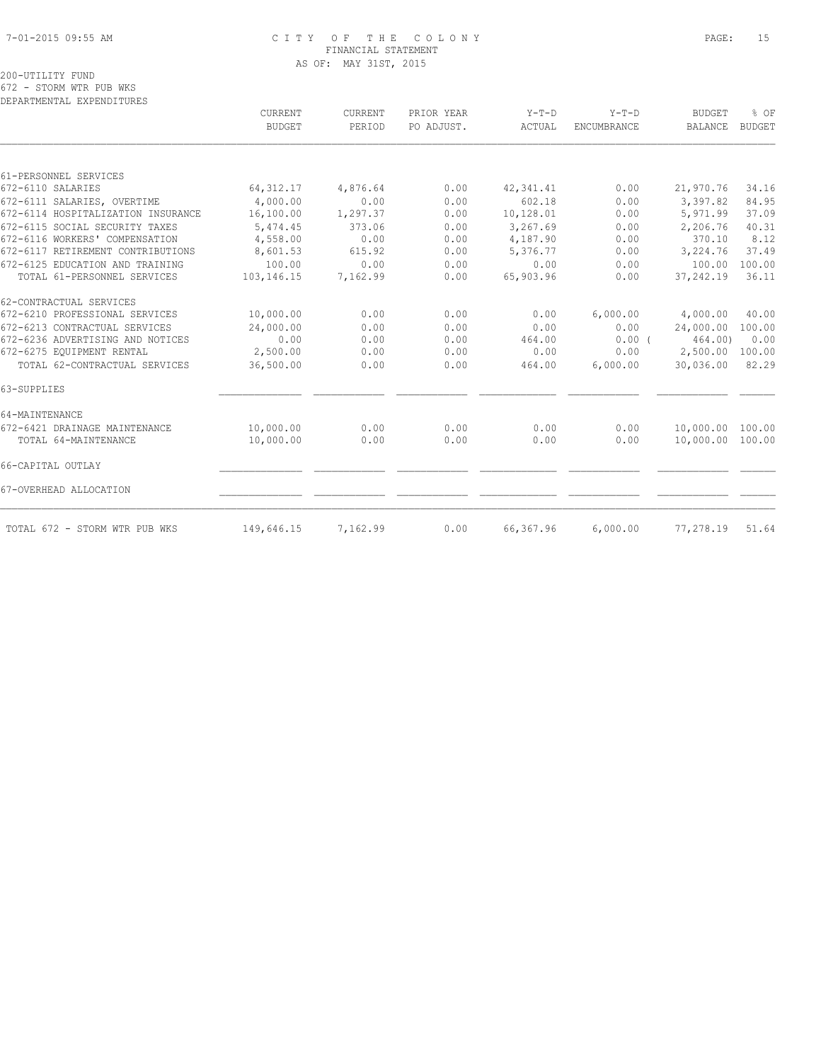CITY OF THE COLONY
FINANCIAL STATEMENT
AS OF: MAY 31ST, 2015

200-UTILITY FUND
672 - STORM WTR PUB WKS
DEPARTMENTAL EXPENDITURES

| | CURRENT BUDGET | CURRENT PERIOD | PRIOR YEAR PO ADJUST. | Y-T-D ACTUAL | Y-T-D ENCUMBRANCE | BUDGET BALANCE | % OF BUDGET |
|---|---|---|---|---|---|---|---|
| 61-PERSONNEL SERVICES | | | | | | | |
| 672-6110 SALARIES | 64,312.17 | 4,876.64 | 0.00 | 42,341.41 | 0.00 | 21,970.76 | 34.16 |
| 672-6111 SALARIES, OVERTIME | 4,000.00 | 0.00 | 0.00 | 602.18 | 0.00 | 3,397.82 | 84.95 |
| 672-6114 HOSPITALIZATION INSURANCE | 16,100.00 | 1,297.37 | 0.00 | 10,128.01 | 0.00 | 5,971.99 | 37.09 |
| 672-6115 SOCIAL SECURITY TAXES | 5,474.45 | 373.06 | 0.00 | 3,267.69 | 0.00 | 2,206.76 | 40.31 |
| 672-6116 WORKERS' COMPENSATION | 4,558.00 | 0.00 | 0.00 | 4,187.90 | 0.00 | 370.10 | 8.12 |
| 672-6117 RETIREMENT CONTRIBUTIONS | 8,601.53 | 615.92 | 0.00 | 5,376.77 | 0.00 | 3,224.76 | 37.49 |
| 672-6125 EDUCATION AND TRAINING | 100.00 | 0.00 | 0.00 | 0.00 | 0.00 | 100.00 | 100.00 |
| TOTAL 61-PERSONNEL SERVICES | 103,146.15 | 7,162.99 | 0.00 | 65,903.96 | 0.00 | 37,242.19 | 36.11 |
| 62-CONTRACTUAL SERVICES | | | | | | | |
| 672-6210 PROFESSIONAL SERVICES | 10,000.00 | 0.00 | 0.00 | 0.00 | 6,000.00 | 4,000.00 | 40.00 |
| 672-6213 CONTRACTUAL SERVICES | 24,000.00 | 0.00 | 0.00 | 0.00 | 0.00 | 24,000.00 | 100.00 |
| 672-6236 ADVERTISING AND NOTICES | 0.00 | 0.00 | 0.00 | 464.00 | 0.00 | ( 464.00) | 0.00 |
| 672-6275 EQUIPMENT RENTAL | 2,500.00 | 0.00 | 0.00 | 0.00 | 0.00 | 2,500.00 | 100.00 |
| TOTAL 62-CONTRACTUAL SERVICES | 36,500.00 | 0.00 | 0.00 | 464.00 | 6,000.00 | 30,036.00 | 82.29 |
| 63-SUPPLIES | | | | | | | |
| 64-MAINTENANCE | | | | | | | |
| 672-6421 DRAINAGE MAINTENANCE | 10,000.00 | 0.00 | 0.00 | 0.00 | 0.00 | 10,000.00 | 100.00 |
| TOTAL 64-MAINTENANCE | 10,000.00 | 0.00 | 0.00 | 0.00 | 0.00 | 10,000.00 | 100.00 |
| 66-CAPITAL OUTLAY | | | | | | | |
| 67-OVERHEAD ALLOCATION | | | | | | | |
| TOTAL 672 - STORM WTR PUB WKS | 149,646.15 | 7,162.99 | 0.00 | 66,367.96 | 6,000.00 | 77,278.19 | 51.64 |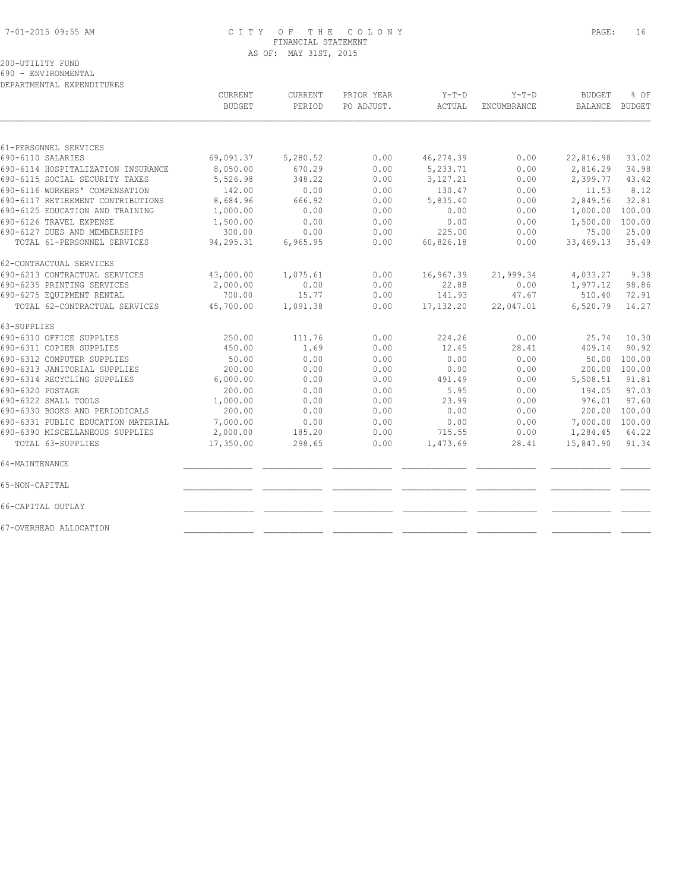CITY OF THE COLONY
FINANCIAL STATEMENT
AS OF: MAY 31ST, 2015

200-UTILITY FUND
690 - ENVIRONMENTAL
DEPARTMENTAL EXPENDITURES

| | CURRENT BUDGET | CURRENT PERIOD | PRIOR YEAR PO ADJUST. | Y-T-D ACTUAL | Y-T-D ENCUMBRANCE | BUDGET BALANCE | % OF BUDGET |
|---|---|---|---|---|---|---|---|
| 61-PERSONNEL SERVICES | | | | | | | |
| 690-6110 SALARIES | 69,091.37 | 5,280.52 | 0.00 | 46,274.39 | 0.00 | 22,816.98 | 33.02 |
| 690-6114 HOSPITALIZATION INSURANCE | 8,050.00 | 670.29 | 0.00 | 5,233.71 | 0.00 | 2,816.29 | 34.98 |
| 690-6115 SOCIAL SECURITY TAXES | 5,526.98 | 348.22 | 0.00 | 3,127.21 | 0.00 | 2,399.77 | 43.42 |
| 690-6116 WORKERS' COMPENSATION | 142.00 | 0.00 | 0.00 | 130.47 | 0.00 | 11.53 | 8.12 |
| 690-6117 RETIREMENT CONTRIBUTIONS | 8,684.96 | 666.92 | 0.00 | 5,835.40 | 0.00 | 2,849.56 | 32.81 |
| 690-6125 EDUCATION AND TRAINING | 1,000.00 | 0.00 | 0.00 | 0.00 | 0.00 | 1,000.00 | 100.00 |
| 690-6126 TRAVEL EXPENSE | 1,500.00 | 0.00 | 0.00 | 0.00 | 0.00 | 1,500.00 | 100.00 |
| 690-6127 DUES AND MEMBERSHIPS | 300.00 | 0.00 | 0.00 | 225.00 | 0.00 | 75.00 | 25.00 |
| TOTAL 61-PERSONNEL SERVICES | 94,295.31 | 6,965.95 | 0.00 | 60,826.18 | 0.00 | 33,469.13 | 35.49 |
| 62-CONTRACTUAL SERVICES | | | | | | | |
| 690-6213 CONTRACTUAL SERVICES | 43,000.00 | 1,075.61 | 0.00 | 16,967.39 | 21,999.34 | 4,033.27 | 9.38 |
| 690-6235 PRINTING SERVICES | 2,000.00 | 0.00 | 0.00 | 22.88 | 0.00 | 1,977.12 | 98.86 |
| 690-6275 EQUIPMENT RENTAL | 700.00 | 15.77 | 0.00 | 141.93 | 47.67 | 510.40 | 72.91 |
| TOTAL 62-CONTRACTUAL SERVICES | 45,700.00 | 1,091.38 | 0.00 | 17,132.20 | 22,047.01 | 6,520.79 | 14.27 |
| 63-SUPPLIES | | | | | | | |
| 690-6310 OFFICE SUPPLIES | 250.00 | 111.76 | 0.00 | 224.26 | 0.00 | 25.74 | 10.30 |
| 690-6311 COPIER SUPPLIES | 450.00 | 1.69 | 0.00 | 12.45 | 28.41 | 409.14 | 90.92 |
| 690-6312 COMPUTER SUPPLIES | 50.00 | 0.00 | 0.00 | 0.00 | 0.00 | 50.00 | 100.00 |
| 690-6313 JANITORIAL SUPPLIES | 200.00 | 0.00 | 0.00 | 0.00 | 0.00 | 200.00 | 100.00 |
| 690-6314 RECYCLING SUPPLIES | 6,000.00 | 0.00 | 0.00 | 491.49 | 0.00 | 5,508.51 | 91.81 |
| 690-6320 POSTAGE | 200.00 | 0.00 | 0.00 | 5.95 | 0.00 | 194.05 | 97.03 |
| 690-6322 SMALL TOOLS | 1,000.00 | 0.00 | 0.00 | 23.99 | 0.00 | 976.01 | 97.60 |
| 690-6330 BOOKS AND PERIODICALS | 200.00 | 0.00 | 0.00 | 0.00 | 0.00 | 200.00 | 100.00 |
| 690-6331 PUBLIC EDUCATION MATERIAL | 7,000.00 | 0.00 | 0.00 | 0.00 | 0.00 | 7,000.00 | 100.00 |
| 690-6390 MISCELLANEOUS SUPPLIES | 2,000.00 | 185.20 | 0.00 | 715.55 | 0.00 | 1,284.45 | 64.22 |
| TOTAL 63-SUPPLIES | 17,350.00 | 298.65 | 0.00 | 1,473.69 | 28.41 | 15,847.90 | 91.34 |
| 64-MAINTENANCE | | | | | | | |
| 65-NON-CAPITAL | | | | | | | |
| 66-CAPITAL OUTLAY | | | | | | | |
| 67-OVERHEAD ALLOCATION | | | | | | | |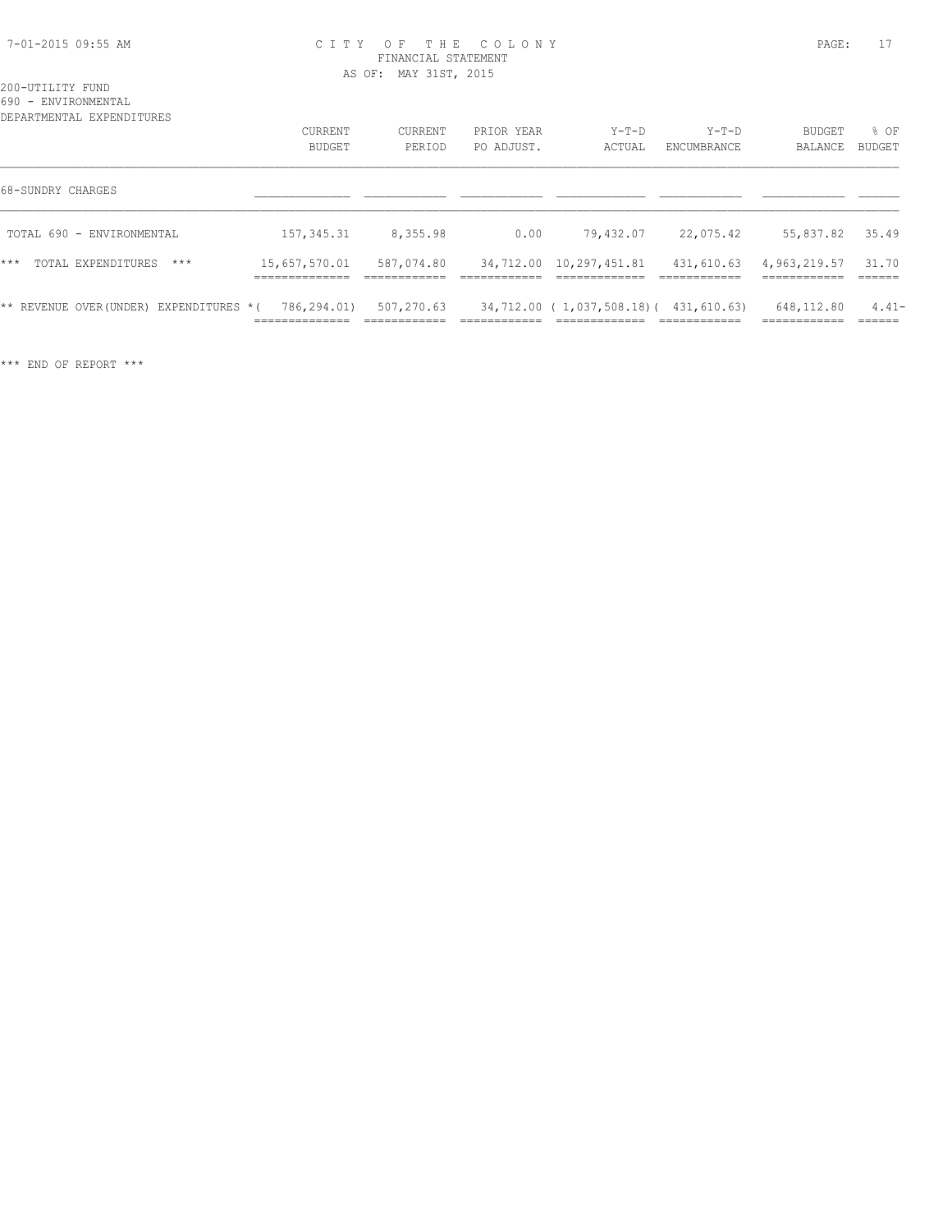200-UTILITY FUND
690 - ENVIRONMENTAL
DEPARTMENTAL EXPENDITURES

| | CURRENT BUDGET | CURRENT PERIOD | PRIOR YEAR PO ADJUST. | Y-T-D ACTUAL | Y-T-D ENCUMBRANCE | BUDGET BALANCE | % OF BUDGET |
|---|---|---|---|---|---|---|---|
| 68-SUNDRY CHARGES | | | | | | | |
| TOTAL 690 - ENVIRONMENTAL | 157,345.31 | 8,355.98 | 0.00 | 79,432.07 | 22,075.42 | 55,837.82 | 35.49 |
| *** TOTAL EXPENDITURES *** | 15,657,570.01 | 587,074.80 | 34,712.00 | 10,297,451.81 | 431,610.63 | 4,963,219.57 | 31.70 |
| ** REVENUE OVER(UNDER) EXPENDITURES * | ( 786,294.01) | 507,270.63 | 34,712.00 | ( 1,037,508.18) | ( 431,610.63) | 648,112.80 | 4.41- |

*** END OF REPORT ***